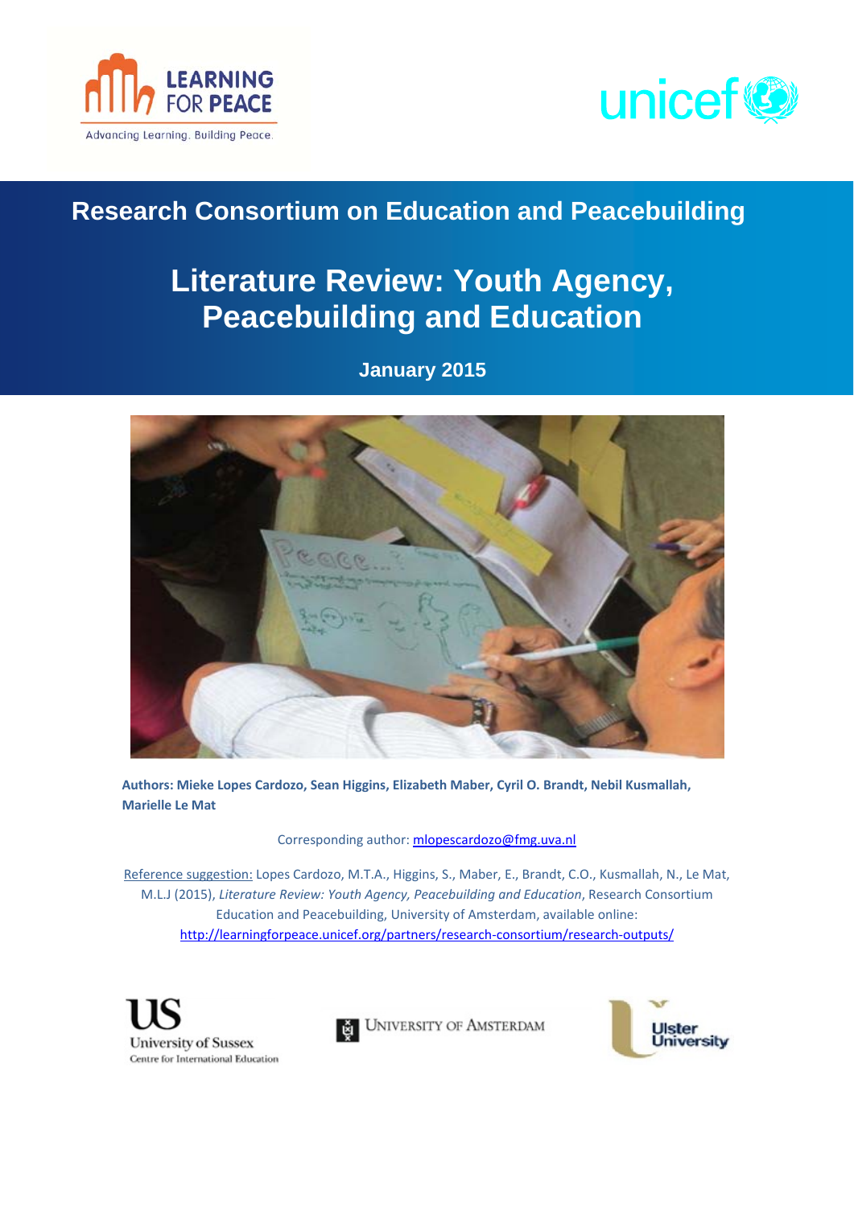LEARNING FOR PEACE

Advancing Learning. Building Peace.

unicef

## Research Consortium on Education and Peacebuilding

# Literature Review: Youth Agency, Peacebuilding and Education

**January 2015**

**Authors: Mieke Lopes Cardozo, Sean Higgins, Elizabeth Maber, Cyril O. Brandt, Nebil Kusmallah, Marielle Le Mat**

Corresponding author: mlopescardozo@fmg.uva.nl

Reference suggestion: Lopes Cardozo, M.T.A., Higgins, S., Maber, E., Brandt, C.O., Kusmallah, N., Le Mat, M.L.J (2015), *Literature Review: Youth Agency, Peacebuilding and Education*, Research Consortium Education and Peacebuilding, University of Amsterdam, available online: http://learningforpeace.unicef.org/partners/research-consortium/research-outputs/

University of Sussex – Centre for International Education

University of Amsterdam

Ulster University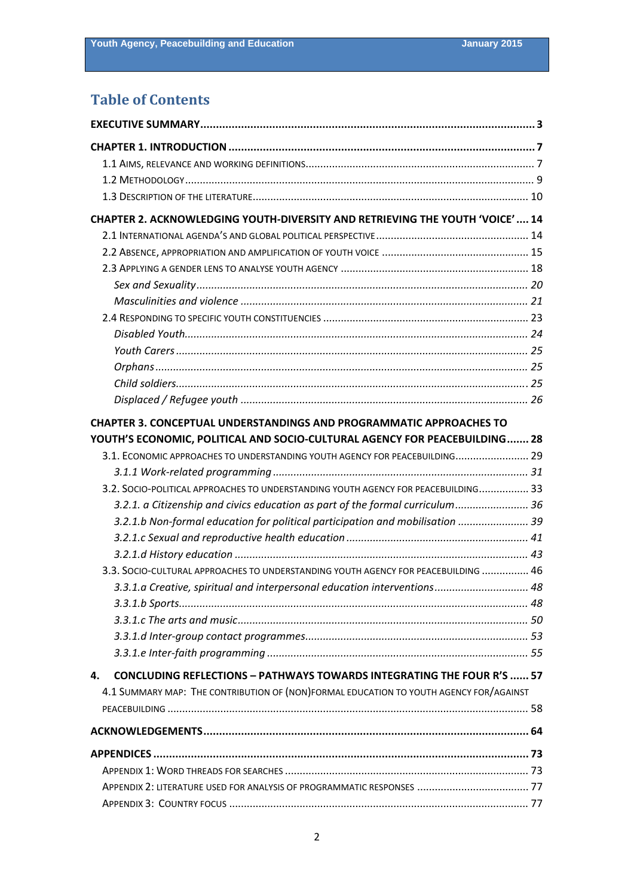# Table of Contents

**EXECUTIVE SUMMARY** .......... **3**

**CHAPTER 1. INTRODUCTION** .......... **7**

- 1.1 Aims, relevance and working definitions .......... 7
- 1.2 Methodology .......... 9
- 1.3 Description of the literature .......... 10

**CHAPTER 2. ACKNOWLEDGING YOUTH-DIVERSITY AND RETRIEVING THE YOUTH 'VOICE'** .......... **14**

- 2.1 International agenda's and global political perspective .......... 14
- 2.2 Absence, appropriation and amplification of youth voice .......... 15
- 2.3 Applying a gender lens to analyse youth agency .......... 18
  - *Sex and Sexuality* .......... *20*
  - *Masculinities and violence* .......... *21*
- 2.4 Responding to specific youth constituencies .......... 23
  - *Disabled Youth* .......... *24*
  - *Youth Carers* .......... *25*
  - *Orphans* .......... *25*
  - *Child soldiers* .......... *25*
  - *Displaced / Refugee youth* .......... *26*

**CHAPTER 3. CONCEPTUAL UNDERSTANDINGS AND PROGRAMMATIC APPROACHES TO YOUTH'S ECONOMIC, POLITICAL AND SOCIO-CULTURAL AGENCY FOR PEACEBUILDING** .......... **28**

- 3.1. Economic approaches to understanding youth agency for peacebuilding .......... 29
  - *3.1.1 Work-related programming* .......... *31*
- 3.2. Socio-political approaches to understanding youth agency for peacebuilding .......... 33
  - *3.2.1. a Citizenship and civics education as part of the formal curriculum* .......... *36*
  - *3.2.1.b Non-formal education for political participation and mobilisation* .......... *39*
  - *3.2.1.c Sexual and reproductive health education* .......... *41*
  - *3.2.1.d History education* .......... *43*
- 3.3. Socio-cultural approaches to understanding youth agency for peacebuilding .......... 46
  - *3.3.1.a Creative, spiritual and interpersonal education interventions* .......... *48*
  - *3.3.1.b Sports* .......... *48*
  - *3.3.1.c The arts and music* .......... *50*
  - *3.3.1.d Inter-group contact programmes* .......... *53*
  - *3.3.1.e Inter-faith programming* .......... *55*

**4. CONCLUDING REFLECTIONS – PATHWAYS TOWARDS INTEGRATING THE FOUR R'S** .......... **57**

- 4.1 Summary map: The contribution of (non)formal education to youth agency for/against peacebuilding .......... 58

**ACKNOWLEDGEMENTS** .......... **64**

**APPENDICES** .......... **73**

- Appendix 1: Word threads for searches .......... 73
- Appendix 2: literature used for analysis of programmatic responses .......... 77
- Appendix 3: Country focus .......... 77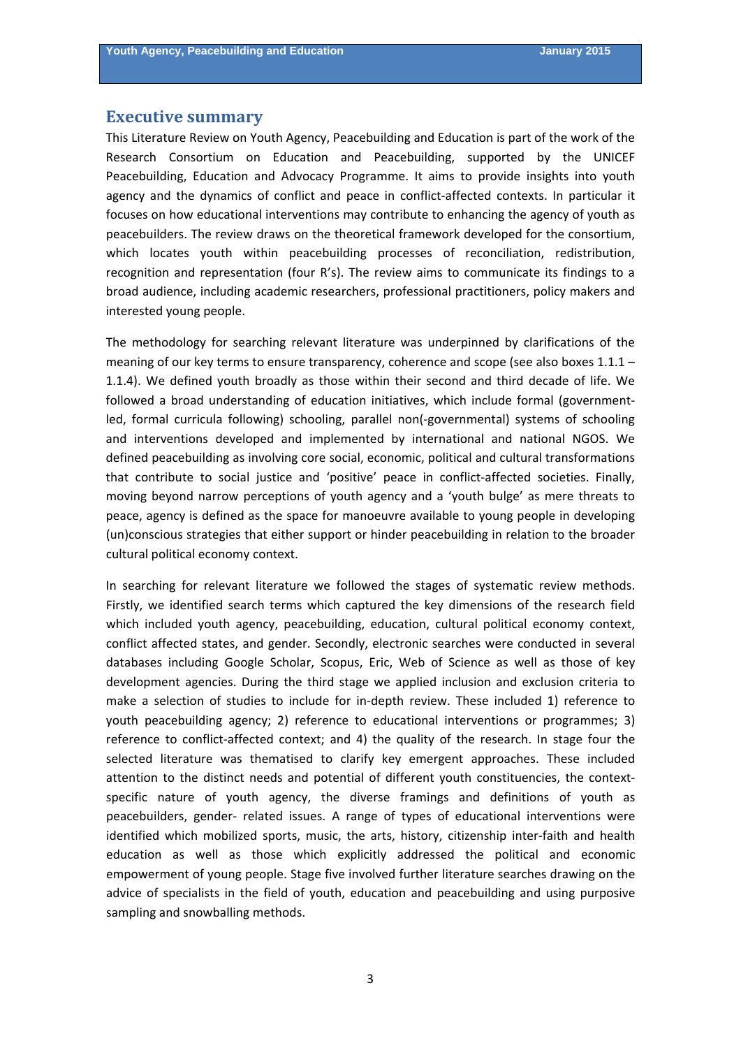## Executive summary

This Literature Review on Youth Agency, Peacebuilding and Education is part of the work of the Research Consortium on Education and Peacebuilding, supported by the UNICEF Peacebuilding, Education and Advocacy Programme. It aims to provide insights into youth agency and the dynamics of conflict and peace in conflict-affected contexts. In particular it focuses on how educational interventions may contribute to enhancing the agency of youth as peacebuilders. The review draws on the theoretical framework developed for the consortium, which locates youth within peacebuilding processes of reconciliation, redistribution, recognition and representation (four R's). The review aims to communicate its findings to a broad audience, including academic researchers, professional practitioners, policy makers and interested young people.

The methodology for searching relevant literature was underpinned by clarifications of the meaning of our key terms to ensure transparency, coherence and scope (see also boxes 1.1.1 – 1.1.4). We defined youth broadly as those within their second and third decade of life. We followed a broad understanding of education initiatives, which include formal (government-led, formal curricula following) schooling, parallel non(-governmental) systems of schooling and interventions developed and implemented by international and national NGOS. We defined peacebuilding as involving core social, economic, political and cultural transformations that contribute to social justice and 'positive' peace in conflict-affected societies. Finally, moving beyond narrow perceptions of youth agency and a 'youth bulge' as mere threats to peace, agency is defined as the space for manoeuvre available to young people in developing (un)conscious strategies that either support or hinder peacebuilding in relation to the broader cultural political economy context.

In searching for relevant literature we followed the stages of systematic review methods. Firstly, we identified search terms which captured the key dimensions of the research field which included youth agency, peacebuilding, education, cultural political economy context, conflict affected states, and gender. Secondly, electronic searches were conducted in several databases including Google Scholar, Scopus, Eric, Web of Science as well as those of key development agencies. During the third stage we applied inclusion and exclusion criteria to make a selection of studies to include for in-depth review. These included 1) reference to youth peacebuilding agency; 2) reference to educational interventions or programmes; 3) reference to conflict-affected context; and 4) the quality of the research. In stage four the selected literature was thematised to clarify key emergent approaches. These included attention to the distinct needs and potential of different youth constituencies, the context-specific nature of youth agency, the diverse framings and definitions of youth as peacebuilders, gender- related issues. A range of types of educational interventions were identified which mobilized sports, music, the arts, history, citizenship inter-faith and health education as well as those which explicitly addressed the political and economic empowerment of young people. Stage five involved further literature searches drawing on the advice of specialists in the field of youth, education and peacebuilding and using purposive sampling and snowballing methods.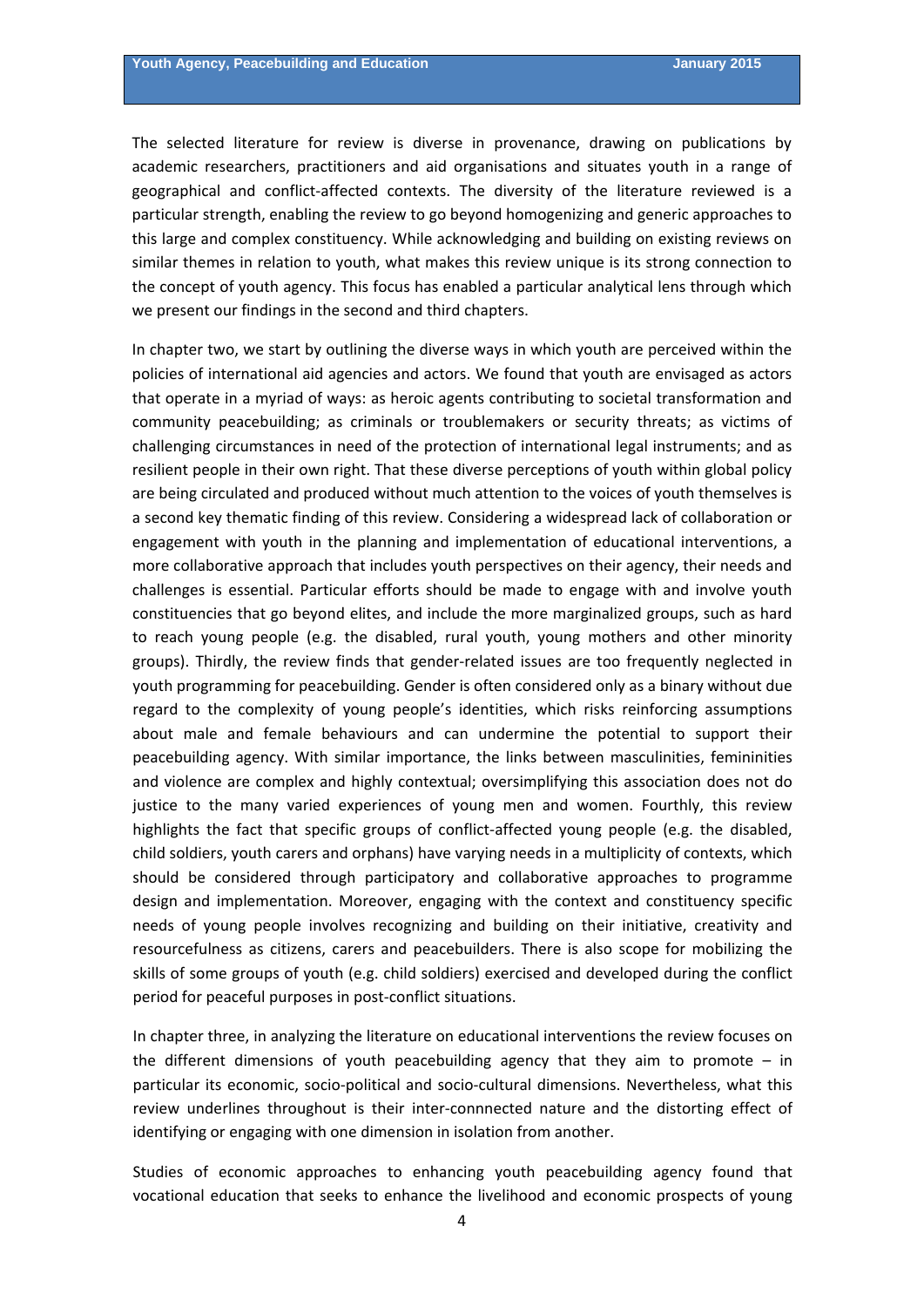The selected literature for review is diverse in provenance, drawing on publications by academic researchers, practitioners and aid organisations and situates youth in a range of geographical and conflict-affected contexts. The diversity of the literature reviewed is a particular strength, enabling the review to go beyond homogenizing and generic approaches to this large and complex constituency. While acknowledging and building on existing reviews on similar themes in relation to youth, what makes this review unique is its strong connection to the concept of youth agency. This focus has enabled a particular analytical lens through which we present our findings in the second and third chapters.

In chapter two, we start by outlining the diverse ways in which youth are perceived within the policies of international aid agencies and actors. We found that youth are envisaged as actors that operate in a myriad of ways: as heroic agents contributing to societal transformation and community peacebuilding; as criminals or troublemakers or security threats; as victims of challenging circumstances in need of the protection of international legal instruments; and as resilient people in their own right. That these diverse perceptions of youth within global policy are being circulated and produced without much attention to the voices of youth themselves is a second key thematic finding of this review. Considering a widespread lack of collaboration or engagement with youth in the planning and implementation of educational interventions, a more collaborative approach that includes youth perspectives on their agency, their needs and challenges is essential. Particular efforts should be made to engage with and involve youth constituencies that go beyond elites, and include the more marginalized groups, such as hard to reach young people (e.g. the disabled, rural youth, young mothers and other minority groups). Thirdly, the review finds that gender-related issues are too frequently neglected in youth programming for peacebuilding. Gender is often considered only as a binary without due regard to the complexity of young people's identities, which risks reinforcing assumptions about male and female behaviours and can undermine the potential to support their peacebuilding agency. With similar importance, the links between masculinities, femininities and violence are complex and highly contextual; oversimplifying this association does not do justice to the many varied experiences of young men and women. Fourthly, this review highlights the fact that specific groups of conflict-affected young people (e.g. the disabled, child soldiers, youth carers and orphans) have varying needs in a multiplicity of contexts, which should be considered through participatory and collaborative approaches to programme design and implementation. Moreover, engaging with the context and constituency specific needs of young people involves recognizing and building on their initiative, creativity and resourcefulness as citizens, carers and peacebuilders. There is also scope for mobilizing the skills of some groups of youth (e.g. child soldiers) exercised and developed during the conflict period for peaceful purposes in post-conflict situations.

In chapter three, in analyzing the literature on educational interventions the review focuses on the different dimensions of youth peacebuilding agency that they aim to promote – in particular its economic, socio-political and socio-cultural dimensions. Nevertheless, what this review underlines throughout is their inter-connnected nature and the distorting effect of identifying or engaging with one dimension in isolation from another.

Studies of economic approaches to enhancing youth peacebuilding agency found that vocational education that seeks to enhance the livelihood and economic prospects of young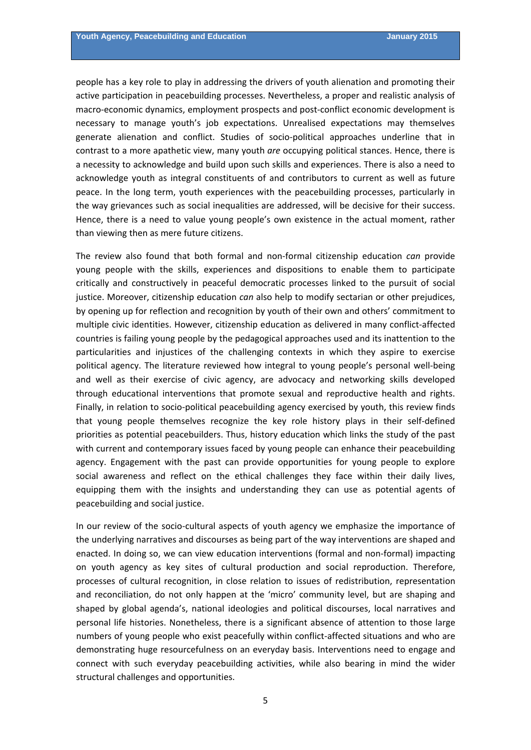people has a key role to play in addressing the drivers of youth alienation and promoting their active participation in peacebuilding processes. Nevertheless, a proper and realistic analysis of macro-economic dynamics, employment prospects and post-conflict economic development is necessary to manage youth's job expectations. Unrealised expectations may themselves generate alienation and conflict. Studies of socio-political approaches underline that in contrast to a more apathetic view, many youth *are* occupying political stances. Hence, there is a necessity to acknowledge and build upon such skills and experiences. There is also a need to acknowledge youth as integral constituents of and contributors to current as well as future peace. In the long term, youth experiences with the peacebuilding processes, particularly in the way grievances such as social inequalities are addressed, will be decisive for their success. Hence, there is a need to value young people's own existence in the actual moment, rather than viewing then as mere future citizens.

The review also found that both formal and non-formal citizenship education *can* provide young people with the skills, experiences and dispositions to enable them to participate critically and constructively in peaceful democratic processes linked to the pursuit of social justice. Moreover, citizenship education *can* also help to modify sectarian or other prejudices, by opening up for reflection and recognition by youth of their own and others' commitment to multiple civic identities. However, citizenship education as delivered in many conflict-affected countries is failing young people by the pedagogical approaches used and its inattention to the particularities and injustices of the challenging contexts in which they aspire to exercise political agency. The literature reviewed how integral to young people's personal well-being and well as their exercise of civic agency, are advocacy and networking skills developed through educational interventions that promote sexual and reproductive health and rights. Finally, in relation to socio-political peacebuilding agency exercised by youth, this review finds that young people themselves recognize the key role history plays in their self-defined priorities as potential peacebuilders. Thus, history education which links the study of the past with current and contemporary issues faced by young people can enhance their peacebuilding agency. Engagement with the past can provide opportunities for young people to explore social awareness and reflect on the ethical challenges they face within their daily lives, equipping them with the insights and understanding they can use as potential agents of peacebuilding and social justice.

In our review of the socio-cultural aspects of youth agency we emphasize the importance of the underlying narratives and discourses as being part of the way interventions are shaped and enacted. In doing so, we can view education interventions (formal and non-formal) impacting on youth agency as key sites of cultural production and social reproduction. Therefore, processes of cultural recognition, in close relation to issues of redistribution, representation and reconciliation, do not only happen at the 'micro' community level, but are shaping and shaped by global agenda's, national ideologies and political discourses, local narratives and personal life histories. Nonetheless, there is a significant absence of attention to those large numbers of young people who exist peacefully within conflict-affected situations and who are demonstrating huge resourcefulness on an everyday basis. Interventions need to engage and connect with such everyday peacebuilding activities, while also bearing in mind the wider structural challenges and opportunities.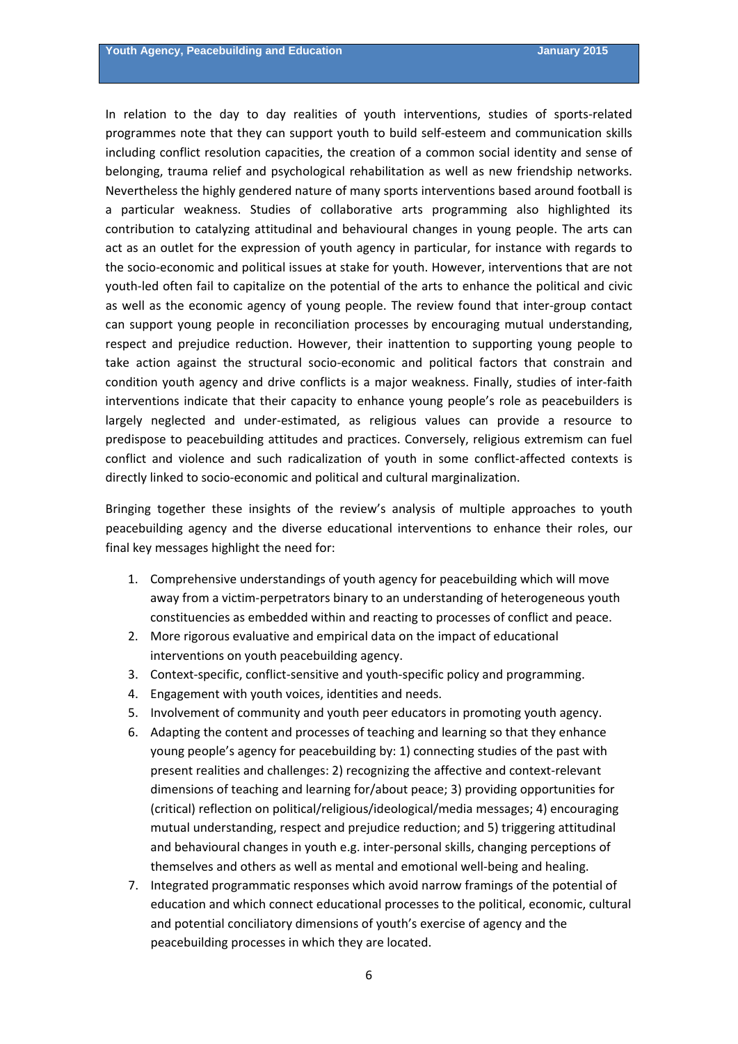In relation to the day to day realities of youth interventions, studies of sports-related programmes note that they can support youth to build self-esteem and communication skills including conflict resolution capacities, the creation of a common social identity and sense of belonging, trauma relief and psychological rehabilitation as well as new friendship networks. Nevertheless the highly gendered nature of many sports interventions based around football is a particular weakness. Studies of collaborative arts programming also highlighted its contribution to catalyzing attitudinal and behavioural changes in young people. The arts can act as an outlet for the expression of youth agency in particular, for instance with regards to the socio-economic and political issues at stake for youth. However, interventions that are not youth-led often fail to capitalize on the potential of the arts to enhance the political and civic as well as the economic agency of young people. The review found that inter-group contact can support young people in reconciliation processes by encouraging mutual understanding, respect and prejudice reduction. However, their inattention to supporting young people to take action against the structural socio-economic and political factors that constrain and condition youth agency and drive conflicts is a major weakness. Finally, studies of inter-faith interventions indicate that their capacity to enhance young people's role as peacebuilders is largely neglected and under-estimated, as religious values can provide a resource to predispose to peacebuilding attitudes and practices. Conversely, religious extremism can fuel conflict and violence and such radicalization of youth in some conflict-affected contexts is directly linked to socio-economic and political and cultural marginalization.

Bringing together these insights of the review's analysis of multiple approaches to youth peacebuilding agency and the diverse educational interventions to enhance their roles, our final key messages highlight the need for:

1. Comprehensive understandings of youth agency for peacebuilding which will move away from a victim-perpetrators binary to an understanding of heterogeneous youth constituencies as embedded within and reacting to processes of conflict and peace.
2. More rigorous evaluative and empirical data on the impact of educational interventions on youth peacebuilding agency.
3. Context-specific, conflict-sensitive and youth-specific policy and programming.
4. Engagement with youth voices, identities and needs.
5. Involvement of community and youth peer educators in promoting youth agency.
6. Adapting the content and processes of teaching and learning so that they enhance young people's agency for peacebuilding by: 1) connecting studies of the past with present realities and challenges: 2) recognizing the affective and context-relevant dimensions of teaching and learning for/about peace; 3) providing opportunities for (critical) reflection on political/religious/ideological/media messages; 4) encouraging mutual understanding, respect and prejudice reduction; and 5) triggering attitudinal and behavioural changes in youth e.g. inter-personal skills, changing perceptions of themselves and others as well as mental and emotional well-being and healing.
7. Integrated programmatic responses which avoid narrow framings of the potential of education and which connect educational processes to the political, economic, cultural and potential conciliatory dimensions of youth's exercise of agency and the peacebuilding processes in which they are located.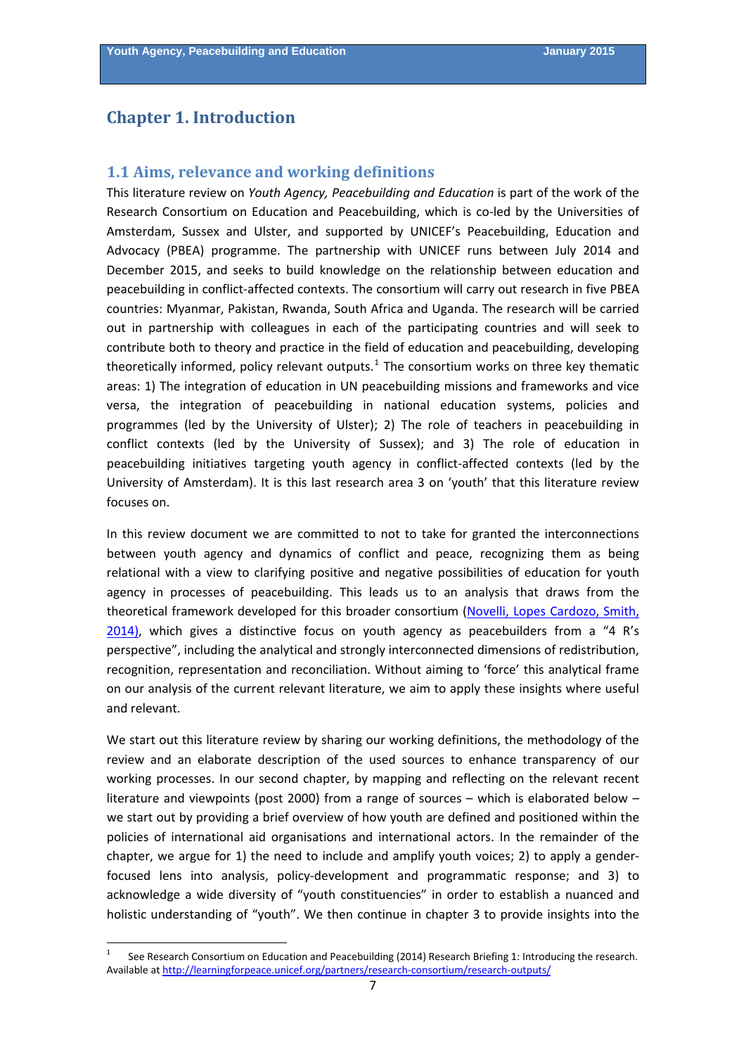# Chapter 1. Introduction

## 1.1 Aims, relevance and working definitions

This literature review on *Youth Agency, Peacebuilding and Education* is part of the work of the Research Consortium on Education and Peacebuilding, which is co-led by the Universities of Amsterdam, Sussex and Ulster, and supported by UNICEF's Peacebuilding, Education and Advocacy (PBEA) programme. The partnership with UNICEF runs between July 2014 and December 2015, and seeks to build knowledge on the relationship between education and peacebuilding in conflict-affected contexts. The consortium will carry out research in five PBEA countries: Myanmar, Pakistan, Rwanda, South Africa and Uganda. The research will be carried out in partnership with colleagues in each of the participating countries and will seek to contribute both to theory and practice in the field of education and peacebuilding, developing theoretically informed, policy relevant outputs.[1] The consortium works on three key thematic areas: 1) The integration of education in UN peacebuilding missions and frameworks and vice versa, the integration of peacebuilding in national education systems, policies and programmes (led by the University of Ulster); 2) The role of teachers in peacebuilding in conflict contexts (led by the University of Sussex); and 3) The role of education in peacebuilding initiatives targeting youth agency in conflict-affected contexts (led by the University of Amsterdam). It is this last research area 3 on 'youth' that this literature review focuses on.

In this review document we are committed to not to take for granted the interconnections between youth agency and dynamics of conflict and peace, recognizing them as being relational with a view to clarifying positive and negative possibilities of education for youth agency in processes of peacebuilding. This leads us to an analysis that draws from the theoretical framework developed for this broader consortium (Novelli, Lopes Cardozo, Smith, 2014), which gives a distinctive focus on youth agency as peacebuilders from a "4 R's perspective", including the analytical and strongly interconnected dimensions of redistribution, recognition, representation and reconciliation. Without aiming to 'force' this analytical frame on our analysis of the current relevant literature, we aim to apply these insights where useful and relevant.

We start out this literature review by sharing our working definitions, the methodology of the review and an elaborate description of the used sources to enhance transparency of our working processes. In our second chapter, by mapping and reflecting on the relevant recent literature and viewpoints (post 2000) from a range of sources – which is elaborated below – we start out by providing a brief overview of how youth are defined and positioned within the policies of international aid organisations and international actors. In the remainder of the chapter, we argue for 1) the need to include and amplify youth voices; 2) to apply a gender-focused lens into analysis, policy-development and programmatic response; and 3) to acknowledge a wide diversity of "youth constituencies" in order to establish a nuanced and holistic understanding of "youth". We then continue in chapter 3 to provide insights into the

[1] See Research Consortium on Education and Peacebuilding (2014) Research Briefing 1: Introducing the research. Available at http://learningforpeace.unicef.org/partners/research-consortium/research-outputs/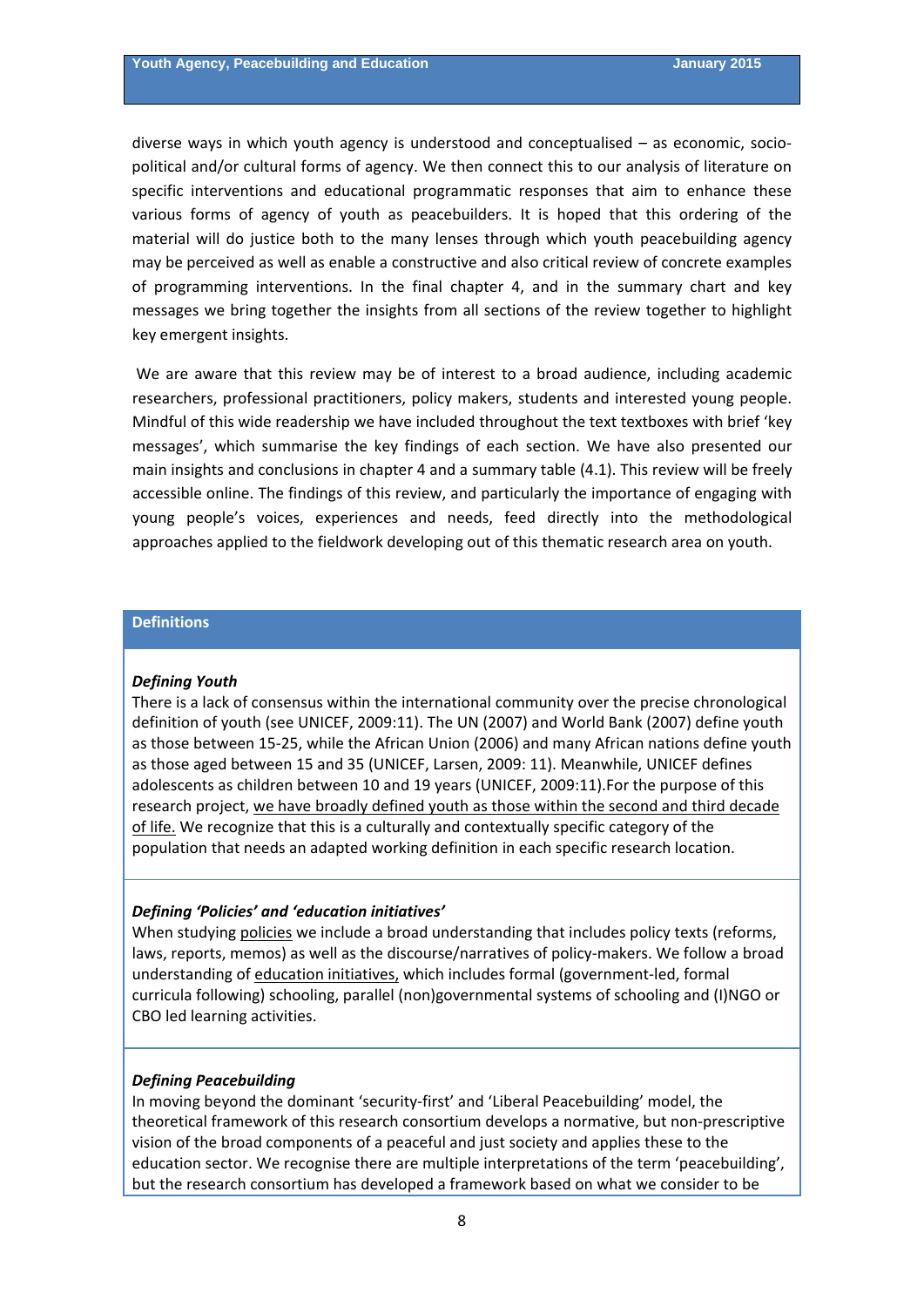diverse ways in which youth agency is understood and conceptualised – as economic, socio-political and/or cultural forms of agency. We then connect this to our analysis of literature on specific interventions and educational programmatic responses that aim to enhance these various forms of agency of youth as peacebuilders. It is hoped that this ordering of the material will do justice both to the many lenses through which youth peacebuilding agency may be perceived as well as enable a constructive and also critical review of concrete examples of programming interventions. In the final chapter 4, and in the summary chart and key messages we bring together the insights from all sections of the review together to highlight key emergent insights.

We are aware that this review may be of interest to a broad audience, including academic researchers, professional practitioners, policy makers, students and interested young people. Mindful of this wide readership we have included throughout the text textboxes with brief 'key messages', which summarise the key findings of each section. We have also presented our main insights and conclusions in chapter 4 and a summary table (4.1). This review will be freely accessible online. The findings of this review, and particularly the importance of engaging with young people's voices, experiences and needs, feed directly into the methodological approaches applied to the fieldwork developing out of this thematic research area on youth.

## Definitions

***Defining Youth***

There is a lack of consensus within the international community over the precise chronological definition of youth (see UNICEF, 2009:11). The UN (2007) and World Bank (2007) define youth as those between 15-25, while the African Union (2006) and many African nations define youth as those aged between 15 and 35 (UNICEF, Larsen, 2009: 11). Meanwhile, UNICEF defines adolescents as children between 10 and 19 years (UNICEF, 2009:11).For the purpose of this research project, <u>we have broadly defined youth as those within the second and third decade of life.</u> We recognize that this is a culturally and contextually specific category of the population that needs an adapted working definition in each specific research location.

***Defining 'Policies' and 'education initiatives'***

When studying <u>policies</u> we include a broad understanding that includes policy texts (reforms, laws, reports, memos) as well as the discourse/narratives of policy-makers. We follow a broad understanding of <u>education initiatives,</u> which includes formal (government-led, formal curricula following) schooling, parallel (non)governmental systems of schooling and (I)NGO or CBO led learning activities.

***Defining Peacebuilding***

In moving beyond the dominant 'security-first' and 'Liberal Peacebuilding' model, the theoretical framework of this research consortium develops a normative, but non-prescriptive vision of the broad components of a peaceful and just society and applies these to the education sector. We recognise there are multiple interpretations of the term 'peacebuilding', but the research consortium has developed a framework based on what we consider to be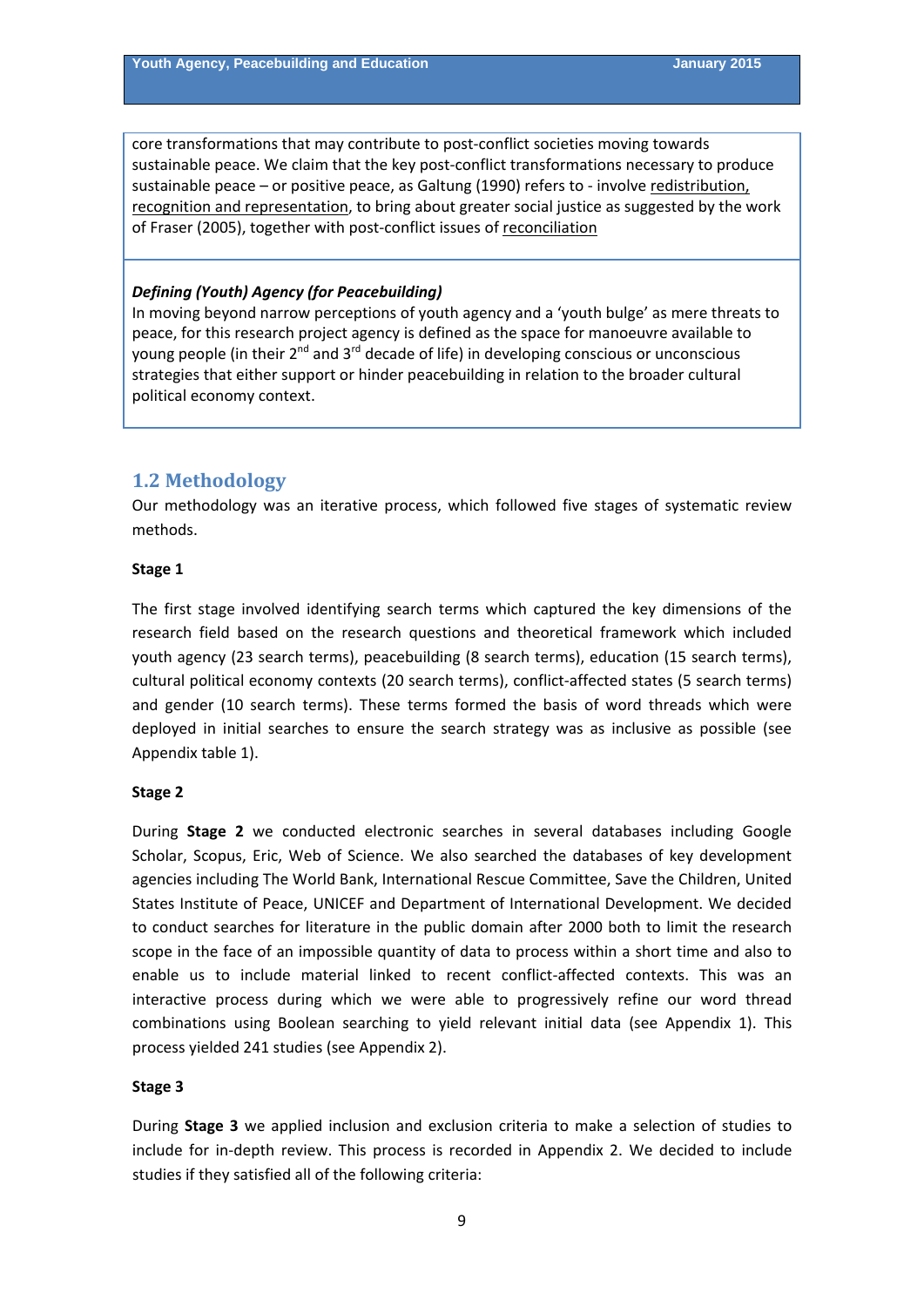core transformations that may contribute to post-conflict societies moving towards sustainable peace. We claim that the key post-conflict transformations necessary to produce sustainable peace – or positive peace, as Galtung (1990) refers to - involve redistribution, recognition and representation, to bring about greater social justice as suggested by the work of Fraser (2005), together with post-conflict issues of reconciliation

***Defining (Youth) Agency (for Peacebuilding)***

In moving beyond narrow perceptions of youth agency and a 'youth bulge' as mere threats to peace, for this research project agency is defined as the space for manoeuvre available to young people (in their 2nd and 3rd decade of life) in developing conscious or unconscious strategies that either support or hinder peacebuilding in relation to the broader cultural political economy context.

## 1.2 Methodology

Our methodology was an iterative process, which followed five stages of systematic review methods.

**Stage 1**

The first stage involved identifying search terms which captured the key dimensions of the research field based on the research questions and theoretical framework which included youth agency (23 search terms), peacebuilding (8 search terms), education (15 search terms), cultural political economy contexts (20 search terms), conflict-affected states (5 search terms) and gender (10 search terms). These terms formed the basis of word threads which were deployed in initial searches to ensure the search strategy was as inclusive as possible (see Appendix table 1).

**Stage 2**

During **Stage 2** we conducted electronic searches in several databases including Google Scholar, Scopus, Eric, Web of Science. We also searched the databases of key development agencies including The World Bank, International Rescue Committee, Save the Children, United States Institute of Peace, UNICEF and Department of International Development. We decided to conduct searches for literature in the public domain after 2000 both to limit the research scope in the face of an impossible quantity of data to process within a short time and also to enable us to include material linked to recent conflict-affected contexts. This was an interactive process during which we were able to progressively refine our word thread combinations using Boolean searching to yield relevant initial data (see Appendix 1). This process yielded 241 studies (see Appendix 2).

**Stage 3**

During **Stage 3** we applied inclusion and exclusion criteria to make a selection of studies to include for in-depth review. This process is recorded in Appendix 2. We decided to include studies if they satisfied all of the following criteria: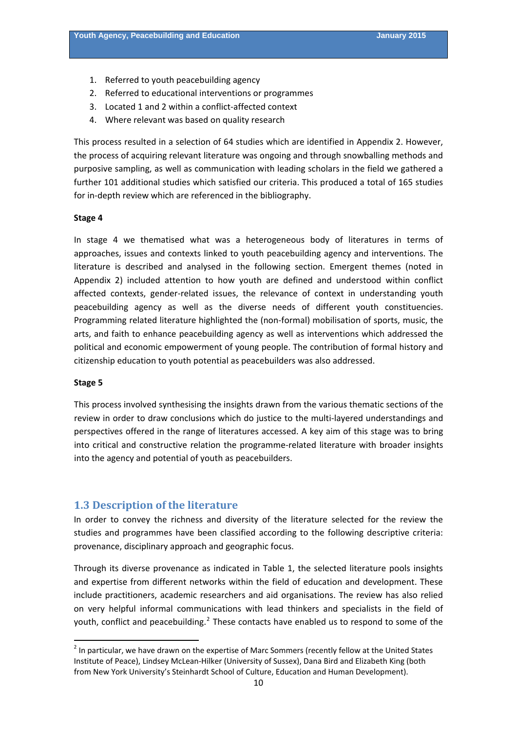1. Referred to youth peacebuilding agency
2. Referred to educational interventions or programmes
3. Located 1 and 2 within a conflict-affected context
4. Where relevant was based on quality research

This process resulted in a selection of 64 studies which are identified in Appendix 2. However, the process of acquiring relevant literature was ongoing and through snowballing methods and purposive sampling, as well as communication with leading scholars in the field we gathered a further 101 additional studies which satisfied our criteria. This produced a total of 165 studies for in-depth review which are referenced in the bibliography.

**Stage 4**

In stage 4 we thematised what was a heterogeneous body of literatures in terms of approaches, issues and contexts linked to youth peacebuilding agency and interventions. The literature is described and analysed in the following section. Emergent themes (noted in Appendix 2) included attention to how youth are defined and understood within conflict affected contexts, gender-related issues, the relevance of context in understanding youth peacebuilding agency as well as the diverse needs of different youth constituencies. Programming related literature highlighted the (non-formal) mobilisation of sports, music, the arts, and faith to enhance peacebuilding agency as well as interventions which addressed the political and economic empowerment of young people. The contribution of formal history and citizenship education to youth potential as peacebuilders was also addressed.

**Stage 5**

This process involved synthesising the insights drawn from the various thematic sections of the review in order to draw conclusions which do justice to the multi-layered understandings and perspectives offered in the range of literatures accessed. A key aim of this stage was to bring into critical and constructive relation the programme-related literature with broader insights into the agency and potential of youth as peacebuilders.

## 1.3 Description of the literature

In order to convey the richness and diversity of the literature selected for the review the studies and programmes have been classified according to the following descriptive criteria: provenance, disciplinary approach and geographic focus.

Through its diverse provenance as indicated in Table 1, the selected literature pools insights and expertise from different networks within the field of education and development. These include practitioners, academic researchers and aid organisations. The review has also relied on very helpful informal communications with lead thinkers and specialists in the field of youth, conflict and peacebuilding.[2] These contacts have enabled us to respond to some of the

[2] In particular, we have drawn on the expertise of Marc Sommers (recently fellow at the United States Institute of Peace), Lindsey McLean-Hilker (University of Sussex), Dana Bird and Elizabeth King (both from New York University's Steinhardt School of Culture, Education and Human Development).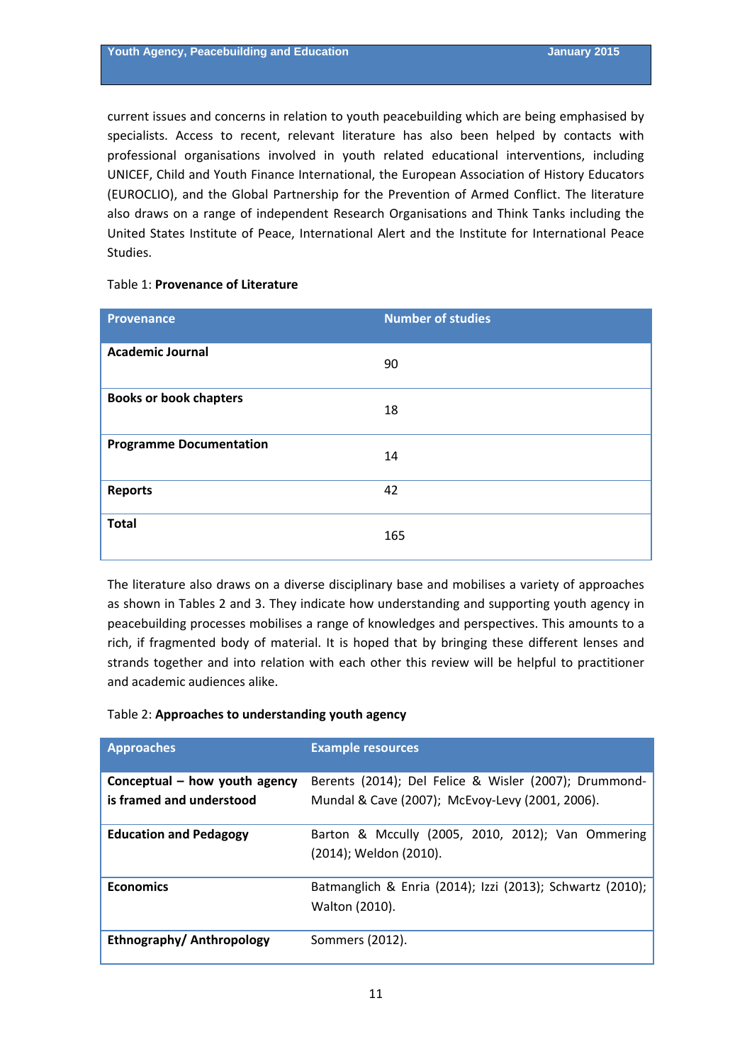current issues and concerns in relation to youth peacebuilding which are being emphasised by specialists. Access to recent, relevant literature has also been helped by contacts with professional organisations involved in youth related educational interventions, including UNICEF, Child and Youth Finance International, the European Association of History Educators (EUROCLIO), and the Global Partnership for the Prevention of Armed Conflict. The literature also draws on a range of independent Research Organisations and Think Tanks including the United States Institute of Peace, International Alert and the Institute for International Peace Studies.

Table 1: **Provenance of Literature**

| Provenance | Number of studies |
|---|---|
| **Academic Journal** | 90 |
| **Books or book chapters** | 18 |
| **Programme Documentation** | 14 |
| **Reports** | 42 |
| **Total** | 165 |

The literature also draws on a diverse disciplinary base and mobilises a variety of approaches as shown in Tables 2 and 3. They indicate how understanding and supporting youth agency in peacebuilding processes mobilises a range of knowledges and perspectives. This amounts to a rich, if fragmented body of material. It is hoped that by bringing these different lenses and strands together and into relation with each other this review will be helpful to practitioner and academic audiences alike.

Table 2: **Approaches to understanding youth agency**

| Approaches | Example resources |
|---|---|
| **Conceptual – how youth agency is framed and understood** | Berents (2014); Del Felice & Wisler (2007); Drummond-Mundal & Cave (2007); McEvoy-Levy (2001, 2006). |
| **Education and Pedagogy** | Barton & Mccully (2005, 2010, 2012); Van Ommering (2014); Weldon (2010). |
| **Economics** | Batmanglich & Enria (2014); Izzi (2013); Schwartz (2010); Walton (2010). |
| **Ethnography/ Anthropology** | Sommers (2012). |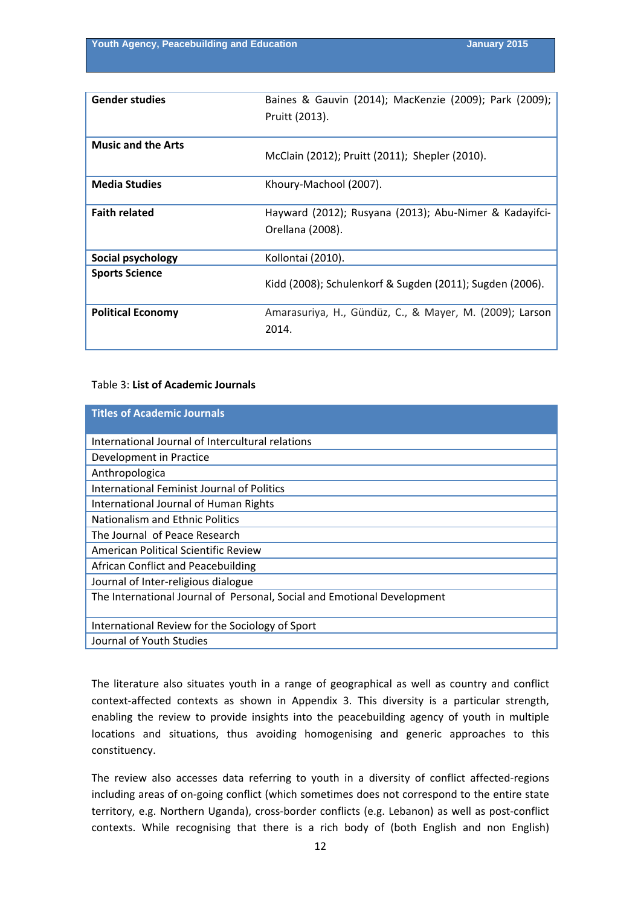| | |
|---|---|
| **Gender studies** | Baines & Gauvin (2014); MacKenzie (2009); Park (2009); Pruitt (2013). |
| **Music and the Arts** | McClain (2012); Pruitt (2011); Shepler (2010). |
| **Media Studies** | Khoury-Machool (2007). |
| **Faith related** | Hayward (2012); Rusyana (2013); Abu-Nimer & Kadayifci-Orellana (2008). |
| **Social psychology** | Kollontai (2010). |
| **Sports Science** | Kidd (2008); Schulenkorf & Sugden (2011); Sugden (2006). |
| **Political Economy** | Amarasuriya, H., Gündüz, C., & Mayer, M. (2009); Larson 2014. |

Table 3: **List of Academic Journals**

| Titles of Academic Journals |
|---|
| International Journal of Intercultural relations |
| Development in Practice |
| Anthropologica |
| International Feminist Journal of Politics |
| International Journal of Human Rights |
| Nationalism and Ethnic Politics |
| The Journal of Peace Research |
| American Political Scientific Review |
| African Conflict and Peacebuilding |
| Journal of Inter-religious dialogue |
| The International Journal of Personal, Social and Emotional Development |
| International Review for the Sociology of Sport |
| Journal of Youth Studies |

The literature also situates youth in a range of geographical as well as country and conflict context-affected contexts as shown in Appendix 3. This diversity is a particular strength, enabling the review to provide insights into the peacebuilding agency of youth in multiple locations and situations, thus avoiding homogenising and generic approaches to this constituency.

The review also accesses data referring to youth in a diversity of conflict affected-regions including areas of on-going conflict (which sometimes does not correspond to the entire state territory, e.g. Northern Uganda), cross-border conflicts (e.g. Lebanon) as well as post-conflict contexts. While recognising that there is a rich body of (both English and non English)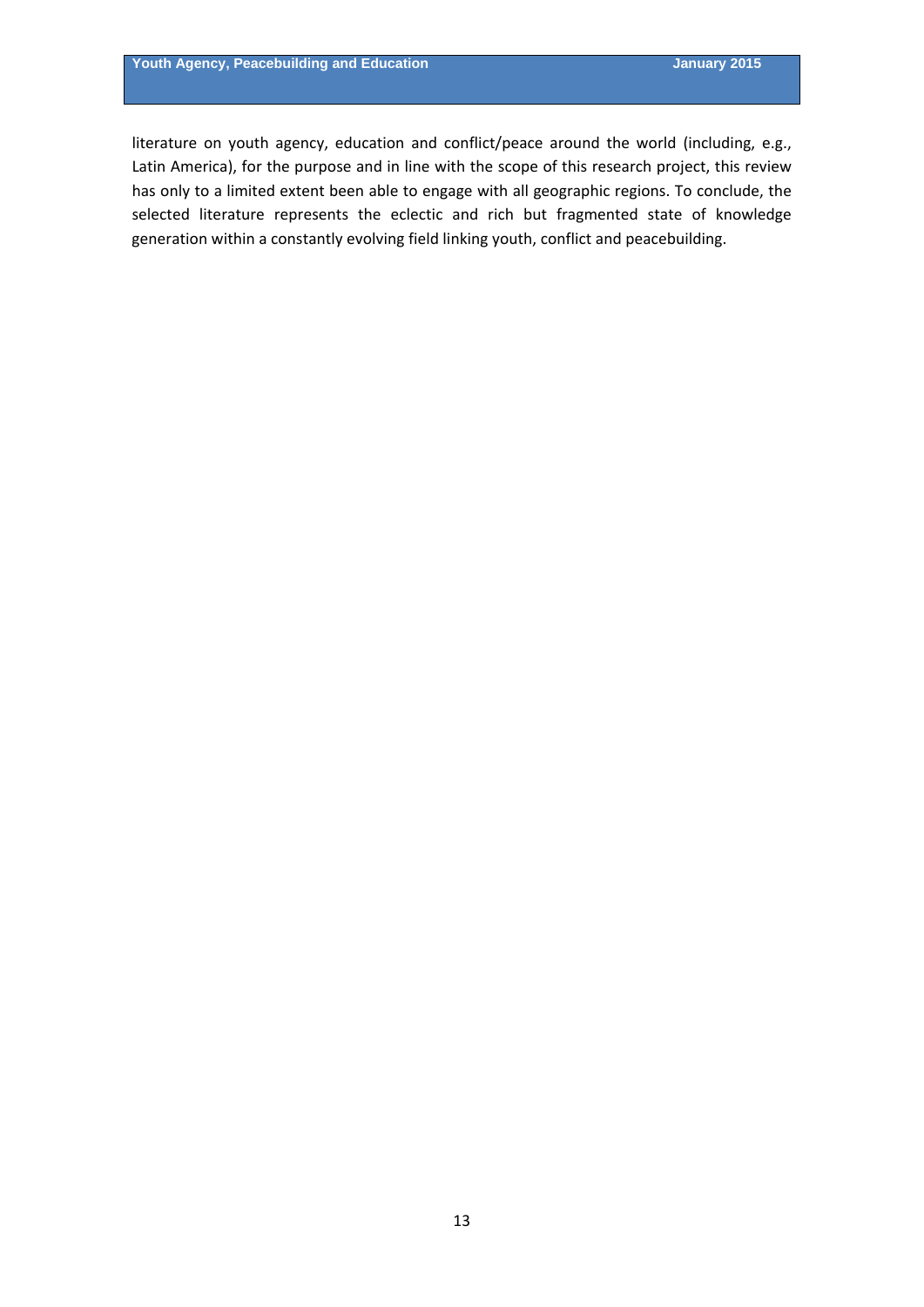literature on youth agency, education and conflict/peace around the world (including, e.g., Latin America), for the purpose and in line with the scope of this research project, this review has only to a limited extent been able to engage with all geographic regions. To conclude, the selected literature represents the eclectic and rich but fragmented state of knowledge generation within a constantly evolving field linking youth, conflict and peacebuilding.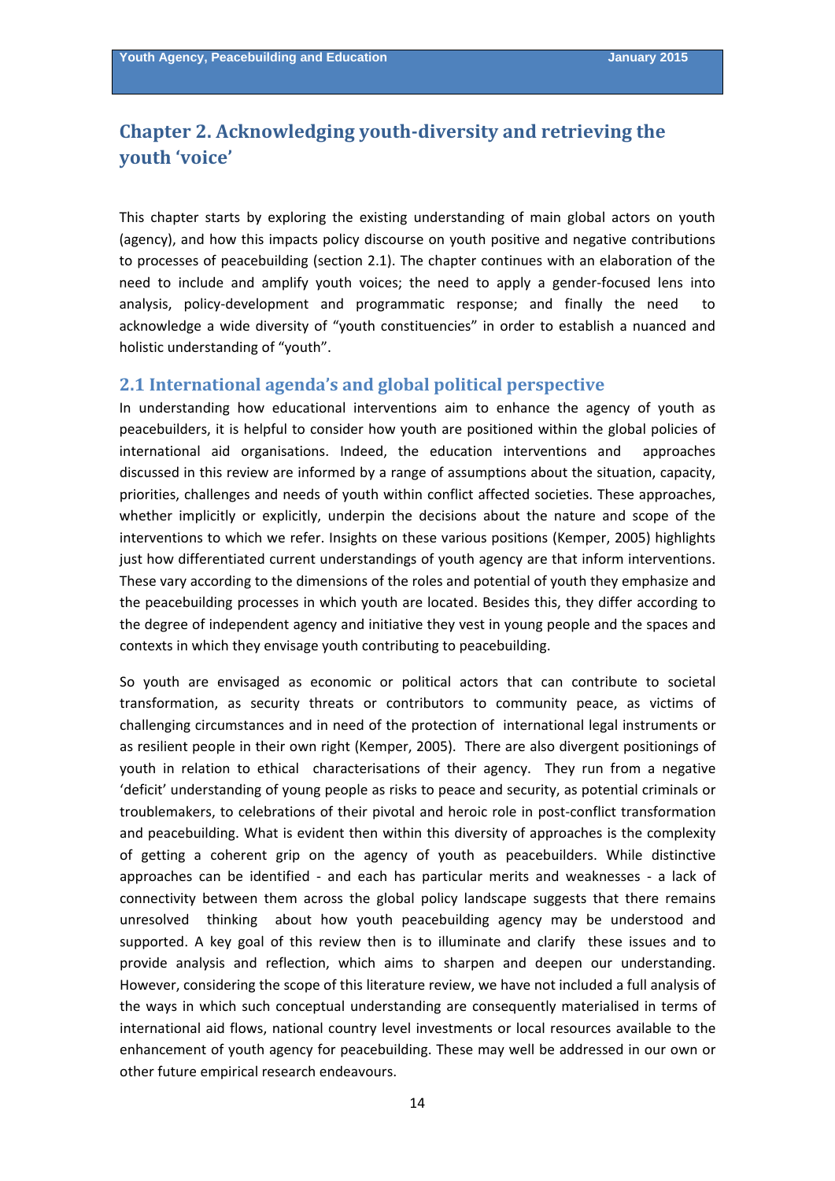# Chapter 2. Acknowledging youth-diversity and retrieving the youth 'voice'

This chapter starts by exploring the existing understanding of main global actors on youth (agency), and how this impacts policy discourse on youth positive and negative contributions to processes of peacebuilding (section 2.1). The chapter continues with an elaboration of the need to include and amplify youth voices; the need to apply a gender-focused lens into analysis, policy-development and programmatic response; and finally the need to acknowledge a wide diversity of "youth constituencies" in order to establish a nuanced and holistic understanding of "youth".

## 2.1 International agenda's and global political perspective

In understanding how educational interventions aim to enhance the agency of youth as peacebuilders, it is helpful to consider how youth are positioned within the global policies of international aid organisations. Indeed, the education interventions and approaches discussed in this review are informed by a range of assumptions about the situation, capacity, priorities, challenges and needs of youth within conflict affected societies. These approaches, whether implicitly or explicitly, underpin the decisions about the nature and scope of the interventions to which we refer. Insights on these various positions (Kemper, 2005) highlights just how differentiated current understandings of youth agency are that inform interventions. These vary according to the dimensions of the roles and potential of youth they emphasize and the peacebuilding processes in which youth are located. Besides this, they differ according to the degree of independent agency and initiative they vest in young people and the spaces and contexts in which they envisage youth contributing to peacebuilding.

So youth are envisaged as economic or political actors that can contribute to societal transformation, as security threats or contributors to community peace, as victims of challenging circumstances and in need of the protection of international legal instruments or as resilient people in their own right (Kemper, 2005). There are also divergent positionings of youth in relation to ethical characterisations of their agency. They run from a negative 'deficit' understanding of young people as risks to peace and security, as potential criminals or troublemakers, to celebrations of their pivotal and heroic role in post-conflict transformation and peacebuilding. What is evident then within this diversity of approaches is the complexity of getting a coherent grip on the agency of youth as peacebuilders. While distinctive approaches can be identified - and each has particular merits and weaknesses - a lack of connectivity between them across the global policy landscape suggests that there remains unresolved thinking about how youth peacebuilding agency may be understood and supported. A key goal of this review then is to illuminate and clarify these issues and to provide analysis and reflection, which aims to sharpen and deepen our understanding. However, considering the scope of this literature review, we have not included a full analysis of the ways in which such conceptual understanding are consequently materialised in terms of international aid flows, national country level investments or local resources available to the enhancement of youth agency for peacebuilding. These may well be addressed in our own or other future empirical research endeavours.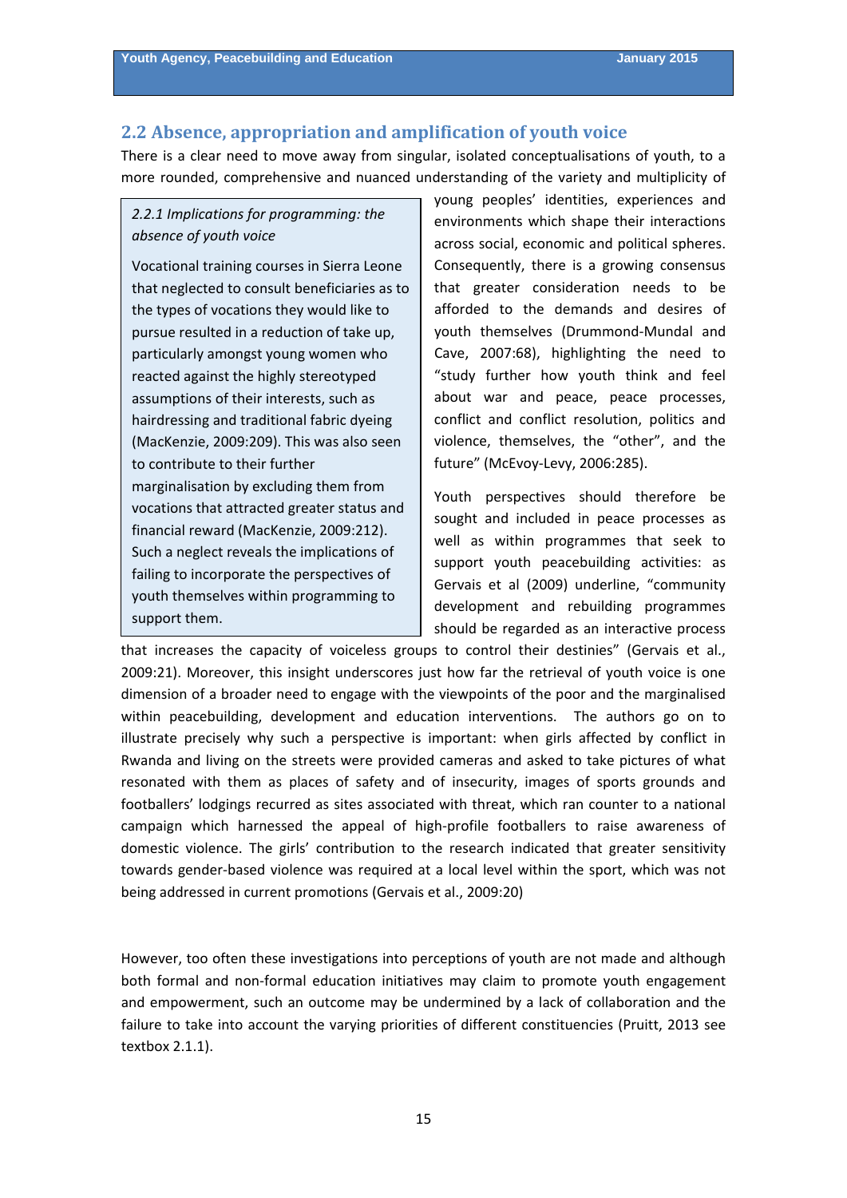## 2.2 Absence, appropriation and amplification of youth voice

There is a clear need to move away from singular, isolated conceptualisations of youth, to a more rounded, comprehensive and nuanced understanding of the variety and multiplicity of young peoples' identities, experiences and environments which shape their interactions across social, economic and political spheres. Consequently, there is a growing consensus that greater consideration needs to be afforded to the demands and desires of youth themselves (Drummond-Mundal and Cave, 2007:68), highlighting the need to "study further how youth think and feel about war and peace, peace processes, conflict and conflict resolution, politics and violence, themselves, the "other", and the future" (McEvoy-Levy, 2006:285).

> *2.2.1 Implications for programming: the absence of youth voice*
>
> Vocational training courses in Sierra Leone that neglected to consult beneficiaries as to the types of vocations they would like to pursue resulted in a reduction of take up, particularly amongst young women who reacted against the highly stereotyped assumptions of their interests, such as hairdressing and traditional fabric dyeing (MacKenzie, 2009:209). This was also seen to contribute to their further marginalisation by excluding them from vocations that attracted greater status and financial reward (MacKenzie, 2009:212). Such a neglect reveals the implications of failing to incorporate the perspectives of youth themselves within programming to support them.

Youth perspectives should therefore be sought and included in peace processes as well as within programmes that seek to support youth peacebuilding activities: as Gervais et al (2009) underline, "community development and rebuilding programmes should be regarded as an interactive process that increases the capacity of voiceless groups to control their destinies" (Gervais et al., 2009:21). Moreover, this insight underscores just how far the retrieval of youth voice is one dimension of a broader need to engage with the viewpoints of the poor and the marginalised within peacebuilding, development and education interventions. The authors go on to illustrate precisely why such a perspective is important: when girls affected by conflict in Rwanda and living on the streets were provided cameras and asked to take pictures of what resonated with them as places of safety and of insecurity, images of sports grounds and footballers' lodgings recurred as sites associated with threat, which ran counter to a national campaign which harnessed the appeal of high-profile footballers to raise awareness of domestic violence. The girls' contribution to the research indicated that greater sensitivity towards gender-based violence was required at a local level within the sport, which was not being addressed in current promotions (Gervais et al., 2009:20)

However, too often these investigations into perceptions of youth are not made and although both formal and non-formal education initiatives may claim to promote youth engagement and empowerment, such an outcome may be undermined by a lack of collaboration and the failure to take into account the varying priorities of different constituencies (Pruitt, 2013 see textbox 2.1.1).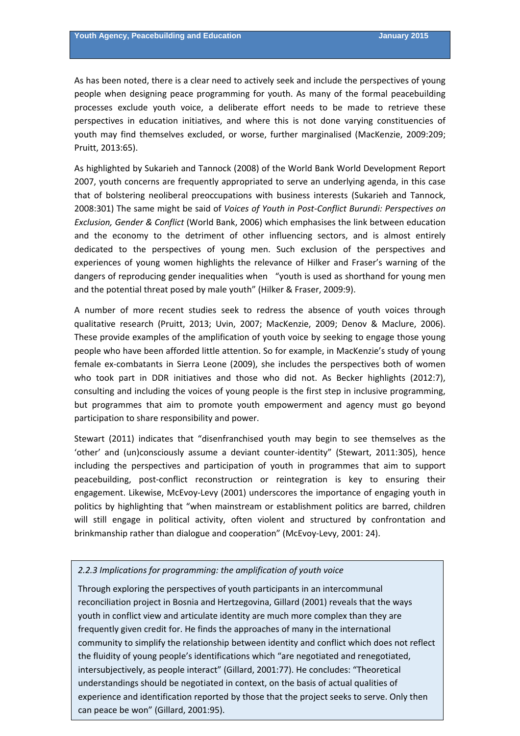As has been noted, there is a clear need to actively seek and include the perspectives of young people when designing peace programming for youth. As many of the formal peacebuilding processes exclude youth voice, a deliberate effort needs to be made to retrieve these perspectives in education initiatives, and where this is not done varying constituencies of youth may find themselves excluded, or worse, further marginalised (MacKenzie, 2009:209; Pruitt, 2013:65).

As highlighted by Sukarieh and Tannock (2008) of the World Bank World Development Report 2007, youth concerns are frequently appropriated to serve an underlying agenda, in this case that of bolstering neoliberal preoccupations with business interests (Sukarieh and Tannock, 2008:301) The same might be said of *Voices of Youth in Post-Conflict Burundi: Perspectives on Exclusion, Gender & Conflict* (World Bank, 2006) which emphasises the link between education and the economy to the detriment of other influencing sectors, and is almost entirely dedicated to the perspectives of young men. Such exclusion of the perspectives and experiences of young women highlights the relevance of Hilker and Fraser's warning of the dangers of reproducing gender inequalities when "youth is used as shorthand for young men and the potential threat posed by male youth" (Hilker & Fraser, 2009:9).

A number of more recent studies seek to redress the absence of youth voices through qualitative research (Pruitt, 2013; Uvin, 2007; MacKenzie, 2009; Denov & Maclure, 2006). These provide examples of the amplification of youth voice by seeking to engage those young people who have been afforded little attention. So for example, in MacKenzie's study of young female ex-combatants in Sierra Leone (2009), she includes the perspectives both of women who took part in DDR initiatives and those who did not. As Becker highlights (2012:7), consulting and including the voices of young people is the first step in inclusive programming, but programmes that aim to promote youth empowerment and agency must go beyond participation to share responsibility and power.

Stewart (2011) indicates that "disenfranchised youth may begin to see themselves as the 'other' and (un)consciously assume a deviant counter-identity" (Stewart, 2011:305), hence including the perspectives and participation of youth in programmes that aim to support peacebuilding, post-conflict reconstruction or reintegration is key to ensuring their engagement. Likewise, McEvoy-Levy (2001) underscores the importance of engaging youth in politics by highlighting that "when mainstream or establishment politics are barred, children will still engage in political activity, often violent and structured by confrontation and brinkmanship rather than dialogue and cooperation" (McEvoy-Levy, 2001: 24).

*2.2.3 Implications for programming: the amplification of youth voice*

Through exploring the perspectives of youth participants in an intercommunal reconciliation project in Bosnia and Hertzegovina, Gillard (2001) reveals that the ways youth in conflict view and articulate identity are much more complex than they are frequently given credit for. He finds the approaches of many in the international community to simplify the relationship between identity and conflict which does not reflect the fluidity of young people's identifications which "are negotiated and renegotiated, intersubjectively, as people interact" (Gillard, 2001:77). He concludes: "Theoretical understandings should be negotiated in context, on the basis of actual qualities of experience and identification reported by those that the project seeks to serve. Only then can peace be won" (Gillard, 2001:95).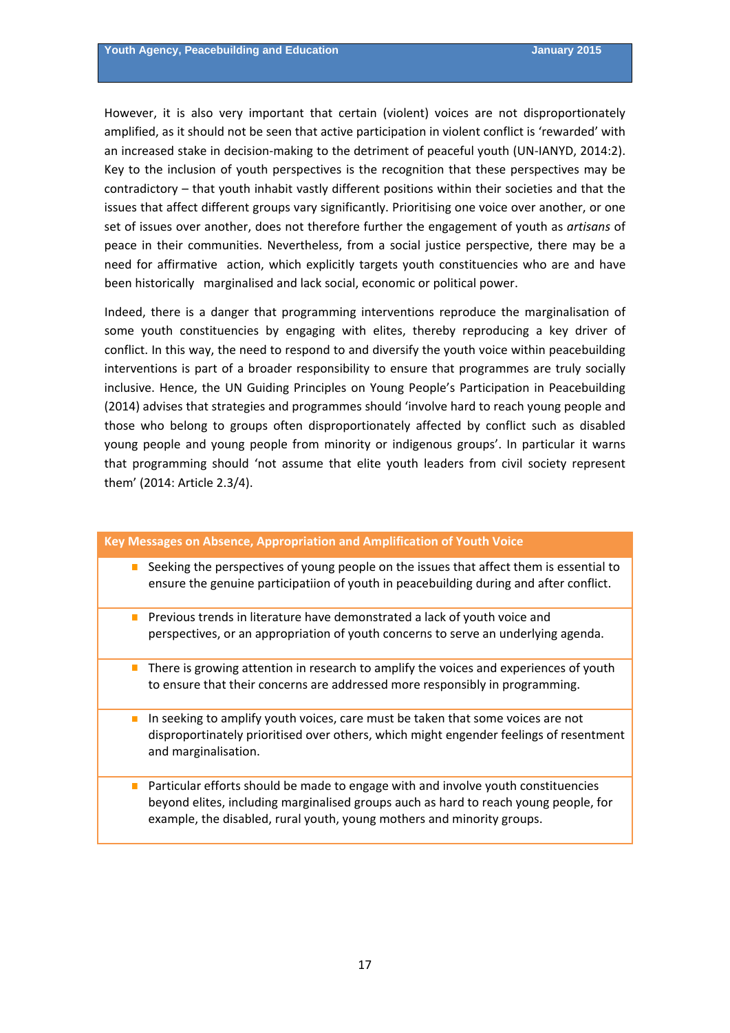However, it is also very important that certain (violent) voices are not disproportionately amplified, as it should not be seen that active participation in violent conflict is 'rewarded' with an increased stake in decision-making to the detriment of peaceful youth (UN-IANYD, 2014:2). Key to the inclusion of youth perspectives is the recognition that these perspectives may be contradictory – that youth inhabit vastly different positions within their societies and that the issues that affect different groups vary significantly. Prioritising one voice over another, or one set of issues over another, does not therefore further the engagement of youth as *artisans* of peace in their communities. Nevertheless, from a social justice perspective, there may be a need for affirmative action, which explicitly targets youth constituencies who are and have been historically marginalised and lack social, economic or political power.

Indeed, there is a danger that programming interventions reproduce the marginalisation of some youth constituencies by engaging with elites, thereby reproducing a key driver of conflict. In this way, the need to respond to and diversify the youth voice within peacebuilding interventions is part of a broader responsibility to ensure that programmes are truly socially inclusive. Hence, the UN Guiding Principles on Young People's Participation in Peacebuilding (2014) advises that strategies and programmes should 'involve hard to reach young people and those who belong to groups often disproportionately affected by conflict such as disabled young people and young people from minority or indigenous groups'. In particular it warns that programming should 'not assume that elite youth leaders from civil society represent them' (2014: Article 2.3/4).

| **Key Messages on Absence, Appropriation and Amplification of Youth Voice** |
|---|
| ▪ Seeking the perspectives of young people on the issues that affect them is essential to ensure the genuine participatiion of youth in peacebuilding during and after conflict. |
| ▪ Previous trends in literature have demonstrated a lack of youth voice and perspectives, or an appropriation of youth concerns to serve an underlying agenda. |
| ▪ There is growing attention in research to amplify the voices and experiences of youth to ensure that their concerns are addressed more responsibly in programming. |
| ▪ In seeking to amplify youth voices, care must be taken that some voices are not disproportinately prioritised over others, which might engender feelings of resentment and marginalisation. |
| ▪ Particular efforts should be made to engage with and involve youth constituencies beyond elites, including marginalised groups auch as hard to reach young people, for example, the disabled, rural youth, young mothers and minority groups. |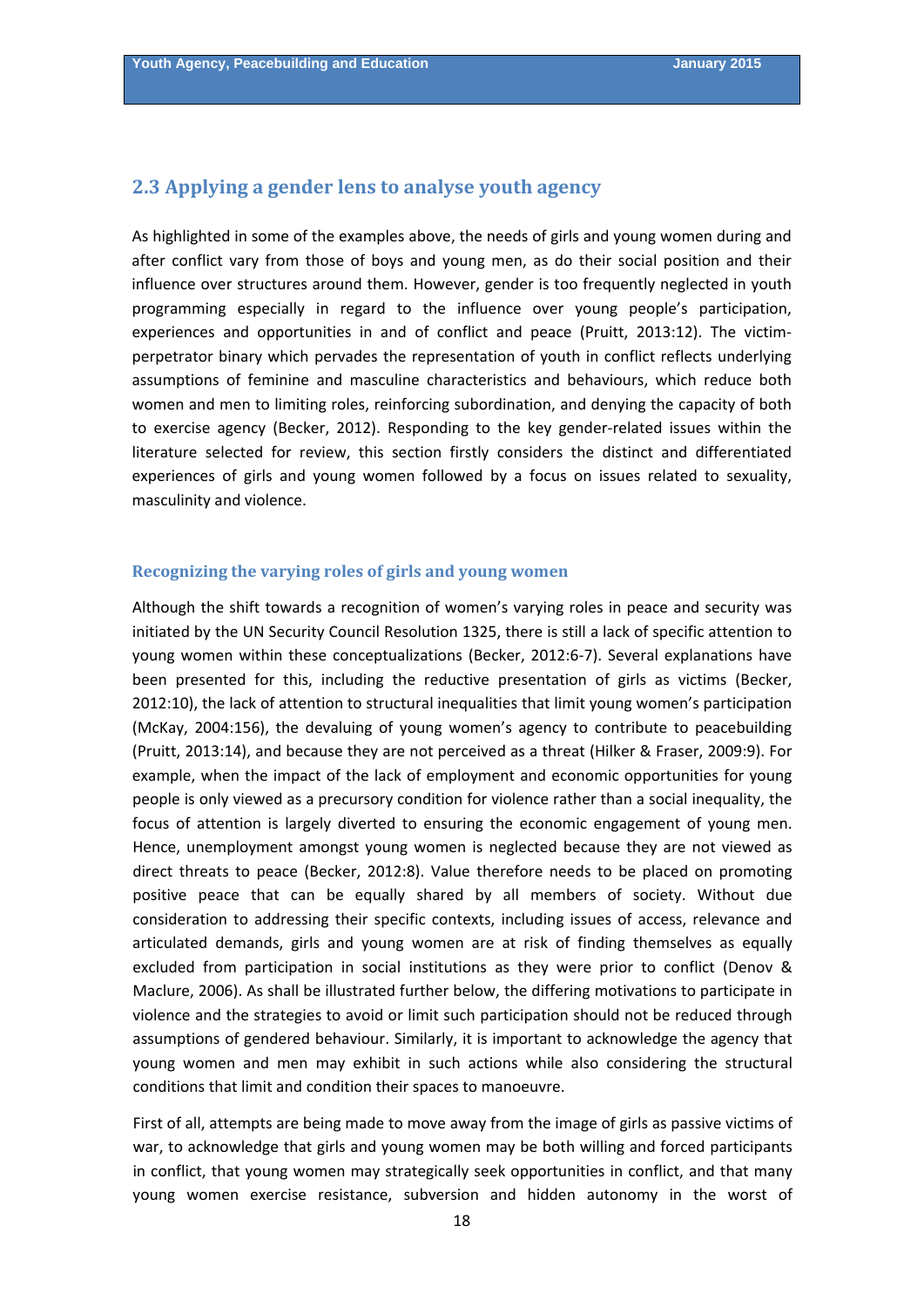## 2.3 Applying a gender lens to analyse youth agency

As highlighted in some of the examples above, the needs of girls and young women during and after conflict vary from those of boys and young men, as do their social position and their influence over structures around them. However, gender is too frequently neglected in youth programming especially in regard to the influence over young people's participation, experiences and opportunities in and of conflict and peace (Pruitt, 2013:12). The victim-perpetrator binary which pervades the representation of youth in conflict reflects underlying assumptions of feminine and masculine characteristics and behaviours, which reduce both women and men to limiting roles, reinforcing subordination, and denying the capacity of both to exercise agency (Becker, 2012). Responding to the key gender-related issues within the literature selected for review, this section firstly considers the distinct and differentiated experiences of girls and young women followed by a focus on issues related to sexuality, masculinity and violence.

### Recognizing the varying roles of girls and young women

Although the shift towards a recognition of women's varying roles in peace and security was initiated by the UN Security Council Resolution 1325, there is still a lack of specific attention to young women within these conceptualizations (Becker, 2012:6-7). Several explanations have been presented for this, including the reductive presentation of girls as victims (Becker, 2012:10), the lack of attention to structural inequalities that limit young women's participation (McKay, 2004:156), the devaluing of young women's agency to contribute to peacebuilding (Pruitt, 2013:14), and because they are not perceived as a threat (Hilker & Fraser, 2009:9). For example, when the impact of the lack of employment and economic opportunities for young people is only viewed as a precursory condition for violence rather than a social inequality, the focus of attention is largely diverted to ensuring the economic engagement of young men. Hence, unemployment amongst young women is neglected because they are not viewed as direct threats to peace (Becker, 2012:8). Value therefore needs to be placed on promoting positive peace that can be equally shared by all members of society. Without due consideration to addressing their specific contexts, including issues of access, relevance and articulated demands, girls and young women are at risk of finding themselves as equally excluded from participation in social institutions as they were prior to conflict (Denov & Maclure, 2006). As shall be illustrated further below, the differing motivations to participate in violence and the strategies to avoid or limit such participation should not be reduced through assumptions of gendered behaviour. Similarly, it is important to acknowledge the agency that young women and men may exhibit in such actions while also considering the structural conditions that limit and condition their spaces to manoeuvre.

First of all, attempts are being made to move away from the image of girls as passive victims of war, to acknowledge that girls and young women may be both willing and forced participants in conflict, that young women may strategically seek opportunities in conflict, and that many young women exercise resistance, subversion and hidden autonomy in the worst of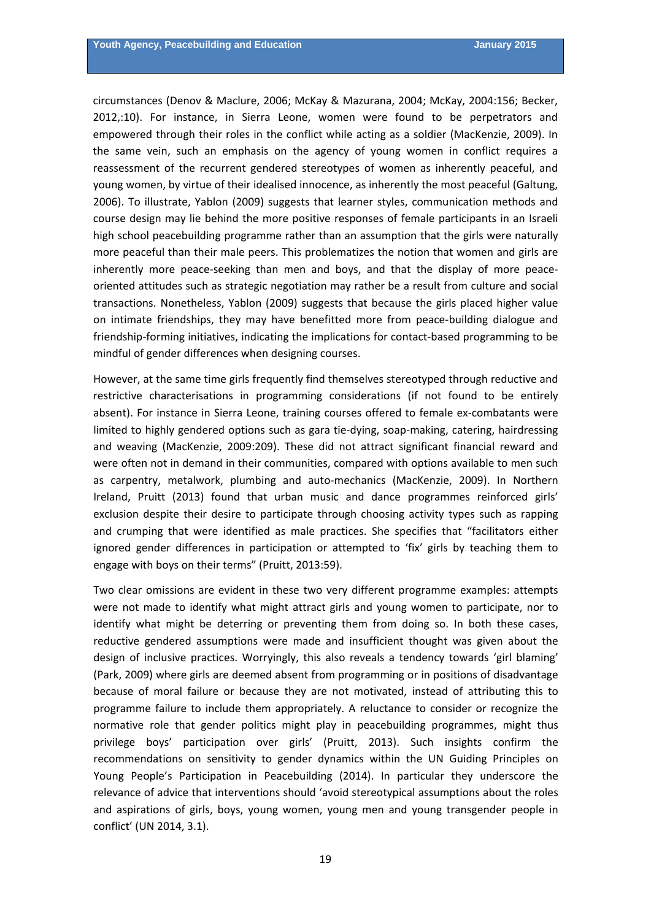circumstances (Denov & Maclure, 2006; McKay & Mazurana, 2004; McKay, 2004:156; Becker, 2012,:10). For instance, in Sierra Leone, women were found to be perpetrators and empowered through their roles in the conflict while acting as a soldier (MacKenzie, 2009). In the same vein, such an emphasis on the agency of young women in conflict requires a reassessment of the recurrent gendered stereotypes of women as inherently peaceful, and young women, by virtue of their idealised innocence, as inherently the most peaceful (Galtung, 2006). To illustrate, Yablon (2009) suggests that learner styles, communication methods and course design may lie behind the more positive responses of female participants in an Israeli high school peacebuilding programme rather than an assumption that the girls were naturally more peaceful than their male peers. This problematizes the notion that women and girls are inherently more peace-seeking than men and boys, and that the display of more peace-oriented attitudes such as strategic negotiation may rather be a result from culture and social transactions. Nonetheless, Yablon (2009) suggests that because the girls placed higher value on intimate friendships, they may have benefitted more from peace-building dialogue and friendship-forming initiatives, indicating the implications for contact-based programming to be mindful of gender differences when designing courses.

However, at the same time girls frequently find themselves stereotyped through reductive and restrictive characterisations in programming considerations (if not found to be entirely absent). For instance in Sierra Leone, training courses offered to female ex-combatants were limited to highly gendered options such as gara tie-dying, soap-making, catering, hairdressing and weaving (MacKenzie, 2009:209). These did not attract significant financial reward and were often not in demand in their communities, compared with options available to men such as carpentry, metalwork, plumbing and auto-mechanics (MacKenzie, 2009). In Northern Ireland, Pruitt (2013) found that urban music and dance programmes reinforced girls' exclusion despite their desire to participate through choosing activity types such as rapping and crumping that were identified as male practices. She specifies that "facilitators either ignored gender differences in participation or attempted to 'fix' girls by teaching them to engage with boys on their terms" (Pruitt, 2013:59).

Two clear omissions are evident in these two very different programme examples: attempts were not made to identify what might attract girls and young women to participate, nor to identify what might be deterring or preventing them from doing so. In both these cases, reductive gendered assumptions were made and insufficient thought was given about the design of inclusive practices. Worryingly, this also reveals a tendency towards 'girl blaming' (Park, 2009) where girls are deemed absent from programming or in positions of disadvantage because of moral failure or because they are not motivated, instead of attributing this to programme failure to include them appropriately. A reluctance to consider or recognize the normative role that gender politics might play in peacebuilding programmes, might thus privilege boys' participation over girls' (Pruitt, 2013). Such insights confirm the recommendations on sensitivity to gender dynamics within the UN Guiding Principles on Young People's Participation in Peacebuilding (2014). In particular they underscore the relevance of advice that interventions should 'avoid stereotypical assumptions about the roles and aspirations of girls, boys, young women, young men and young transgender people in conflict' (UN 2014, 3.1).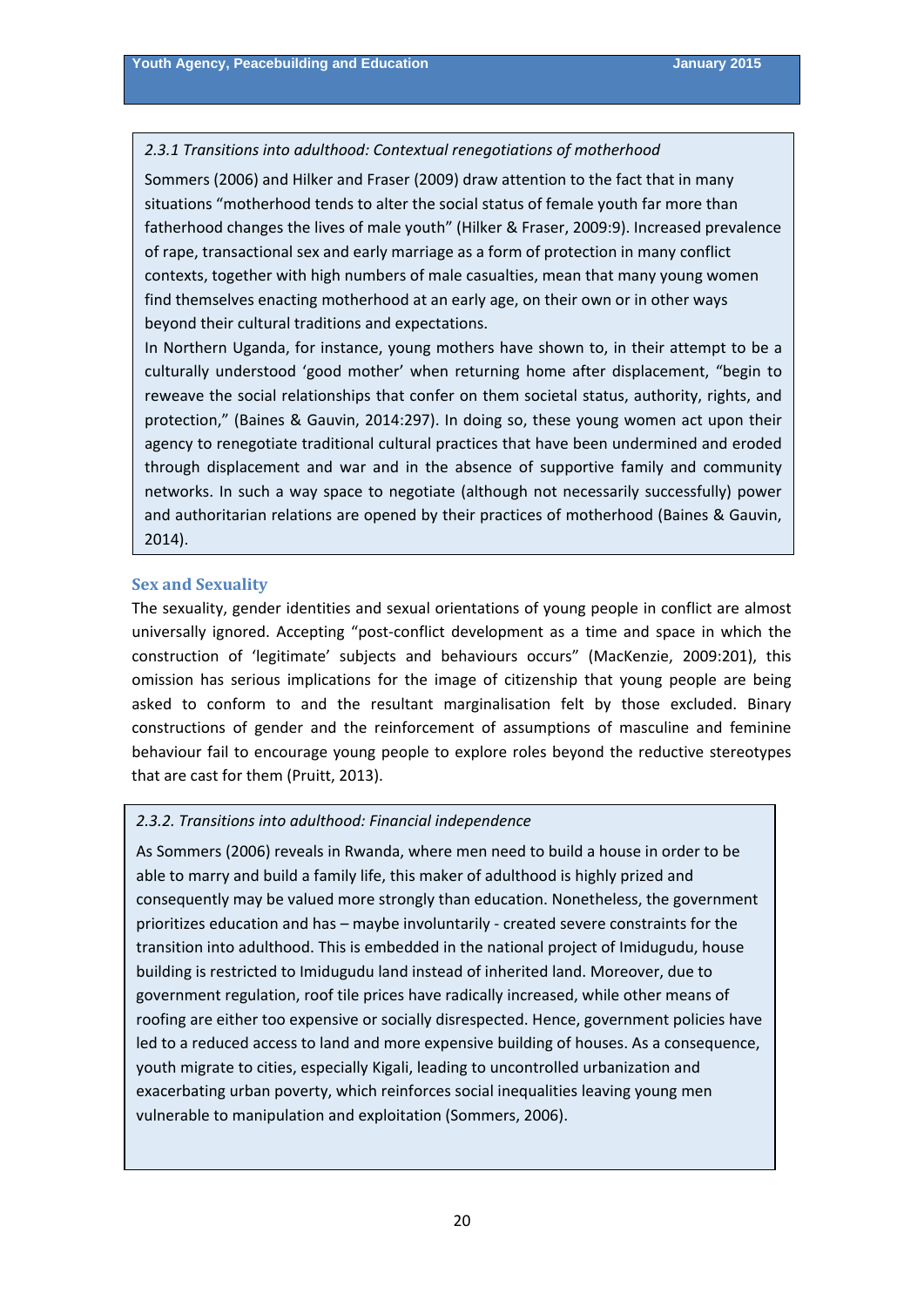*2.3.1 Transitions into adulthood: Contextual renegotiations of motherhood*

Sommers (2006) and Hilker and Fraser (2009) draw attention to the fact that in many situations "motherhood tends to alter the social status of female youth far more than fatherhood changes the lives of male youth" (Hilker & Fraser, 2009:9). Increased prevalence of rape, transactional sex and early marriage as a form of protection in many conflict contexts, together with high numbers of male casualties, mean that many young women find themselves enacting motherhood at an early age, on their own or in other ways beyond their cultural traditions and expectations.

In Northern Uganda, for instance, young mothers have shown to, in their attempt to be a culturally understood 'good mother' when returning home after displacement, "begin to reweave the social relationships that confer on them societal status, authority, rights, and protection," (Baines & Gauvin, 2014:297). In doing so, these young women act upon their agency to renegotiate traditional cultural practices that have been undermined and eroded through displacement and war and in the absence of supportive family and community networks. In such a way space to negotiate (although not necessarily successfully) power and authoritarian relations are opened by their practices of motherhood (Baines & Gauvin, 2014).

### Sex and Sexuality

The sexuality, gender identities and sexual orientations of young people in conflict are almost universally ignored. Accepting "post-conflict development as a time and space in which the construction of 'legitimate' subjects and behaviours occurs" (MacKenzie, 2009:201), this omission has serious implications for the image of citizenship that young people are being asked to conform to and the resultant marginalisation felt by those excluded. Binary constructions of gender and the reinforcement of assumptions of masculine and feminine behaviour fail to encourage young people to explore roles beyond the reductive stereotypes that are cast for them (Pruitt, 2013).

*2.3.2. Transitions into adulthood: Financial independence*

As Sommers (2006) reveals in Rwanda, where men need to build a house in order to be able to marry and build a family life, this maker of adulthood is highly prized and consequently may be valued more strongly than education. Nonetheless, the government prioritizes education and has – maybe involuntarily - created severe constraints for the transition into adulthood. This is embedded in the national project of Imidugudu, house building is restricted to Imidugudu land instead of inherited land. Moreover, due to government regulation, roof tile prices have radically increased, while other means of roofing are either too expensive or socially disrespected. Hence, government policies have led to a reduced access to land and more expensive building of houses. As a consequence, youth migrate to cities, especially Kigali, leading to uncontrolled urbanization and exacerbating urban poverty, which reinforces social inequalities leaving young men vulnerable to manipulation and exploitation (Sommers, 2006).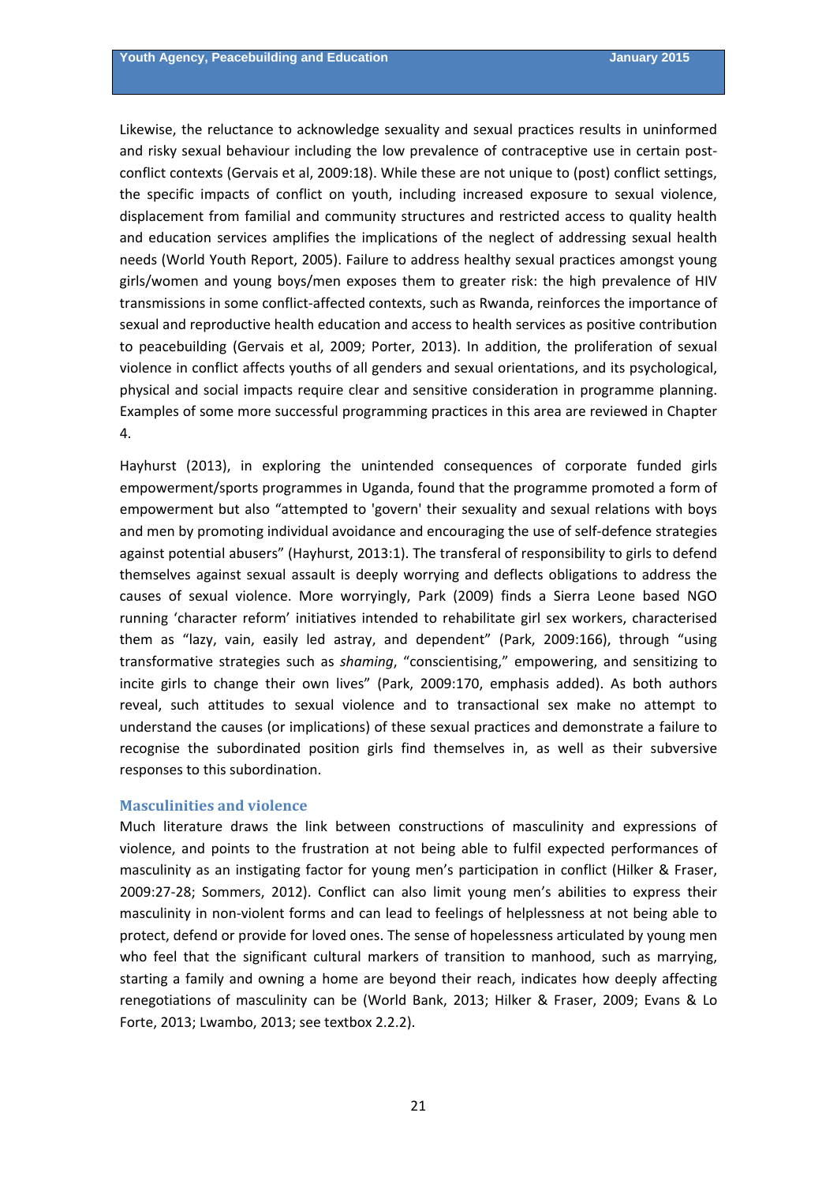Likewise, the reluctance to acknowledge sexuality and sexual practices results in uninformed and risky sexual behaviour including the low prevalence of contraceptive use in certain post-conflict contexts (Gervais et al, 2009:18). While these are not unique to (post) conflict settings, the specific impacts of conflict on youth, including increased exposure to sexual violence, displacement from familial and community structures and restricted access to quality health and education services amplifies the implications of the neglect of addressing sexual health needs (World Youth Report, 2005). Failure to address healthy sexual practices amongst young girls/women and young boys/men exposes them to greater risk: the high prevalence of HIV transmissions in some conflict-affected contexts, such as Rwanda, reinforces the importance of sexual and reproductive health education and access to health services as positive contribution to peacebuilding (Gervais et al, 2009; Porter, 2013). In addition, the proliferation of sexual violence in conflict affects youths of all genders and sexual orientations, and its psychological, physical and social impacts require clear and sensitive consideration in programme planning. Examples of some more successful programming practices in this area are reviewed in Chapter 4.

Hayhurst (2013), in exploring the unintended consequences of corporate funded girls empowerment/sports programmes in Uganda, found that the programme promoted a form of empowerment but also "attempted to 'govern' their sexuality and sexual relations with boys and men by promoting individual avoidance and encouraging the use of self-defence strategies against potential abusers" (Hayhurst, 2013:1). The transferal of responsibility to girls to defend themselves against sexual assault is deeply worrying and deflects obligations to address the causes of sexual violence. More worryingly, Park (2009) finds a Sierra Leone based NGO running 'character reform' initiatives intended to rehabilitate girl sex workers, characterised them as "lazy, vain, easily led astray, and dependent" (Park, 2009:166), through "using transformative strategies such as *shaming*, "conscientising," empowering, and sensitizing to incite girls to change their own lives" (Park, 2009:170, emphasis added). As both authors reveal, such attitudes to sexual violence and to transactional sex make no attempt to understand the causes (or implications) of these sexual practices and demonstrate a failure to recognise the subordinated position girls find themselves in, as well as their subversive responses to this subordination.

### Masculinities and violence

Much literature draws the link between constructions of masculinity and expressions of violence, and points to the frustration at not being able to fulfil expected performances of masculinity as an instigating factor for young men's participation in conflict (Hilker & Fraser, 2009:27-28; Sommers, 2012). Conflict can also limit young men's abilities to express their masculinity in non-violent forms and can lead to feelings of helplessness at not being able to protect, defend or provide for loved ones. The sense of hopelessness articulated by young men who feel that the significant cultural markers of transition to manhood, such as marrying, starting a family and owning a home are beyond their reach, indicates how deeply affecting renegotiations of masculinity can be (World Bank, 2013; Hilker & Fraser, 2009; Evans & Lo Forte, 2013; Lwambo, 2013; see textbox 2.2.2).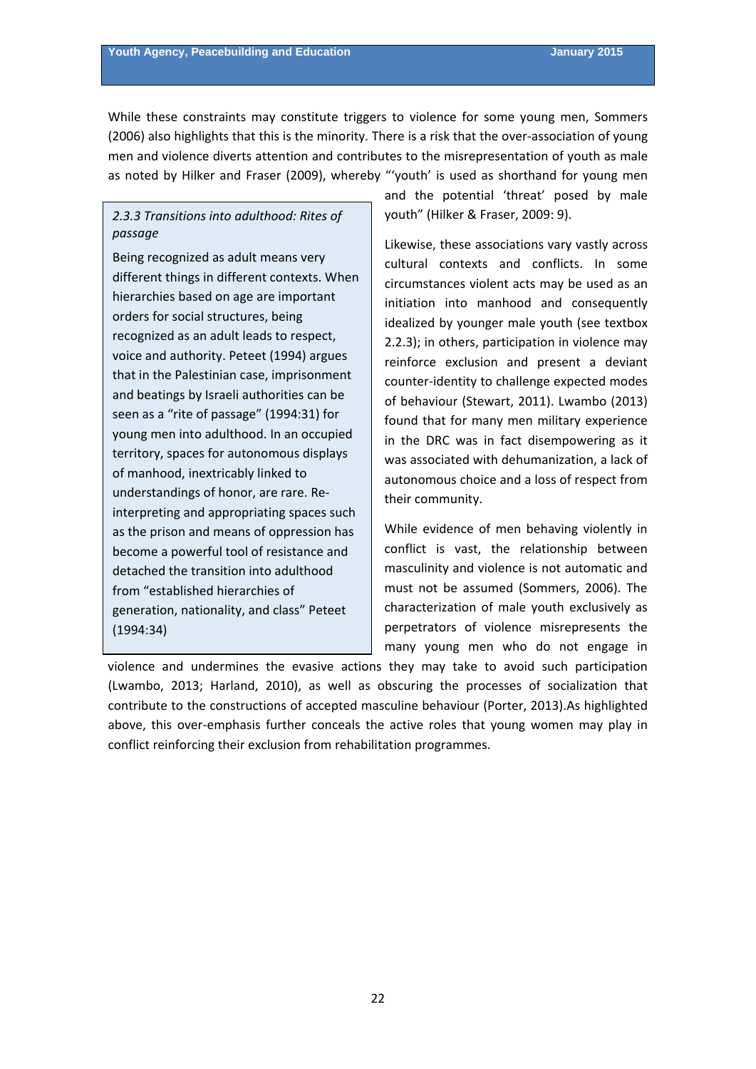While these constraints may constitute triggers to violence for some young men, Sommers (2006) also highlights that this is the minority. There is a risk that the over-association of young men and violence diverts attention and contributes to the misrepresentation of youth as male as noted by Hilker and Fraser (2009), whereby "'youth' is used as shorthand for young men and the potential 'threat' posed by male youth" (Hilker & Fraser, 2009: 9).

Likewise, these associations vary vastly across cultural contexts and conflicts. In some circumstances violent acts may be used as an initiation into manhood and consequently idealized by younger male youth (see textbox 2.2.3); in others, participation in violence may reinforce exclusion and present a deviant counter-identity to challenge expected modes of behaviour (Stewart, 2011). Lwambo (2013) found that for many men military experience in the DRC was in fact disempowering as it was associated with dehumanization, a lack of autonomous choice and a loss of respect from their community.

While evidence of men behaving violently in conflict is vast, the relationship between masculinity and violence is not automatic and must not be assumed (Sommers, 2006). The characterization of male youth exclusively as perpetrators of violence misrepresents the many young men who do not engage in violence and undermines the evasive actions they may take to avoid such participation (Lwambo, 2013; Harland, 2010), as well as obscuring the processes of socialization that contribute to the constructions of accepted masculine behaviour (Porter, 2013).As highlighted above, this over-emphasis further conceals the active roles that young women may play in conflict reinforcing their exclusion from rehabilitation programmes.

> *2.3.3 Transitions into adulthood: Rites of passage*
>
> Being recognized as adult means very different things in different contexts. When hierarchies based on age are important orders for social structures, being recognized as an adult leads to respect, voice and authority. Peteet (1994) argues that in the Palestinian case, imprisonment and beatings by Israeli authorities can be seen as a "rite of passage" (1994:31) for young men into adulthood. In an occupied territory, spaces for autonomous displays of manhood, inextricably linked to understandings of honor, are rare. Re-interpreting and appropriating spaces such as the prison and means of oppression has become a powerful tool of resistance and detached the transition into adulthood from "established hierarchies of generation, nationality, and class" Peteet (1994:34)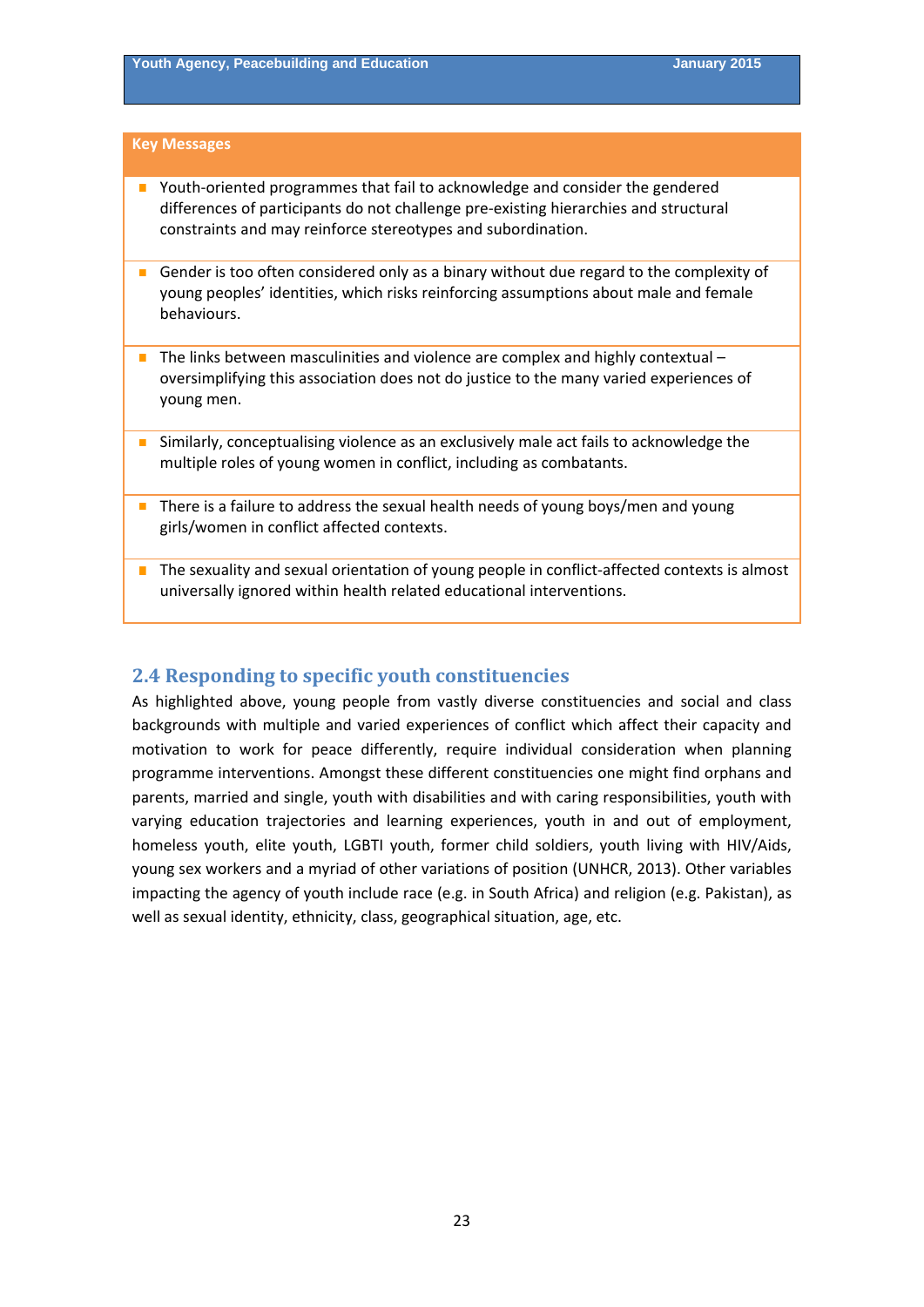**Key Messages**

- Youth-oriented programmes that fail to acknowledge and consider the gendered differences of participants do not challenge pre-existing hierarchies and structural constraints and may reinforce stereotypes and subordination.
- Gender is too often considered only as a binary without due regard to the complexity of young peoples' identities, which risks reinforcing assumptions about male and female behaviours.
- The links between masculinities and violence are complex and highly contextual – oversimplifying this association does not do justice to the many varied experiences of young men.
- Similarly, conceptualising violence as an exclusively male act fails to acknowledge the multiple roles of young women in conflict, including as combatants.
- There is a failure to address the sexual health needs of young boys/men and young girls/women in conflict affected contexts.
- The sexuality and sexual orientation of young people in conflict-affected contexts is almost universally ignored within health related educational interventions.

## 2.4 Responding to specific youth constituencies

As highlighted above, young people from vastly diverse constituencies and social and class backgrounds with multiple and varied experiences of conflict which affect their capacity and motivation to work for peace differently, require individual consideration when planning programme interventions. Amongst these different constituencies one might find orphans and parents, married and single, youth with disabilities and with caring responsibilities, youth with varying education trajectories and learning experiences, youth in and out of employment, homeless youth, elite youth, LGBTI youth, former child soldiers, youth living with HIV/Aids, young sex workers and a myriad of other variations of position (UNHCR, 2013). Other variables impacting the agency of youth include race (e.g. in South Africa) and religion (e.g. Pakistan), as well as sexual identity, ethnicity, class, geographical situation, age, etc.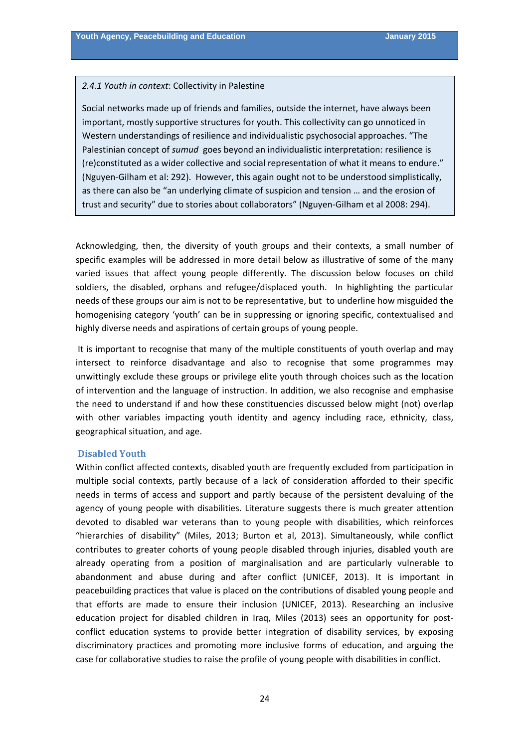*2.4.1 Youth in context*: Collectivity in Palestine

Social networks made up of friends and families, outside the internet, have always been important, mostly supportive structures for youth. This collectivity can go unnoticed in Western understandings of resilience and individualistic psychosocial approaches. "The Palestinian concept of *sumud* goes beyond an individualistic interpretation: resilience is (re)constituted as a wider collective and social representation of what it means to endure." (Nguyen-Gilham et al: 292). However, this again ought not to be understood simplistically, as there can also be "an underlying climate of suspicion and tension … and the erosion of trust and security" due to stories about collaborators" (Nguyen-Gilham et al 2008: 294).

Acknowledging, then, the diversity of youth groups and their contexts, a small number of specific examples will be addressed in more detail below as illustrative of some of the many varied issues that affect young people differently. The discussion below focuses on child soldiers, the disabled, orphans and refugee/displaced youth. In highlighting the particular needs of these groups our aim is not to be representative, but to underline how misguided the homogenising category 'youth' can be in suppressing or ignoring specific, contextualised and highly diverse needs and aspirations of certain groups of young people.

It is important to recognise that many of the multiple constituents of youth overlap and may intersect to reinforce disadvantage and also to recognise that some programmes may unwittingly exclude these groups or privilege elite youth through choices such as the location of intervention and the language of instruction. In addition, we also recognise and emphasise the need to understand if and how these constituencies discussed below might (not) overlap with other variables impacting youth identity and agency including race, ethnicity, class, geographical situation, and age.

### Disabled Youth

Within conflict affected contexts, disabled youth are frequently excluded from participation in multiple social contexts, partly because of a lack of consideration afforded to their specific needs in terms of access and support and partly because of the persistent devaluing of the agency of young people with disabilities. Literature suggests there is much greater attention devoted to disabled war veterans than to young people with disabilities, which reinforces "hierarchies of disability" (Miles, 2013; Burton et al, 2013). Simultaneously, while conflict contributes to greater cohorts of young people disabled through injuries, disabled youth are already operating from a position of marginalisation and are particularly vulnerable to abandonment and abuse during and after conflict (UNICEF, 2013). It is important in peacebuilding practices that value is placed on the contributions of disabled young people and that efforts are made to ensure their inclusion (UNICEF, 2013). Researching an inclusive education project for disabled children in Iraq, Miles (2013) sees an opportunity for post-conflict education systems to provide better integration of disability services, by exposing discriminatory practices and promoting more inclusive forms of education, and arguing the case for collaborative studies to raise the profile of young people with disabilities in conflict.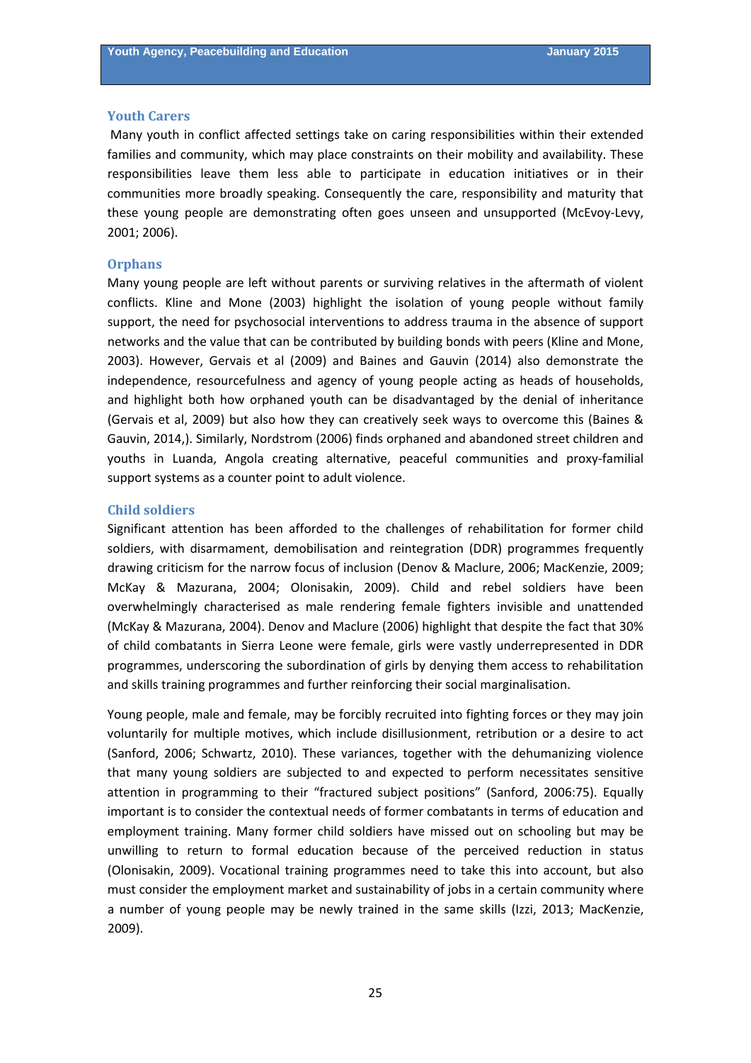### Youth Carers

Many youth in conflict affected settings take on caring responsibilities within their extended families and community, which may place constraints on their mobility and availability. These responsibilities leave them less able to participate in education initiatives or in their communities more broadly speaking. Consequently the care, responsibility and maturity that these young people are demonstrating often goes unseen and unsupported (McEvoy-Levy, 2001; 2006).

### Orphans

Many young people are left without parents or surviving relatives in the aftermath of violent conflicts. Kline and Mone (2003) highlight the isolation of young people without family support, the need for psychosocial interventions to address trauma in the absence of support networks and the value that can be contributed by building bonds with peers (Kline and Mone, 2003). However, Gervais et al (2009) and Baines and Gauvin (2014) also demonstrate the independence, resourcefulness and agency of young people acting as heads of households, and highlight both how orphaned youth can be disadvantaged by the denial of inheritance (Gervais et al, 2009) but also how they can creatively seek ways to overcome this (Baines & Gauvin, 2014,). Similarly, Nordstrom (2006) finds orphaned and abandoned street children and youths in Luanda, Angola creating alternative, peaceful communities and proxy-familial support systems as a counter point to adult violence.

### Child soldiers

Significant attention has been afforded to the challenges of rehabilitation for former child soldiers, with disarmament, demobilisation and reintegration (DDR) programmes frequently drawing criticism for the narrow focus of inclusion (Denov & Maclure, 2006; MacKenzie, 2009; McKay & Mazurana, 2004; Olonisakin, 2009). Child and rebel soldiers have been overwhelmingly characterised as male rendering female fighters invisible and unattended (McKay & Mazurana, 2004). Denov and Maclure (2006) highlight that despite the fact that 30% of child combatants in Sierra Leone were female, girls were vastly underrepresented in DDR programmes, underscoring the subordination of girls by denying them access to rehabilitation and skills training programmes and further reinforcing their social marginalisation.

Young people, male and female, may be forcibly recruited into fighting forces or they may join voluntarily for multiple motives, which include disillusionment, retribution or a desire to act (Sanford, 2006; Schwartz, 2010). These variances, together with the dehumanizing violence that many young soldiers are subjected to and expected to perform necessitates sensitive attention in programming to their "fractured subject positions" (Sanford, 2006:75). Equally important is to consider the contextual needs of former combatants in terms of education and employment training. Many former child soldiers have missed out on schooling but may be unwilling to return to formal education because of the perceived reduction in status (Olonisakin, 2009). Vocational training programmes need to take this into account, but also must consider the employment market and sustainability of jobs in a certain community where a number of young people may be newly trained in the same skills (Izzi, 2013; MacKenzie, 2009).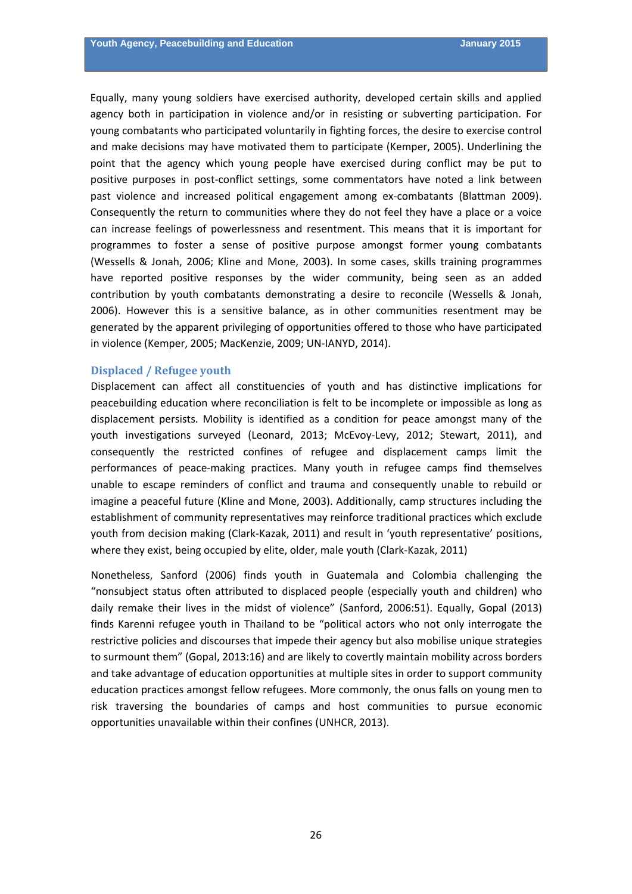Equally, many young soldiers have exercised authority, developed certain skills and applied agency both in participation in violence and/or in resisting or subverting participation. For young combatants who participated voluntarily in fighting forces, the desire to exercise control and make decisions may have motivated them to participate (Kemper, 2005). Underlining the point that the agency which young people have exercised during conflict may be put to positive purposes in post-conflict settings, some commentators have noted a link between past violence and increased political engagement among ex-combatants (Blattman 2009). Consequently the return to communities where they do not feel they have a place or a voice can increase feelings of powerlessness and resentment. This means that it is important for programmes to foster a sense of positive purpose amongst former young combatants (Wessells & Jonah, 2006; Kline and Mone, 2003). In some cases, skills training programmes have reported positive responses by the wider community, being seen as an added contribution by youth combatants demonstrating a desire to reconcile (Wessells & Jonah, 2006). However this is a sensitive balance, as in other communities resentment may be generated by the apparent privileging of opportunities offered to those who have participated in violence (Kemper, 2005; MacKenzie, 2009; UN-IANYD, 2014).

### Displaced / Refugee youth

Displacement can affect all constituencies of youth and has distinctive implications for peacebuilding education where reconciliation is felt to be incomplete or impossible as long as displacement persists. Mobility is identified as a condition for peace amongst many of the youth investigations surveyed (Leonard, 2013; McEvoy-Levy, 2012; Stewart, 2011), and consequently the restricted confines of refugee and displacement camps limit the performances of peace-making practices. Many youth in refugee camps find themselves unable to escape reminders of conflict and trauma and consequently unable to rebuild or imagine a peaceful future (Kline and Mone, 2003). Additionally, camp structures including the establishment of community representatives may reinforce traditional practices which exclude youth from decision making (Clark-Kazak, 2011) and result in 'youth representative' positions, where they exist, being occupied by elite, older, male youth (Clark-Kazak, 2011)

Nonetheless, Sanford (2006) finds youth in Guatemala and Colombia challenging the "nonsubject status often attributed to displaced people (especially youth and children) who daily remake their lives in the midst of violence" (Sanford, 2006:51). Equally, Gopal (2013) finds Karenni refugee youth in Thailand to be "political actors who not only interrogate the restrictive policies and discourses that impede their agency but also mobilise unique strategies to surmount them" (Gopal, 2013:16) and are likely to covertly maintain mobility across borders and take advantage of education opportunities at multiple sites in order to support community education practices amongst fellow refugees. More commonly, the onus falls on young men to risk traversing the boundaries of camps and host communities to pursue economic opportunities unavailable within their confines (UNHCR, 2013).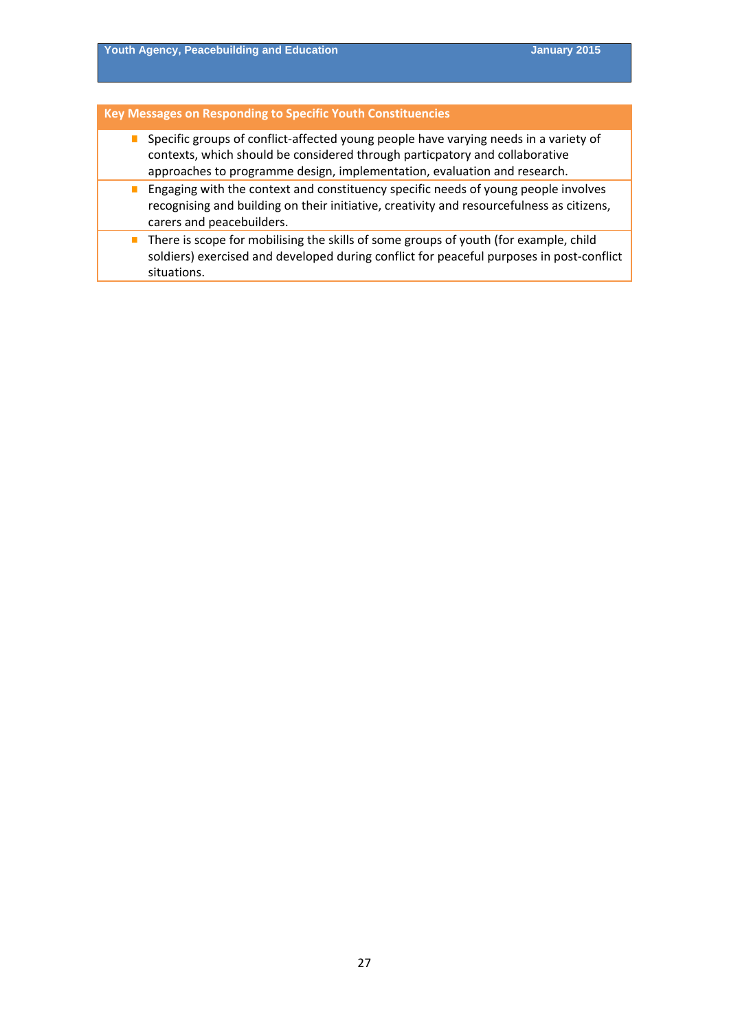**Key Messages on Responding to Specific Youth Constituencies**

- Specific groups of conflict-affected young people have varying needs in a variety of contexts, which should be considered through particpatory and collaborative approaches to programme design, implementation, evaluation and research.
- Engaging with the context and constituency specific needs of young people involves recognising and building on their initiative, creativity and resourcefulness as citizens, carers and peacebuilders.
- There is scope for mobilising the skills of some groups of youth (for example, child soldiers) exercised and developed during conflict for peaceful purposes in post-conflict situations.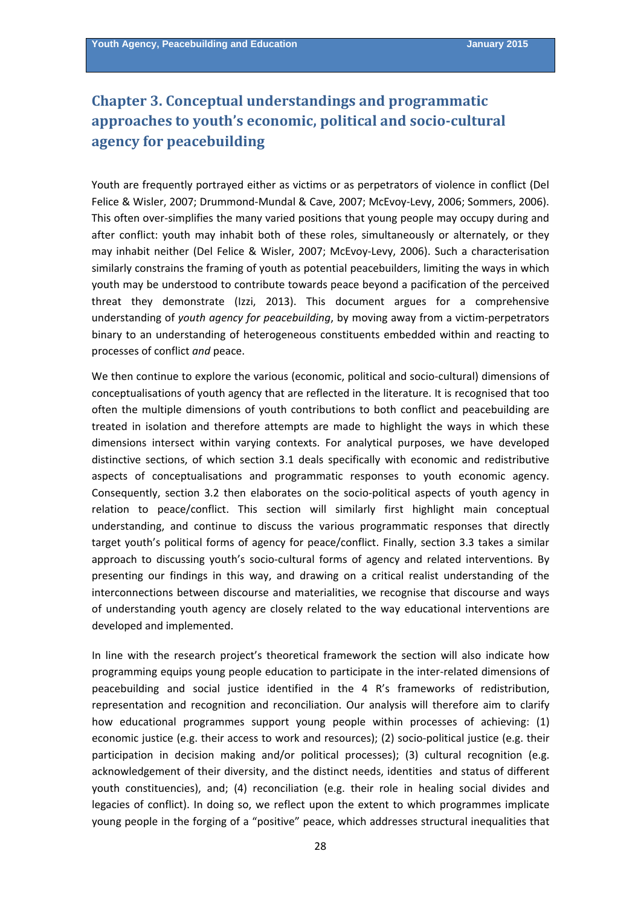# Chapter 3. Conceptual understandings and programmatic approaches to youth's economic, political and socio-cultural agency for peacebuilding

Youth are frequently portrayed either as victims or as perpetrators of violence in conflict (Del Felice & Wisler, 2007; Drummond-Mundal & Cave, 2007; McEvoy-Levy, 2006; Sommers, 2006). This often over-simplifies the many varied positions that young people may occupy during and after conflict: youth may inhabit both of these roles, simultaneously or alternately, or they may inhabit neither (Del Felice & Wisler, 2007; McEvoy-Levy, 2006). Such a characterisation similarly constrains the framing of youth as potential peacebuilders, limiting the ways in which youth may be understood to contribute towards peace beyond a pacification of the perceived threat they demonstrate (Izzi, 2013). This document argues for a comprehensive understanding of *youth agency for peacebuilding*, by moving away from a victim-perpetrators binary to an understanding of heterogeneous constituents embedded within and reacting to processes of conflict *and* peace.

We then continue to explore the various (economic, political and socio-cultural) dimensions of conceptualisations of youth agency that are reflected in the literature. It is recognised that too often the multiple dimensions of youth contributions to both conflict and peacebuilding are treated in isolation and therefore attempts are made to highlight the ways in which these dimensions intersect within varying contexts. For analytical purposes, we have developed distinctive sections, of which section 3.1 deals specifically with economic and redistributive aspects of conceptualisations and programmatic responses to youth economic agency. Consequently, section 3.2 then elaborates on the socio-political aspects of youth agency in relation to peace/conflict. This section will similarly first highlight main conceptual understanding, and continue to discuss the various programmatic responses that directly target youth's political forms of agency for peace/conflict. Finally, section 3.3 takes a similar approach to discussing youth's socio-cultural forms of agency and related interventions. By presenting our findings in this way, and drawing on a critical realist understanding of the interconnections between discourse and materialities, we recognise that discourse and ways of understanding youth agency are closely related to the way educational interventions are developed and implemented.

In line with the research project's theoretical framework the section will also indicate how programming equips young people education to participate in the inter-related dimensions of peacebuilding and social justice identified in the 4 R's frameworks of redistribution, representation and recognition and reconciliation. Our analysis will therefore aim to clarify how educational programmes support young people within processes of achieving: (1) economic justice (e.g. their access to work and resources); (2) socio-political justice (e.g. their participation in decision making and/or political processes); (3) cultural recognition (e.g. acknowledgement of their diversity, and the distinct needs, identities and status of different youth constituencies), and; (4) reconciliation (e.g. their role in healing social divides and legacies of conflict). In doing so, we reflect upon the extent to which programmes implicate young people in the forging of a "positive" peace, which addresses structural inequalities that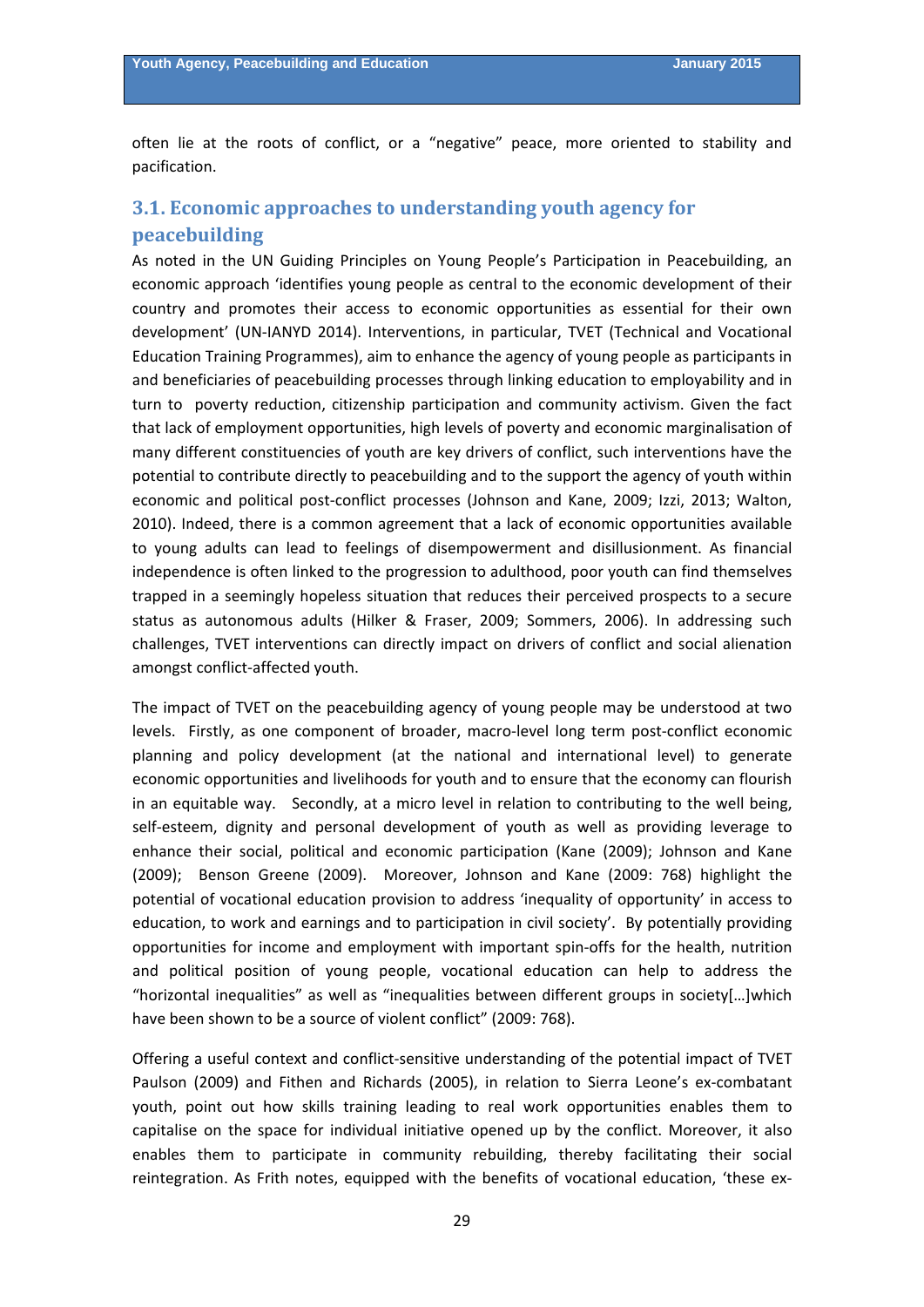often lie at the roots of conflict, or a “negative” peace, more oriented to stability and pacification.

## 3.1. Economic approaches to understanding youth agency for peacebuilding

As noted in the UN Guiding Principles on Young People’s Participation in Peacebuilding, an economic approach ‘identifies young people as central to the economic development of their country and promotes their access to economic opportunities as essential for their own development’ (UN-IANYD 2014). Interventions, in particular, TVET (Technical and Vocational Education Training Programmes), aim to enhance the agency of young people as participants in and beneficiaries of peacebuilding processes through linking education to employability and in turn to poverty reduction, citizenship participation and community activism. Given the fact that lack of employment opportunities, high levels of poverty and economic marginalisation of many different constituencies of youth are key drivers of conflict, such interventions have the potential to contribute directly to peacebuilding and to the support the agency of youth within economic and political post-conflict processes (Johnson and Kane, 2009; Izzi, 2013; Walton, 2010). Indeed, there is a common agreement that a lack of economic opportunities available to young adults can lead to feelings of disempowerment and disillusionment. As financial independence is often linked to the progression to adulthood, poor youth can find themselves trapped in a seemingly hopeless situation that reduces their perceived prospects to a secure status as autonomous adults (Hilker & Fraser, 2009; Sommers, 2006). In addressing such challenges, TVET interventions can directly impact on drivers of conflict and social alienation amongst conflict-affected youth.

The impact of TVET on the peacebuilding agency of young people may be understood at two levels. Firstly, as one component of broader, macro-level long term post-conflict economic planning and policy development (at the national and international level) to generate economic opportunities and livelihoods for youth and to ensure that the economy can flourish in an equitable way. Secondly, at a micro level in relation to contributing to the well being, self-esteem, dignity and personal development of youth as well as providing leverage to enhance their social, political and economic participation (Kane (2009); Johnson and Kane (2009); Benson Greene (2009). Moreover, Johnson and Kane (2009: 768) highlight the potential of vocational education provision to address ‘inequality of opportunity’ in access to education, to work and earnings and to participation in civil society’. By potentially providing opportunities for income and employment with important spin-offs for the health, nutrition and political position of young people, vocational education can help to address the “horizontal inequalities” as well as “inequalities between different groups in society[…]which have been shown to be a source of violent conflict” (2009: 768).

Offering a useful context and conflict-sensitive understanding of the potential impact of TVET Paulson (2009) and Fithen and Richards (2005), in relation to Sierra Leone’s ex-combatant youth, point out how skills training leading to real work opportunities enables them to capitalise on the space for individual initiative opened up by the conflict. Moreover, it also enables them to participate in community rebuilding, thereby facilitating their social reintegration. As Frith notes, equipped with the benefits of vocational education, ‘these ex-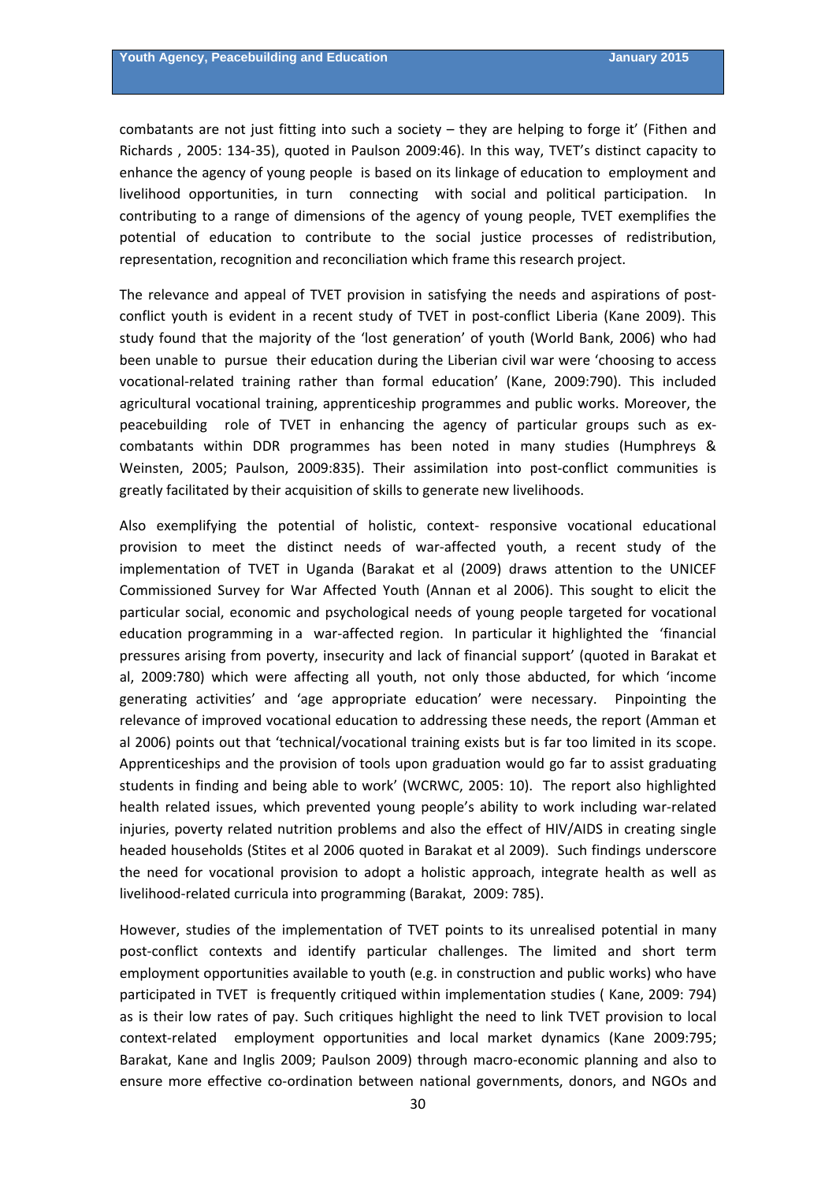combatants are not just fitting into such a society – they are helping to forge it' (Fithen and Richards , 2005: 134-35), quoted in Paulson 2009:46). In this way, TVET's distinct capacity to enhance the agency of young people is based on its linkage of education to employment and livelihood opportunities, in turn connecting with social and political participation. In contributing to a range of dimensions of the agency of young people, TVET exemplifies the potential of education to contribute to the social justice processes of redistribution, representation, recognition and reconciliation which frame this research project.

The relevance and appeal of TVET provision in satisfying the needs and aspirations of post-conflict youth is evident in a recent study of TVET in post-conflict Liberia (Kane 2009). This study found that the majority of the 'lost generation' of youth (World Bank, 2006) who had been unable to pursue their education during the Liberian civil war were 'choosing to access vocational-related training rather than formal education' (Kane, 2009:790). This included agricultural vocational training, apprenticeship programmes and public works. Moreover, the peacebuilding role of TVET in enhancing the agency of particular groups such as ex-combatants within DDR programmes has been noted in many studies (Humphreys & Weinsten, 2005; Paulson, 2009:835). Their assimilation into post-conflict communities is greatly facilitated by their acquisition of skills to generate new livelihoods.

Also exemplifying the potential of holistic, context- responsive vocational educational provision to meet the distinct needs of war-affected youth, a recent study of the implementation of TVET in Uganda (Barakat et al (2009) draws attention to the UNICEF Commissioned Survey for War Affected Youth (Annan et al 2006). This sought to elicit the particular social, economic and psychological needs of young people targeted for vocational education programming in a war-affected region. In particular it highlighted the 'financial pressures arising from poverty, insecurity and lack of financial support' (quoted in Barakat et al, 2009:780) which were affecting all youth, not only those abducted, for which 'income generating activities' and 'age appropriate education' were necessary. Pinpointing the relevance of improved vocational education to addressing these needs, the report (Amman et al 2006) points out that 'technical/vocational training exists but is far too limited in its scope. Apprenticeships and the provision of tools upon graduation would go far to assist graduating students in finding and being able to work' (WCRWC, 2005: 10). The report also highlighted health related issues, which prevented young people's ability to work including war-related injuries, poverty related nutrition problems and also the effect of HIV/AIDS in creating single headed households (Stites et al 2006 quoted in Barakat et al 2009). Such findings underscore the need for vocational provision to adopt a holistic approach, integrate health as well as livelihood-related curricula into programming (Barakat, 2009: 785).

However, studies of the implementation of TVET points to its unrealised potential in many post-conflict contexts and identify particular challenges. The limited and short term employment opportunities available to youth (e.g. in construction and public works) who have participated in TVET is frequently critiqued within implementation studies ( Kane, 2009: 794) as is their low rates of pay. Such critiques highlight the need to link TVET provision to local context-related employment opportunities and local market dynamics (Kane 2009:795; Barakat, Kane and Inglis 2009; Paulson 2009) through macro-economic planning and also to ensure more effective co-ordination between national governments, donors, and NGOs and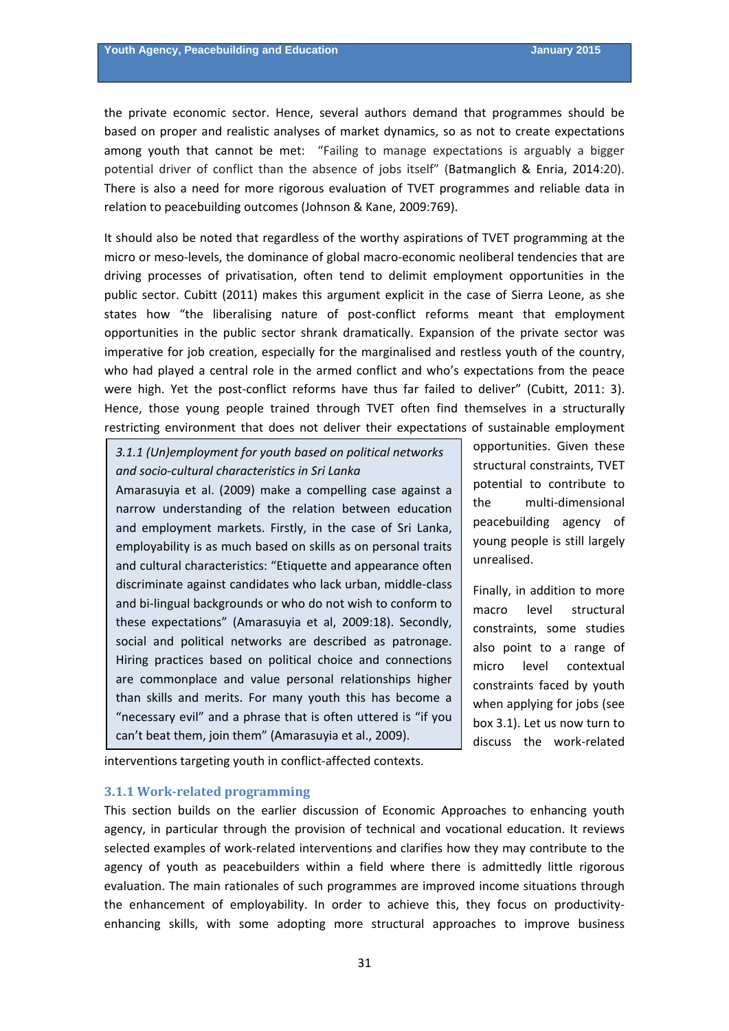the private economic sector. Hence, several authors demand that programmes should be based on proper and realistic analyses of market dynamics, so as not to create expectations among youth that cannot be met: "Failing to manage expectations is arguably a bigger potential driver of conflict than the absence of jobs itself" (Batmanglich & Enria, 2014:20). There is also a need for more rigorous evaluation of TVET programmes and reliable data in relation to peacebuilding outcomes (Johnson & Kane, 2009:769).

It should also be noted that regardless of the worthy aspirations of TVET programming at the micro or meso-levels, the dominance of global macro-economic neoliberal tendencies that are driving processes of privatisation, often tend to delimit employment opportunities in the public sector. Cubitt (2011) makes this argument explicit in the case of Sierra Leone, as she states how "the liberalising nature of post-conflict reforms meant that employment opportunities in the public sector shrank dramatically. Expansion of the private sector was imperative for job creation, especially for the marginalised and restless youth of the country, who had played a central role in the armed conflict and who's expectations from the peace were high. Yet the post-conflict reforms have thus far failed to deliver" (Cubitt, 2011: 3). Hence, those young people trained through TVET often find themselves in a structurally restricting environment that does not deliver their expectations of sustainable employment opportunities. Given these structural constraints, TVET potential to contribute to the multi-dimensional peacebuilding agency of young people is still largely unrealised.

Finally, in addition to more macro level structural constraints, some studies also point to a range of micro level contextual constraints faced by youth when applying for jobs (see box 3.1). Let us now turn to discuss the work-related interventions targeting youth in conflict-affected contexts.

> *3.1.1 (Un)employment for youth based on political networks and socio-cultural characteristics in Sri Lanka*
>
> Amarasuyia et al. (2009) make a compelling case against a narrow understanding of the relation between education and employment markets. Firstly, in the case of Sri Lanka, employability is as much based on skills as on personal traits and cultural characteristics: "Etiquette and appearance often discriminate against candidates who lack urban, middle-class and bi-lingual backgrounds or who do not wish to conform to these expectations" (Amarasuyia et al, 2009:18). Secondly, social and political networks are described as patronage. Hiring practices based on political choice and connections are commonplace and value personal relationships higher than skills and merits. For many youth this has become a "necessary evil" and a phrase that is often uttered is "if you can't beat them, join them" (Amarasuyia et al., 2009).

### 3.1.1 Work-related programming

This section builds on the earlier discussion of Economic Approaches to enhancing youth agency, in particular through the provision of technical and vocational education. It reviews selected examples of work-related interventions and clarifies how they may contribute to the agency of youth as peacebuilders within a field where there is admittedly little rigorous evaluation. The main rationales of such programmes are improved income situations through the enhancement of employability. In order to achieve this, they focus on productivity-enhancing skills, with some adopting more structural approaches to improve business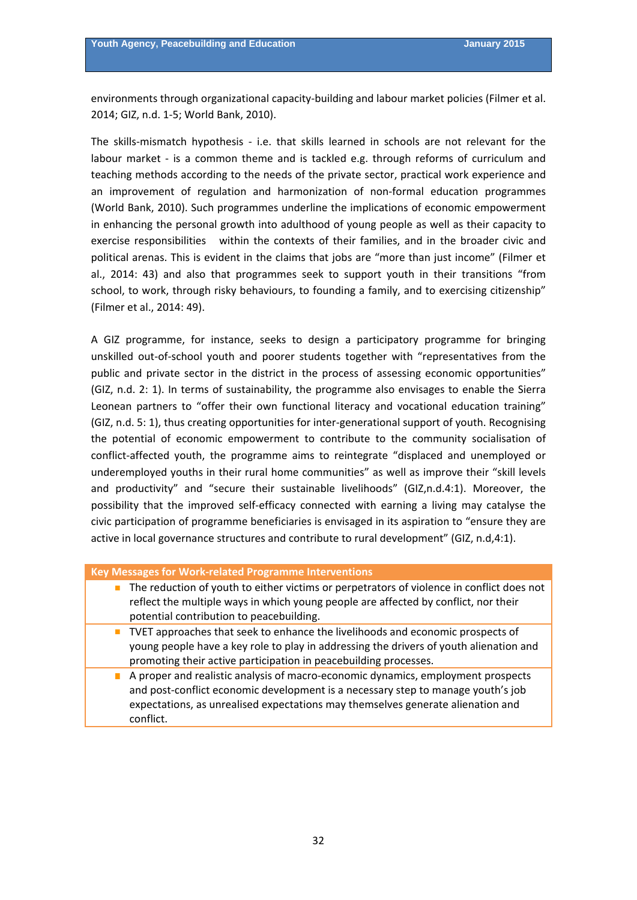environments through organizational capacity-building and labour market policies (Filmer et al. 2014; GIZ, n.d. 1-5; World Bank, 2010).

The skills-mismatch hypothesis - i.e. that skills learned in schools are not relevant for the labour market - is a common theme and is tackled e.g. through reforms of curriculum and teaching methods according to the needs of the private sector, practical work experience and an improvement of regulation and harmonization of non-formal education programmes (World Bank, 2010). Such programmes underline the implications of economic empowerment in enhancing the personal growth into adulthood of young people as well as their capacity to exercise responsibilities within the contexts of their families, and in the broader civic and political arenas. This is evident in the claims that jobs are "more than just income" (Filmer et al., 2014: 43) and also that programmes seek to support youth in their transitions "from school, to work, through risky behaviours, to founding a family, and to exercising citizenship" (Filmer et al., 2014: 49).

A GIZ programme, for instance, seeks to design a participatory programme for bringing unskilled out-of-school youth and poorer students together with "representatives from the public and private sector in the district in the process of assessing economic opportunities" (GIZ, n.d. 2: 1). In terms of sustainability, the programme also envisages to enable the Sierra Leonean partners to "offer their own functional literacy and vocational education training" (GIZ, n.d. 5: 1), thus creating opportunities for inter-generational support of youth. Recognising the potential of economic empowerment to contribute to the community socialisation of conflict-affected youth, the programme aims to reintegrate "displaced and unemployed or underemployed youths in their rural home communities" as well as improve their "skill levels and productivity" and "secure their sustainable livelihoods" (GIZ,n.d.4:1). Moreover, the possibility that the improved self-efficacy connected with earning a living may catalyse the civic participation of programme beneficiaries is envisaged in its aspiration to "ensure they are active in local governance structures and contribute to rural development" (GIZ, n.d,4:1).

| **Key Messages for Work-related Programme Interventions** |
|---|
| ■ The reduction of youth to either victims or perpetrators of violence in conflict does not reflect the multiple ways in which young people are affected by conflict, nor their potential contribution to peacebuilding. |
| ■ TVET approaches that seek to enhance the livelihoods and economic prospects of young people have a key role to play in addressing the drivers of youth alienation and promoting their active participation in peacebuilding processes. |
| ■ A proper and realistic analysis of macro-economic dynamics, employment prospects and post-conflict economic development is a necessary step to manage youth's job expectations, as unrealised expectations may themselves generate alienation and conflict. |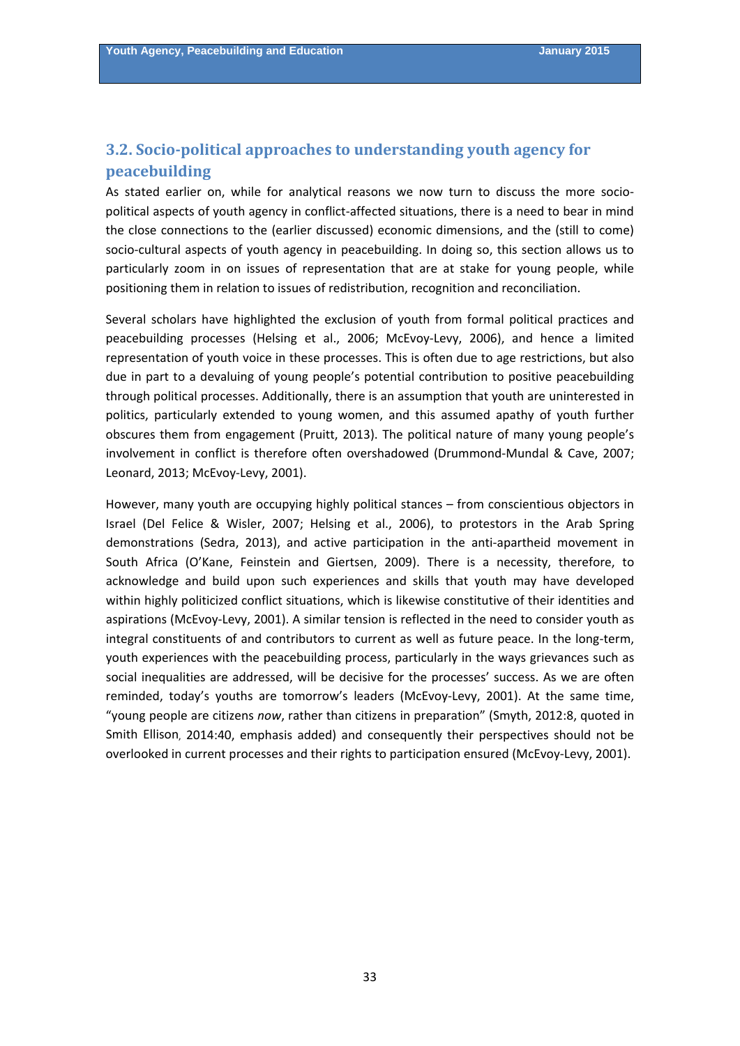## 3.2. Socio-political approaches to understanding youth agency for peacebuilding

As stated earlier on, while for analytical reasons we now turn to discuss the more socio-political aspects of youth agency in conflict-affected situations, there is a need to bear in mind the close connections to the (earlier discussed) economic dimensions, and the (still to come) socio-cultural aspects of youth agency in peacebuilding. In doing so, this section allows us to particularly zoom in on issues of representation that are at stake for young people, while positioning them in relation to issues of redistribution, recognition and reconciliation.

Several scholars have highlighted the exclusion of youth from formal political practices and peacebuilding processes (Helsing et al., 2006; McEvoy-Levy, 2006), and hence a limited representation of youth voice in these processes. This is often due to age restrictions, but also due in part to a devaluing of young people's potential contribution to positive peacebuilding through political processes. Additionally, there is an assumption that youth are uninterested in politics, particularly extended to young women, and this assumed apathy of youth further obscures them from engagement (Pruitt, 2013). The political nature of many young people's involvement in conflict is therefore often overshadowed (Drummond-Mundal & Cave, 2007; Leonard, 2013; McEvoy-Levy, 2001).

However, many youth are occupying highly political stances – from conscientious objectors in Israel (Del Felice & Wisler, 2007; Helsing et al., 2006), to protestors in the Arab Spring demonstrations (Sedra, 2013), and active participation in the anti-apartheid movement in South Africa (O'Kane, Feinstein and Giertsen, 2009). There is a necessity, therefore, to acknowledge and build upon such experiences and skills that youth may have developed within highly politicized conflict situations, which is likewise constitutive of their identities and aspirations (McEvoy-Levy, 2001). A similar tension is reflected in the need to consider youth as integral constituents of and contributors to current as well as future peace. In the long-term, youth experiences with the peacebuilding process, particularly in the ways grievances such as social inequalities are addressed, will be decisive for the processes' success. As we are often reminded, today's youths are tomorrow's leaders (McEvoy-Levy, 2001). At the same time, "young people are citizens *now*, rather than citizens in preparation" (Smyth, 2012:8, quoted in Smith Ellison, 2014:40, emphasis added) and consequently their perspectives should not be overlooked in current processes and their rights to participation ensured (McEvoy-Levy, 2001).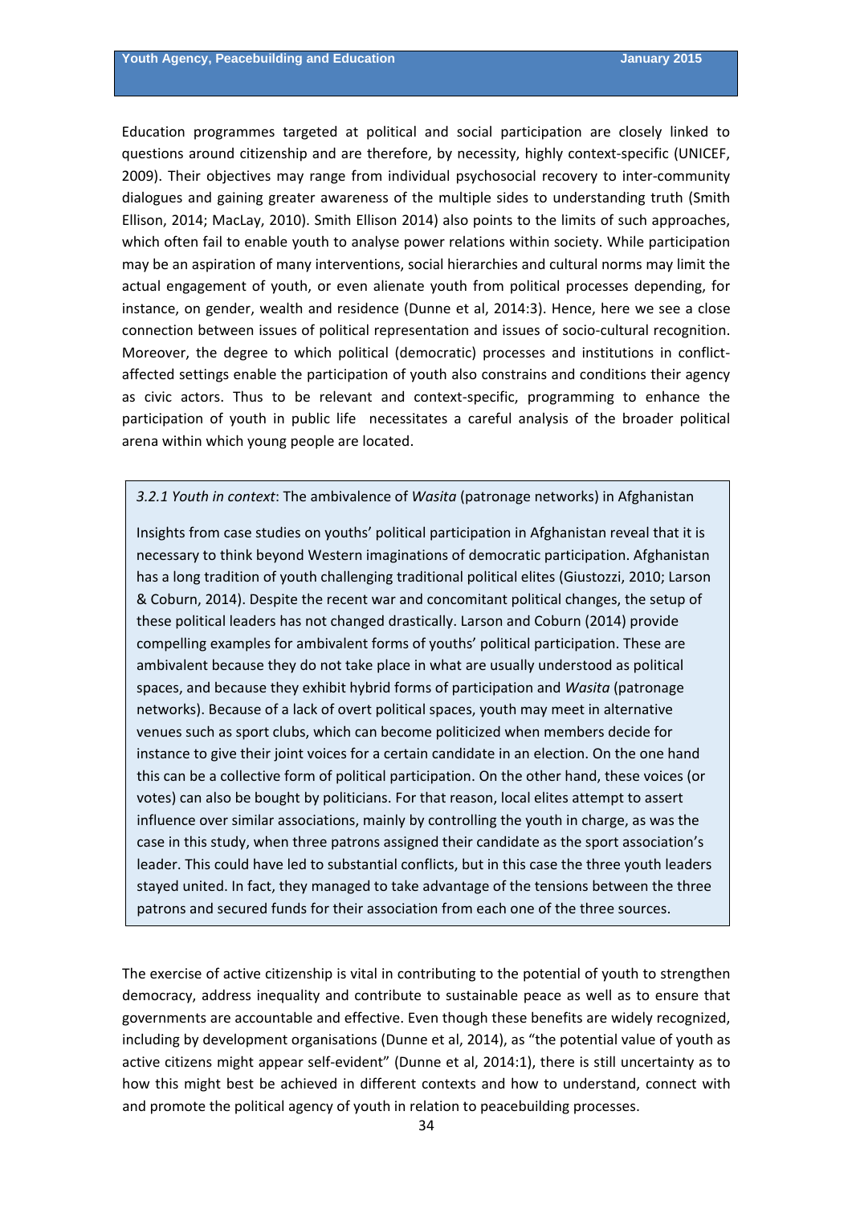Education programmes targeted at political and social participation are closely linked to questions around citizenship and are therefore, by necessity, highly context-specific (UNICEF, 2009). Their objectives may range from individual psychosocial recovery to inter-community dialogues and gaining greater awareness of the multiple sides to understanding truth (Smith Ellison, 2014; MacLay, 2010). Smith Ellison 2014) also points to the limits of such approaches, which often fail to enable youth to analyse power relations within society. While participation may be an aspiration of many interventions, social hierarchies and cultural norms may limit the actual engagement of youth, or even alienate youth from political processes depending, for instance, on gender, wealth and residence (Dunne et al, 2014:3). Hence, here we see a close connection between issues of political representation and issues of socio-cultural recognition. Moreover, the degree to which political (democratic) processes and institutions in conflict-affected settings enable the participation of youth also constrains and conditions their agency as civic actors. Thus to be relevant and context-specific, programming to enhance the participation of youth in public life necessitates a careful analysis of the broader political arena within which young people are located.

> *3.2.1 Youth in context*: The ambivalence of *Wasita* (patronage networks) in Afghanistan
>
> Insights from case studies on youths' political participation in Afghanistan reveal that it is necessary to think beyond Western imaginations of democratic participation. Afghanistan has a long tradition of youth challenging traditional political elites (Giustozzi, 2010; Larson & Coburn, 2014). Despite the recent war and concomitant political changes, the setup of these political leaders has not changed drastically. Larson and Coburn (2014) provide compelling examples for ambivalent forms of youths' political participation. These are ambivalent because they do not take place in what are usually understood as political spaces, and because they exhibit hybrid forms of participation and *Wasita* (patronage networks). Because of a lack of overt political spaces, youth may meet in alternative venues such as sport clubs, which can become politicized when members decide for instance to give their joint voices for a certain candidate in an election. On the one hand this can be a collective form of political participation. On the other hand, these voices (or votes) can also be bought by politicians. For that reason, local elites attempt to assert influence over similar associations, mainly by controlling the youth in charge, as was the case in this study, when three patrons assigned their candidate as the sport association's leader. This could have led to substantial conflicts, but in this case the three youth leaders stayed united. In fact, they managed to take advantage of the tensions between the three patrons and secured funds for their association from each one of the three sources.

The exercise of active citizenship is vital in contributing to the potential of youth to strengthen democracy, address inequality and contribute to sustainable peace as well as to ensure that governments are accountable and effective. Even though these benefits are widely recognized, including by development organisations (Dunne et al, 2014), as "the potential value of youth as active citizens might appear self-evident" (Dunne et al, 2014:1), there is still uncertainty as to how this might best be achieved in different contexts and how to understand, connect with and promote the political agency of youth in relation to peacebuilding processes.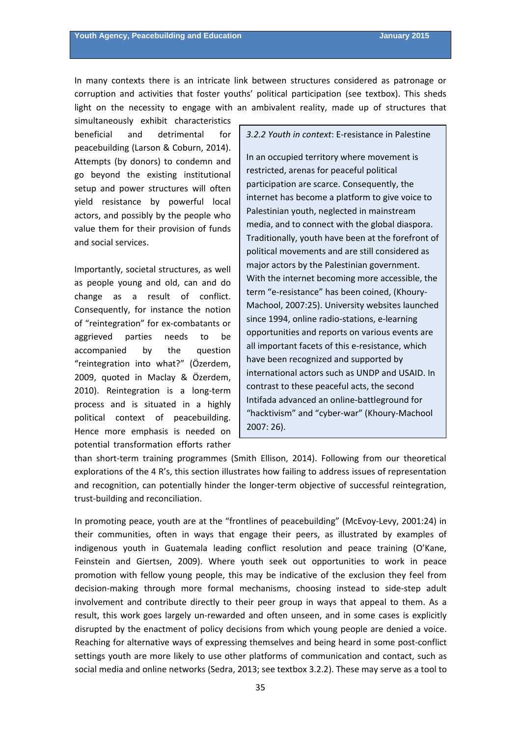In many contexts there is an intricate link between structures considered as patronage or corruption and activities that foster youths' political participation (see textbox). This sheds light on the necessity to engage with an ambivalent reality, made up of structures that simultaneously exhibit characteristics beneficial and detrimental for peacebuilding (Larson & Coburn, 2014). Attempts (by donors) to condemn and go beyond the existing institutional setup and power structures will often yield resistance by powerful local actors, and possibly by the people who value them for their provision of funds and social services.

Importantly, societal structures, as well as people young and old, can and do change as a result of conflict. Consequently, for instance the notion of "reintegration" for ex-combatants or aggrieved parties needs to be accompanied by the question "reintegration into what?" (Özerdem, 2009, quoted in Maclay & Özerdem, 2010). Reintegration is a long-term process and is situated in a highly political context of peacebuilding. Hence more emphasis is needed on potential transformation efforts rather than short-term training programmes (Smith Ellison, 2014). Following from our theoretical explorations of the 4 R's, this section illustrates how failing to address issues of representation and recognition, can potentially hinder the longer-term objective of successful reintegration, trust-building and reconciliation.

> *3.2.2 Youth in context*: E-resistance in Palestine
>
> In an occupied territory where movement is restricted, arenas for peaceful political participation are scarce. Consequently, the internet has become a platform to give voice to Palestinian youth, neglected in mainstream media, and to connect with the global diaspora. Traditionally, youth have been at the forefront of political movements and are still considered as major actors by the Palestinian government. With the internet becoming more accessible, the term "e-resistance" has been coined, (Khoury-Machool, 2007:25). University websites launched since 1994, online radio-stations, e-learning opportunities and reports on various events are all important facets of this e-resistance, which have been recognized and supported by international actors such as UNDP and USAID. In contrast to these peaceful acts, the second Intifada advanced an online-battleground for "hacktivism" and "cyber-war" (Khoury-Machool 2007: 26).

In promoting peace, youth are at the "frontlines of peacebuilding" (McEvoy-Levy, 2001:24) in their communities, often in ways that engage their peers, as illustrated by examples of indigenous youth in Guatemala leading conflict resolution and peace training (O'Kane, Feinstein and Giertsen, 2009). Where youth seek out opportunities to work in peace promotion with fellow young people, this may be indicative of the exclusion they feel from decision-making through more formal mechanisms, choosing instead to side-step adult involvement and contribute directly to their peer group in ways that appeal to them. As a result, this work goes largely un-rewarded and often unseen, and in some cases is explicitly disrupted by the enactment of policy decisions from which young people are denied a voice. Reaching for alternative ways of expressing themselves and being heard in some post-conflict settings youth are more likely to use other platforms of communication and contact, such as social media and online networks (Sedra, 2013; see textbox 3.2.2). These may serve as a tool to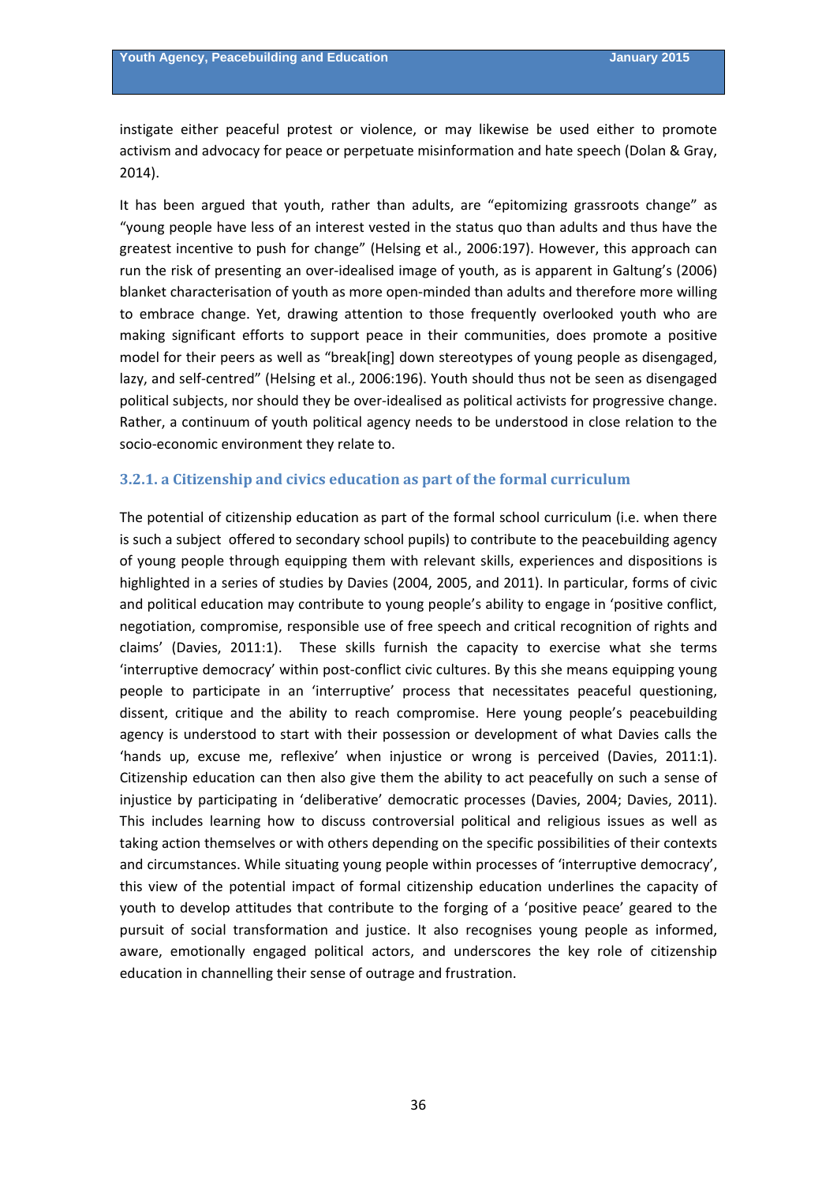instigate either peaceful protest or violence, or may likewise be used either to promote activism and advocacy for peace or perpetuate misinformation and hate speech (Dolan & Gray, 2014).

It has been argued that youth, rather than adults, are "epitomizing grassroots change" as "young people have less of an interest vested in the status quo than adults and thus have the greatest incentive to push for change" (Helsing et al., 2006:197). However, this approach can run the risk of presenting an over-idealised image of youth, as is apparent in Galtung's (2006) blanket characterisation of youth as more open-minded than adults and therefore more willing to embrace change. Yet, drawing attention to those frequently overlooked youth who are making significant efforts to support peace in their communities, does promote a positive model for their peers as well as "break[ing] down stereotypes of young people as disengaged, lazy, and self-centred" (Helsing et al., 2006:196). Youth should thus not be seen as disengaged political subjects, nor should they be over-idealised as political activists for progressive change. Rather, a continuum of youth political agency needs to be understood in close relation to the socio-economic environment they relate to.

### 3.2.1. a Citizenship and civics education as part of the formal curriculum

The potential of citizenship education as part of the formal school curriculum (i.e. when there is such a subject offered to secondary school pupils) to contribute to the peacebuilding agency of young people through equipping them with relevant skills, experiences and dispositions is highlighted in a series of studies by Davies (2004, 2005, and 2011). In particular, forms of civic and political education may contribute to young people's ability to engage in 'positive conflict, negotiation, compromise, responsible use of free speech and critical recognition of rights and claims' (Davies, 2011:1). These skills furnish the capacity to exercise what she terms 'interruptive democracy' within post-conflict civic cultures. By this she means equipping young people to participate in an 'interruptive' process that necessitates peaceful questioning, dissent, critique and the ability to reach compromise. Here young people's peacebuilding agency is understood to start with their possession or development of what Davies calls the 'hands up, excuse me, reflexive' when injustice or wrong is perceived (Davies, 2011:1). Citizenship education can then also give them the ability to act peacefully on such a sense of injustice by participating in 'deliberative' democratic processes (Davies, 2004; Davies, 2011). This includes learning how to discuss controversial political and religious issues as well as taking action themselves or with others depending on the specific possibilities of their contexts and circumstances. While situating young people within processes of 'interruptive democracy', this view of the potential impact of formal citizenship education underlines the capacity of youth to develop attitudes that contribute to the forging of a 'positive peace' geared to the pursuit of social transformation and justice. It also recognises young people as informed, aware, emotionally engaged political actors, and underscores the key role of citizenship education in channelling their sense of outrage and frustration.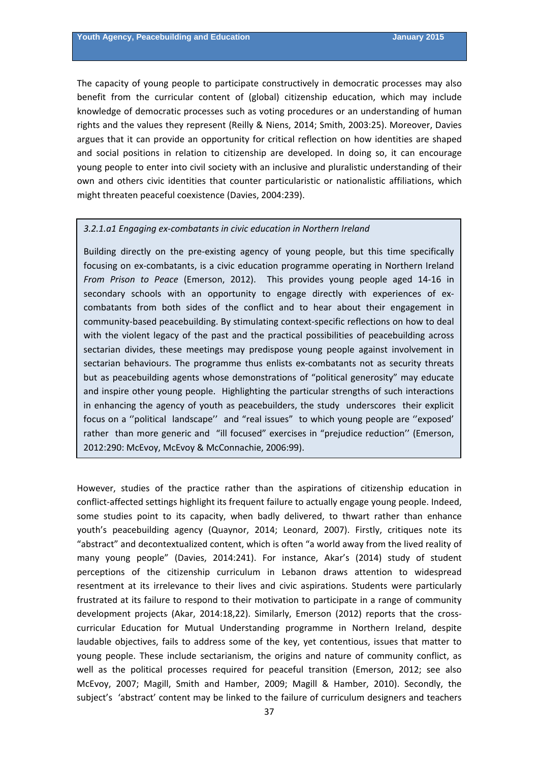The capacity of young people to participate constructively in democratic processes may also benefit from the curricular content of (global) citizenship education, which may include knowledge of democratic processes such as voting procedures or an understanding of human rights and the values they represent (Reilly & Niens, 2014; Smith, 2003:25). Moreover, Davies argues that it can provide an opportunity for critical reflection on how identities are shaped and social positions in relation to citizenship are developed. In doing so, it can encourage young people to enter into civil society with an inclusive and pluralistic understanding of their own and others civic identities that counter particularistic or nationalistic affiliations, which might threaten peaceful coexistence (Davies, 2004:239).

> *3.2.1.a1 Engaging ex-combatants in civic education in Northern Ireland*
>
> Building directly on the pre-existing agency of young people, but this time specifically focusing on ex-combatants, is a civic education programme operating in Northern Ireland *From Prison to Peace* (Emerson, 2012). This provides young people aged 14-16 in secondary schools with an opportunity to engage directly with experiences of ex-combatants from both sides of the conflict and to hear about their engagement in community-based peacebuilding. By stimulating context-specific reflections on how to deal with the violent legacy of the past and the practical possibilities of peacebuilding across sectarian divides, these meetings may predispose young people against involvement in sectarian behaviours. The programme thus enlists ex-combatants not as security threats but as peacebuilding agents whose demonstrations of "political generosity" may educate and inspire other young people. Highlighting the particular strengths of such interactions in enhancing the agency of youth as peacebuilders, the study underscores their explicit focus on a ''political landscape'' and "real issues" to which young people are ''exposed' rather than more generic and "ill focused" exercises in "prejudice reduction'' (Emerson, 2012:290: McEvoy, McEvoy & McConnachie, 2006:99).

However, studies of the practice rather than the aspirations of citizenship education in conflict-affected settings highlight its frequent failure to actually engage young people. Indeed, some studies point to its capacity, when badly delivered, to thwart rather than enhance youth's peacebuilding agency (Quaynor, 2014; Leonard, 2007). Firstly, critiques note its "abstract" and decontextualized content, which is often "a world away from the lived reality of many young people" (Davies, 2014:241). For instance, Akar's (2014) study of student perceptions of the citizenship curriculum in Lebanon draws attention to widespread resentment at its irrelevance to their lives and civic aspirations. Students were particularly frustrated at its failure to respond to their motivation to participate in a range of community development projects (Akar, 2014:18,22). Similarly, Emerson (2012) reports that the cross-curricular Education for Mutual Understanding programme in Northern Ireland, despite laudable objectives, fails to address some of the key, yet contentious, issues that matter to young people. These include sectarianism, the origins and nature of community conflict, as well as the political processes required for peaceful transition (Emerson, 2012; see also McEvoy, 2007; Magill, Smith and Hamber, 2009; Magill & Hamber, 2010). Secondly, the subject's 'abstract' content may be linked to the failure of curriculum designers and teachers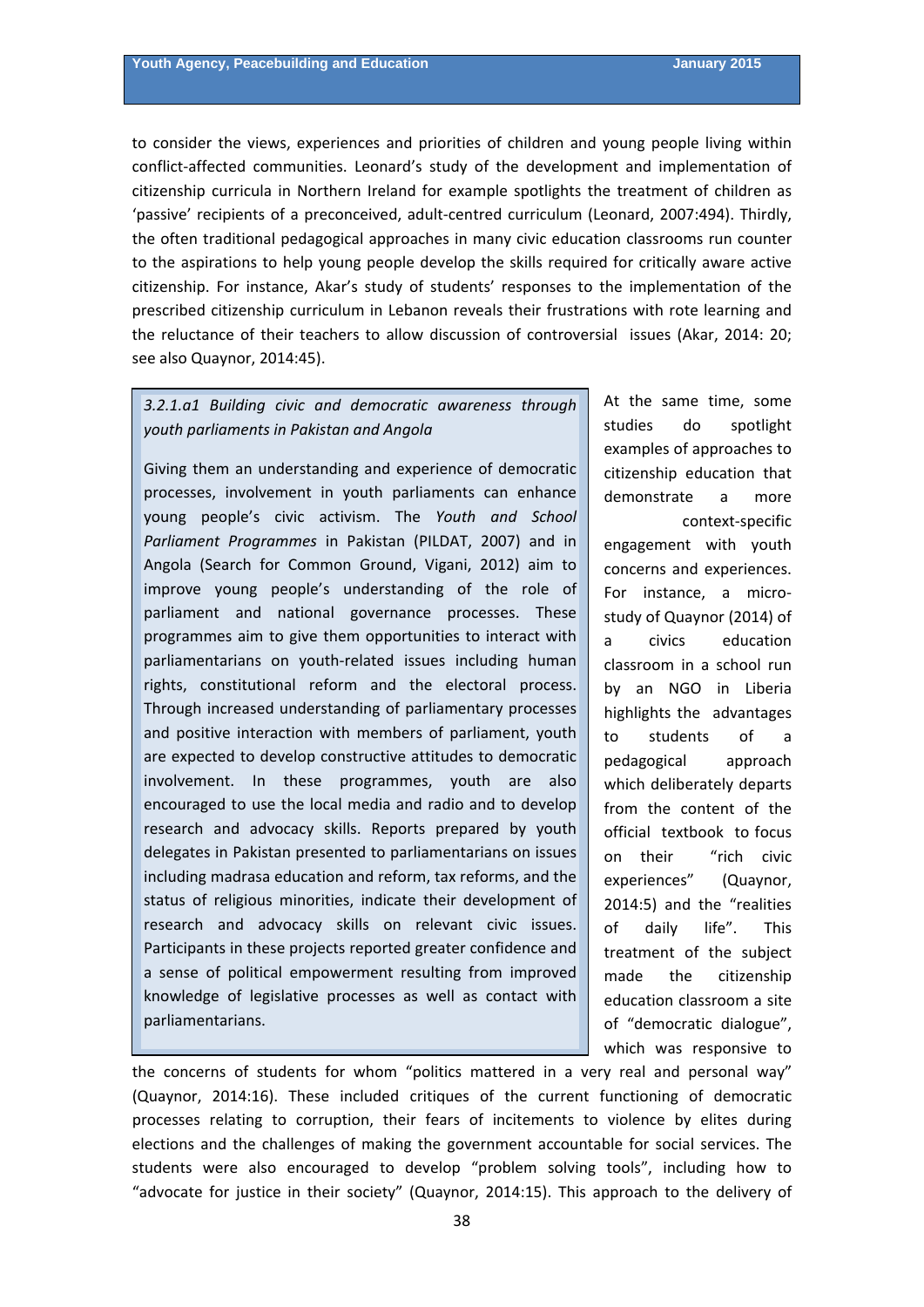to consider the views, experiences and priorities of children and young people living within conflict-affected communities. Leonard's study of the development and implementation of citizenship curricula in Northern Ireland for example spotlights the treatment of children as 'passive' recipients of a preconceived, adult-centred curriculum (Leonard, 2007:494). Thirdly, the often traditional pedagogical approaches in many civic education classrooms run counter to the aspirations to help young people develop the skills required for critically aware active citizenship. For instance, Akar's study of students' responses to the implementation of the prescribed citizenship curriculum in Lebanon reveals their frustrations with rote learning and the reluctance of their teachers to allow discussion of controversial issues (Akar, 2014: 20; see also Quaynor, 2014:45).

> *3.2.1.a1 Building civic and democratic awareness through youth parliaments in Pakistan and Angola*
>
> Giving them an understanding and experience of democratic processes, involvement in youth parliaments can enhance young people's civic activism. The *Youth and School Parliament Programmes* in Pakistan (PILDAT, 2007) and in Angola (Search for Common Ground, Vigani, 2012) aim to improve young people's understanding of the role of parliament and national governance processes. These programmes aim to give them opportunities to interact with parliamentarians on youth-related issues including human rights, constitutional reform and the electoral process. Through increased understanding of parliamentary processes and positive interaction with members of parliament, youth are expected to develop constructive attitudes to democratic involvement. In these programmes, youth are also encouraged to use the local media and radio and to develop research and advocacy skills. Reports prepared by youth delegates in Pakistan presented to parliamentarians on issues including madrasa education and reform, tax reforms, and the status of religious minorities, indicate their development of research and advocacy skills on relevant civic issues. Participants in these projects reported greater confidence and a sense of political empowerment resulting from improved knowledge of legislative processes as well as contact with parliamentarians.

At the same time, some studies do spotlight examples of approaches to citizenship education that demonstrate a more context-specific engagement with youth concerns and experiences. For instance, a micro-study of Quaynor (2014) of a civics education classroom in a school run by an NGO in Liberia highlights the advantages to students of a pedagogical approach which deliberately departs from the content of the official textbook to focus on their "rich civic experiences" (Quaynor, 2014:5) and the "realities of daily life". This treatment of the subject made the citizenship education classroom a site of "democratic dialogue", which was responsive to the concerns of students for whom "politics mattered in a very real and personal way" (Quaynor, 2014:16). These included critiques of the current functioning of democratic processes relating to corruption, their fears of incitements to violence by elites during elections and the challenges of making the government accountable for social services. The students were also encouraged to develop "problem solving tools", including how to "advocate for justice in their society" (Quaynor, 2014:15). This approach to the delivery of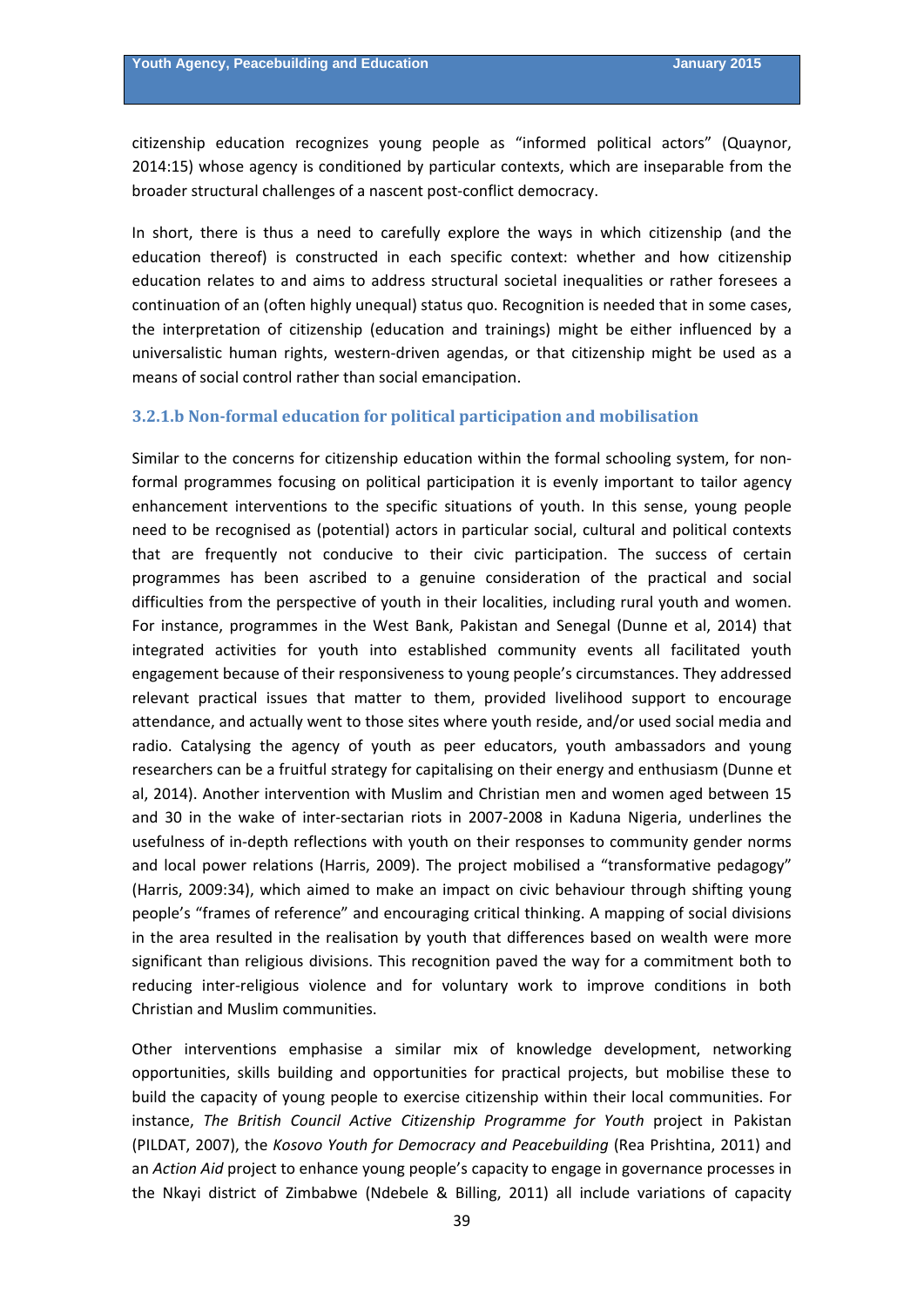citizenship education recognizes young people as "informed political actors" (Quaynor, 2014:15) whose agency is conditioned by particular contexts, which are inseparable from the broader structural challenges of a nascent post-conflict democracy.

In short, there is thus a need to carefully explore the ways in which citizenship (and the education thereof) is constructed in each specific context: whether and how citizenship education relates to and aims to address structural societal inequalities or rather foresees a continuation of an (often highly unequal) status quo. Recognition is needed that in some cases, the interpretation of citizenship (education and trainings) might be either influenced by a universalistic human rights, western-driven agendas, or that citizenship might be used as a means of social control rather than social emancipation.

### 3.2.1.b Non-formal education for political participation and mobilisation

Similar to the concerns for citizenship education within the formal schooling system, for non-formal programmes focusing on political participation it is evenly important to tailor agency enhancement interventions to the specific situations of youth. In this sense, young people need to be recognised as (potential) actors in particular social, cultural and political contexts that are frequently not conducive to their civic participation. The success of certain programmes has been ascribed to a genuine consideration of the practical and social difficulties from the perspective of youth in their localities, including rural youth and women. For instance, programmes in the West Bank, Pakistan and Senegal (Dunne et al, 2014) that integrated activities for youth into established community events all facilitated youth engagement because of their responsiveness to young people's circumstances. They addressed relevant practical issues that matter to them, provided livelihood support to encourage attendance, and actually went to those sites where youth reside, and/or used social media and radio. Catalysing the agency of youth as peer educators, youth ambassadors and young researchers can be a fruitful strategy for capitalising on their energy and enthusiasm (Dunne et al, 2014). Another intervention with Muslim and Christian men and women aged between 15 and 30 in the wake of inter-sectarian riots in 2007-2008 in Kaduna Nigeria, underlines the usefulness of in-depth reflections with youth on their responses to community gender norms and local power relations (Harris, 2009). The project mobilised a "transformative pedagogy" (Harris, 2009:34), which aimed to make an impact on civic behaviour through shifting young people's "frames of reference" and encouraging critical thinking. A mapping of social divisions in the area resulted in the realisation by youth that differences based on wealth were more significant than religious divisions. This recognition paved the way for a commitment both to reducing inter-religious violence and for voluntary work to improve conditions in both Christian and Muslim communities.

Other interventions emphasise a similar mix of knowledge development, networking opportunities, skills building and opportunities for practical projects, but mobilise these to build the capacity of young people to exercise citizenship within their local communities. For instance, *The British Council Active Citizenship Programme for Youth* project in Pakistan (PILDAT, 2007), the *Kosovo Youth for Democracy and Peacebuilding* (Rea Prishtina, 2011) and an *Action Aid* project to enhance young people's capacity to engage in governance processes in the Nkayi district of Zimbabwe (Ndebele & Billing, 2011) all include variations of capacity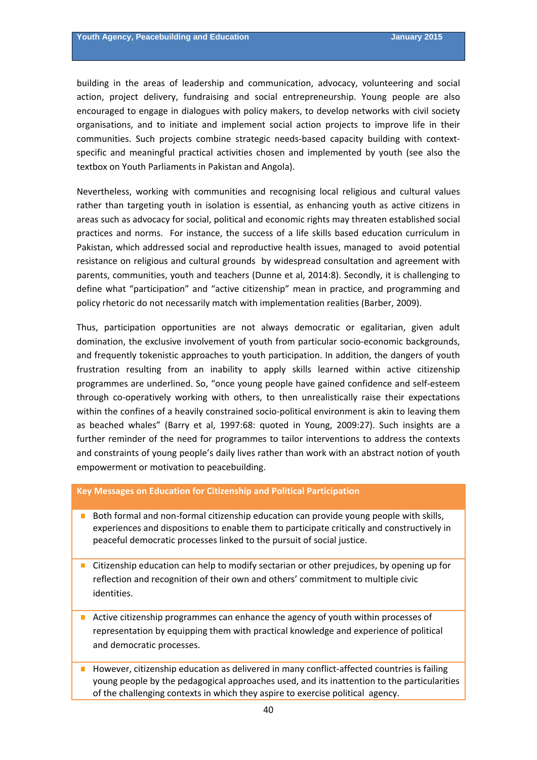building in the areas of leadership and communication, advocacy, volunteering and social action, project delivery, fundraising and social entrepreneurship. Young people are also encouraged to engage in dialogues with policy makers, to develop networks with civil society organisations, and to initiate and implement social action projects to improve life in their communities. Such projects combine strategic needs-based capacity building with context-specific and meaningful practical activities chosen and implemented by youth (see also the textbox on Youth Parliaments in Pakistan and Angola).

Nevertheless, working with communities and recognising local religious and cultural values rather than targeting youth in isolation is essential, as enhancing youth as active citizens in areas such as advocacy for social, political and economic rights may threaten established social practices and norms. For instance, the success of a life skills based education curriculum in Pakistan, which addressed social and reproductive health issues, managed to avoid potential resistance on religious and cultural grounds by widespread consultation and agreement with parents, communities, youth and teachers (Dunne et al, 2014:8). Secondly, it is challenging to define what "participation" and "active citizenship" mean in practice, and programming and policy rhetoric do not necessarily match with implementation realities (Barber, 2009).

Thus, participation opportunities are not always democratic or egalitarian, given adult domination, the exclusive involvement of youth from particular socio-economic backgrounds, and frequently tokenistic approaches to youth participation. In addition, the dangers of youth frustration resulting from an inability to apply skills learned within active citizenship programmes are underlined. So, "once young people have gained confidence and self-esteem through co-operatively working with others, to then unrealistically raise their expectations within the confines of a heavily constrained socio-political environment is akin to leaving them as beached whales" (Barry et al, 1997:68: quoted in Young, 2009:27). Such insights are a further reminder of the need for programmes to tailor interventions to address the contexts and constraints of young people's daily lives rather than work with an abstract notion of youth empowerment or motivation to peacebuilding.

**Key Messages on Education for Citizenship and Political Participation**

- Both formal and non-formal citizenship education can provide young people with skills, experiences and dispositions to enable them to participate critically and constructively in peaceful democratic processes linked to the pursuit of social justice.
- Citizenship education can help to modify sectarian or other prejudices, by opening up for reflection and recognition of their own and others' commitment to multiple civic identities.
- Active citizenship programmes can enhance the agency of youth within processes of representation by equipping them with practical knowledge and experience of political and democratic processes.
- However, citizenship education as delivered in many conflict-affected countries is failing young people by the pedagogical approaches used, and its inattention to the particularities of the challenging contexts in which they aspire to exercise political agency.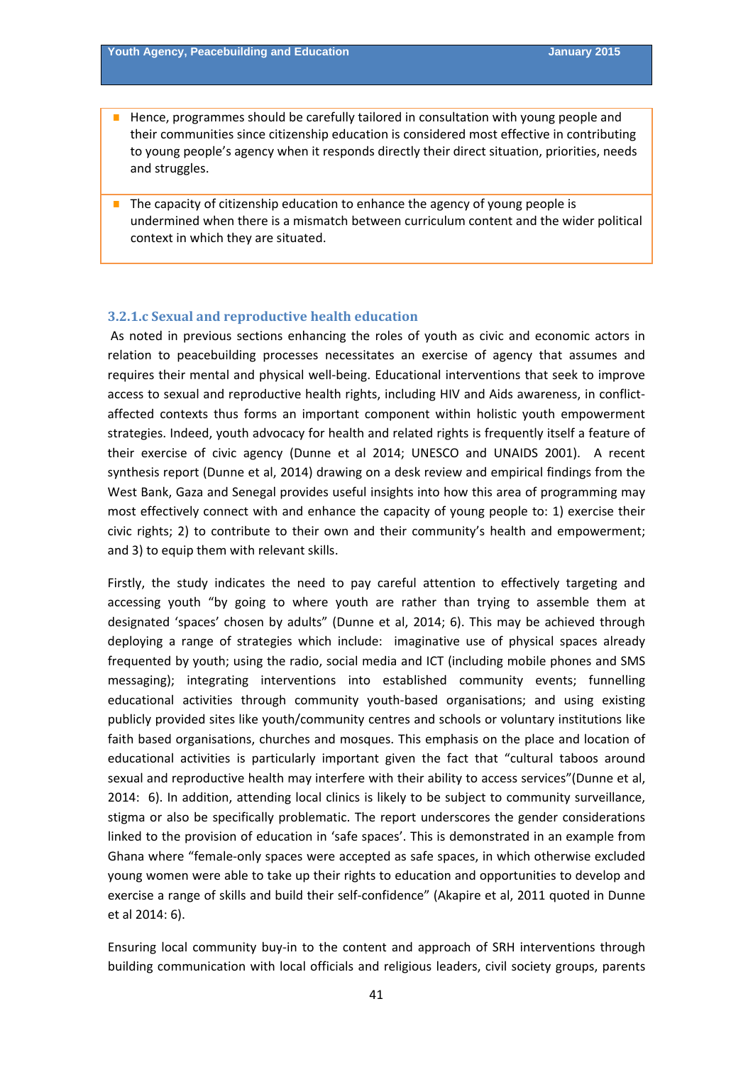- Hence, programmes should be carefully tailored in consultation with young people and their communities since citizenship education is considered most effective in contributing to young people's agency when it responds directly their direct situation, priorities, needs and struggles.

- The capacity of citizenship education to enhance the agency of young people is undermined when there is a mismatch between curriculum content and the wider political context in which they are situated.

### 3.2.1.c Sexual and reproductive health education

As noted in previous sections enhancing the roles of youth as civic and economic actors in relation to peacebuilding processes necessitates an exercise of agency that assumes and requires their mental and physical well-being. Educational interventions that seek to improve access to sexual and reproductive health rights, including HIV and Aids awareness, in conflict-affected contexts thus forms an important component within holistic youth empowerment strategies. Indeed, youth advocacy for health and related rights is frequently itself a feature of their exercise of civic agency (Dunne et al 2014; UNESCO and UNAIDS 2001). A recent synthesis report (Dunne et al, 2014) drawing on a desk review and empirical findings from the West Bank, Gaza and Senegal provides useful insights into how this area of programming may most effectively connect with and enhance the capacity of young people to: 1) exercise their civic rights; 2) to contribute to their own and their community's health and empowerment; and 3) to equip them with relevant skills.

Firstly, the study indicates the need to pay careful attention to effectively targeting and accessing youth "by going to where youth are rather than trying to assemble them at designated 'spaces' chosen by adults" (Dunne et al, 2014; 6). This may be achieved through deploying a range of strategies which include: imaginative use of physical spaces already frequented by youth; using the radio, social media and ICT (including mobile phones and SMS messaging); integrating interventions into established community events; funnelling educational activities through community youth-based organisations; and using existing publicly provided sites like youth/community centres and schools or voluntary institutions like faith based organisations, churches and mosques. This emphasis on the place and location of educational activities is particularly important given the fact that "cultural taboos around sexual and reproductive health may interfere with their ability to access services"(Dunne et al, 2014: 6). In addition, attending local clinics is likely to be subject to community surveillance, stigma or also be specifically problematic. The report underscores the gender considerations linked to the provision of education in 'safe spaces'. This is demonstrated in an example from Ghana where "female-only spaces were accepted as safe spaces, in which otherwise excluded young women were able to take up their rights to education and opportunities to develop and exercise a range of skills and build their self-confidence" (Akapire et al, 2011 quoted in Dunne et al 2014: 6).

Ensuring local community buy-in to the content and approach of SRH interventions through building communication with local officials and religious leaders, civil society groups, parents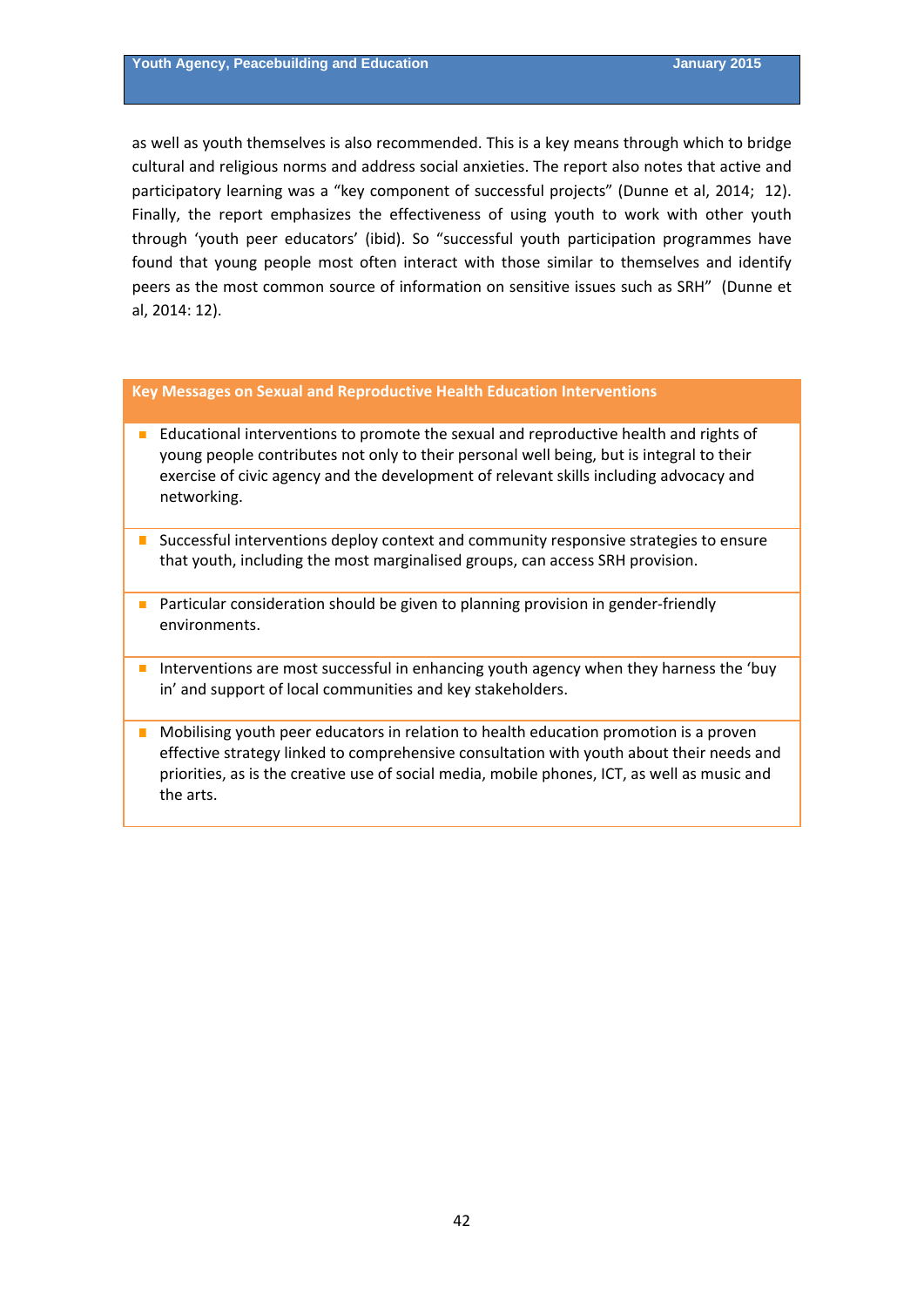as well as youth themselves is also recommended. This is a key means through which to bridge cultural and religious norms and address social anxieties. The report also notes that active and participatory learning was a "key component of successful projects" (Dunne et al, 2014; 12). Finally, the report emphasizes the effectiveness of using youth to work with other youth through 'youth peer educators' (ibid). So "successful youth participation programmes have found that young people most often interact with those similar to themselves and identify peers as the most common source of information on sensitive issues such as SRH" (Dunne et al, 2014: 12).

**Key Messages on Sexual and Reproductive Health Education Interventions**

- Educational interventions to promote the sexual and reproductive health and rights of young people contributes not only to their personal well being, but is integral to their exercise of civic agency and the development of relevant skills including advocacy and networking.
- Successful interventions deploy context and community responsive strategies to ensure that youth, including the most marginalised groups, can access SRH provision.
- Particular consideration should be given to planning provision in gender-friendly environments.
- Interventions are most successful in enhancing youth agency when they harness the 'buy in' and support of local communities and key stakeholders.
- Mobilising youth peer educators in relation to health education promotion is a proven effective strategy linked to comprehensive consultation with youth about their needs and priorities, as is the creative use of social media, mobile phones, ICT, as well as music and the arts.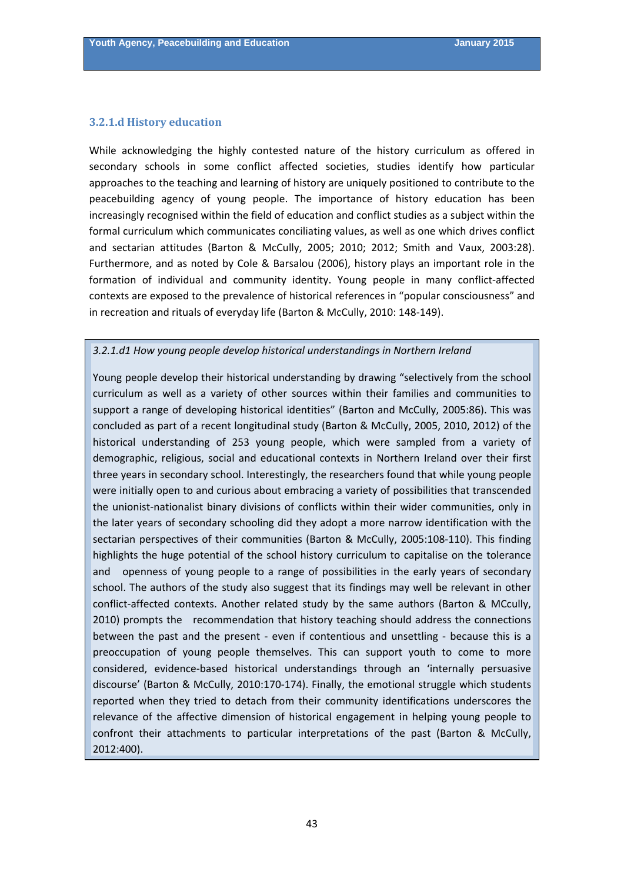### 3.2.1.d History education

While acknowledging the highly contested nature of the history curriculum as offered in secondary schools in some conflict affected societies, studies identify how particular approaches to the teaching and learning of history are uniquely positioned to contribute to the peacebuilding agency of young people. The importance of history education has been increasingly recognised within the field of education and conflict studies as a subject within the formal curriculum which communicates conciliating values, as well as one which drives conflict and sectarian attitudes (Barton & McCully, 2005; 2010; 2012; Smith and Vaux, 2003:28). Furthermore, and as noted by Cole & Barsalou (2006), history plays an important role in the formation of individual and community identity. Young people in many conflict-affected contexts are exposed to the prevalence of historical references in "popular consciousness" and in recreation and rituals of everyday life (Barton & McCully, 2010: 148-149).

*3.2.1.d1 How young people develop historical understandings in Northern Ireland*

Young people develop their historical understanding by drawing "selectively from the school curriculum as well as a variety of other sources within their families and communities to support a range of developing historical identities" (Barton and McCully, 2005:86). This was concluded as part of a recent longitudinal study (Barton & McCully, 2005, 2010, 2012) of the historical understanding of 253 young people, which were sampled from a variety of demographic, religious, social and educational contexts in Northern Ireland over their first three years in secondary school. Interestingly, the researchers found that while young people were initially open to and curious about embracing a variety of possibilities that transcended the unionist-nationalist binary divisions of conflicts within their wider communities, only in the later years of secondary schooling did they adopt a more narrow identification with the sectarian perspectives of their communities (Barton & McCully, 2005:108-110). This finding highlights the huge potential of the school history curriculum to capitalise on the tolerance and openness of young people to a range of possibilities in the early years of secondary school. The authors of the study also suggest that its findings may well be relevant in other conflict-affected contexts. Another related study by the same authors (Barton & MCcully, 2010) prompts the recommendation that history teaching should address the connections between the past and the present - even if contentious and unsettling - because this is a preoccupation of young people themselves. This can support youth to come to more considered, evidence-based historical understandings through an 'internally persuasive discourse' (Barton & McCully, 2010:170-174). Finally, the emotional struggle which students reported when they tried to detach from their community identifications underscores the relevance of the affective dimension of historical engagement in helping young people to confront their attachments to particular interpretations of the past (Barton & McCully, 2012:400).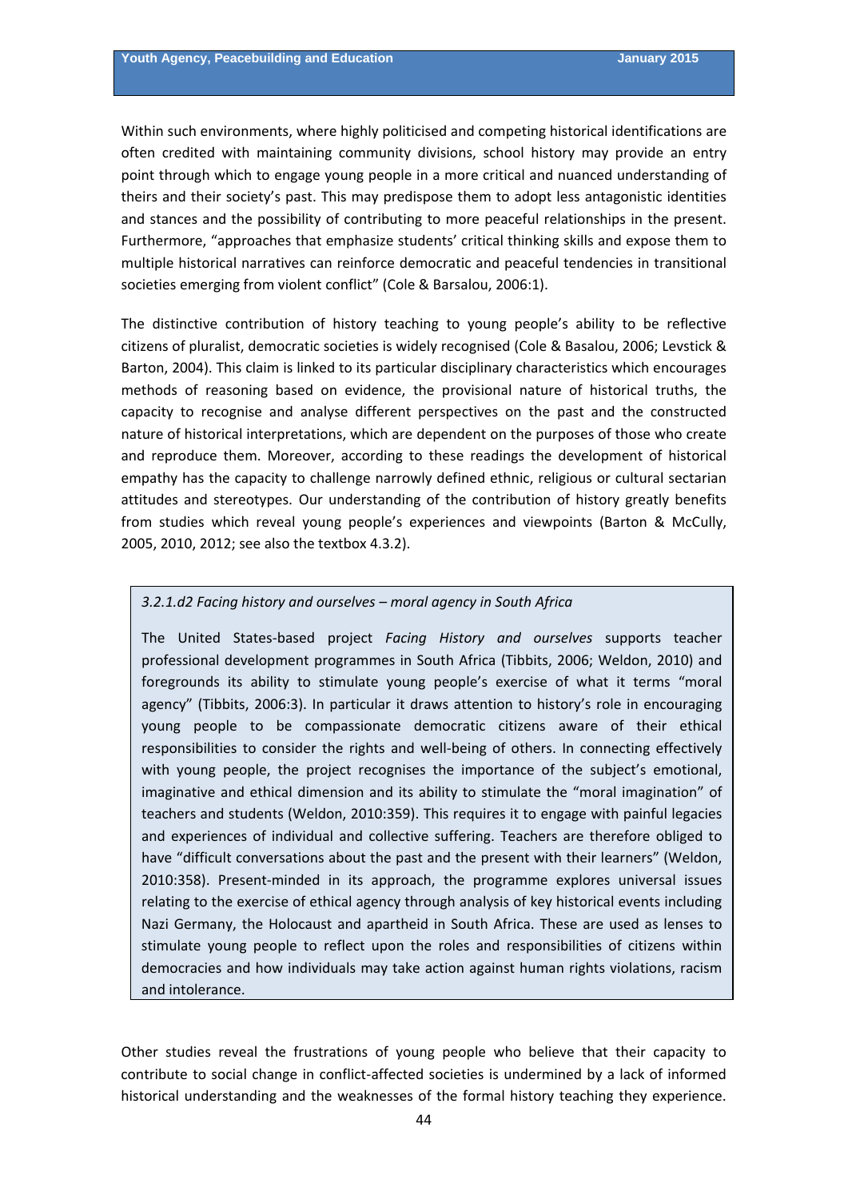Within such environments, where highly politicised and competing historical identifications are often credited with maintaining community divisions, school history may provide an entry point through which to engage young people in a more critical and nuanced understanding of theirs and their society's past. This may predispose them to adopt less antagonistic identities and stances and the possibility of contributing to more peaceful relationships in the present. Furthermore, "approaches that emphasize students' critical thinking skills and expose them to multiple historical narratives can reinforce democratic and peaceful tendencies in transitional societies emerging from violent conflict" (Cole & Barsalou, 2006:1).

The distinctive contribution of history teaching to young people's ability to be reflective citizens of pluralist, democratic societies is widely recognised (Cole & Basalou, 2006; Levstick & Barton, 2004). This claim is linked to its particular disciplinary characteristics which encourages methods of reasoning based on evidence, the provisional nature of historical truths, the capacity to recognise and analyse different perspectives on the past and the constructed nature of historical interpretations, which are dependent on the purposes of those who create and reproduce them. Moreover, according to these readings the development of historical empathy has the capacity to challenge narrowly defined ethnic, religious or cultural sectarian attitudes and stereotypes. Our understanding of the contribution of history greatly benefits from studies which reveal young people's experiences and viewpoints (Barton & McCully, 2005, 2010, 2012; see also the textbox 4.3.2).

> *3.2.1.d2 Facing history and ourselves – moral agency in South Africa*
>
> The United States-based project *Facing History and ourselves* supports teacher professional development programmes in South Africa (Tibbits, 2006; Weldon, 2010) and foregrounds its ability to stimulate young people's exercise of what it terms "moral agency" (Tibbits, 2006:3). In particular it draws attention to history's role in encouraging young people to be compassionate democratic citizens aware of their ethical responsibilities to consider the rights and well-being of others. In connecting effectively with young people, the project recognises the importance of the subject's emotional, imaginative and ethical dimension and its ability to stimulate the "moral imagination" of teachers and students (Weldon, 2010:359). This requires it to engage with painful legacies and experiences of individual and collective suffering. Teachers are therefore obliged to have "difficult conversations about the past and the present with their learners" (Weldon, 2010:358). Present-minded in its approach, the programme explores universal issues relating to the exercise of ethical agency through analysis of key historical events including Nazi Germany, the Holocaust and apartheid in South Africa. These are used as lenses to stimulate young people to reflect upon the roles and responsibilities of citizens within democracies and how individuals may take action against human rights violations, racism and intolerance.

Other studies reveal the frustrations of young people who believe that their capacity to contribute to social change in conflict-affected societies is undermined by a lack of informed historical understanding and the weaknesses of the formal history teaching they experience.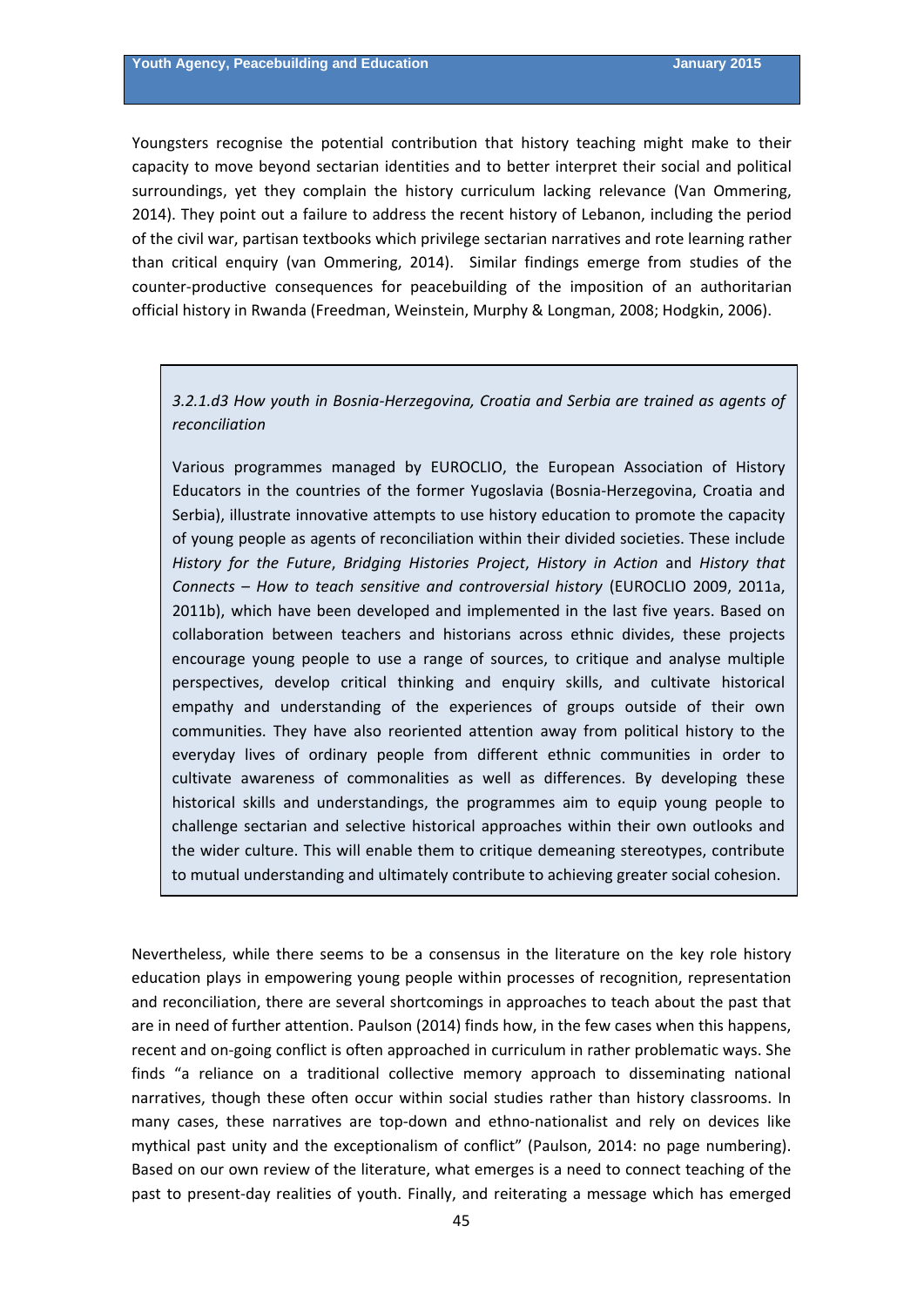Youngsters recognise the potential contribution that history teaching might make to their capacity to move beyond sectarian identities and to better interpret their social and political surroundings, yet they complain the history curriculum lacking relevance (Van Ommering, 2014). They point out a failure to address the recent history of Lebanon, including the period of the civil war, partisan textbooks which privilege sectarian narratives and rote learning rather than critical enquiry (van Ommering, 2014). Similar findings emerge from studies of the counter-productive consequences for peacebuilding of the imposition of an authoritarian official history in Rwanda (Freedman, Weinstein, Murphy & Longman, 2008; Hodgkin, 2006).

> *3.2.1.d3 How youth in Bosnia-Herzegovina, Croatia and Serbia are trained as agents of reconciliation*
>
> Various programmes managed by EUROCLIO, the European Association of History Educators in the countries of the former Yugoslavia (Bosnia-Herzegovina, Croatia and Serbia), illustrate innovative attempts to use history education to promote the capacity of young people as agents of reconciliation within their divided societies. These include *History for the Future*, *Bridging Histories Project*, *History in Action* and *History that Connects – How to teach sensitive and controversial history* (EUROCLIO 2009, 2011a, 2011b), which have been developed and implemented in the last five years. Based on collaboration between teachers and historians across ethnic divides, these projects encourage young people to use a range of sources, to critique and analyse multiple perspectives, develop critical thinking and enquiry skills, and cultivate historical empathy and understanding of the experiences of groups outside of their own communities. They have also reoriented attention away from political history to the everyday lives of ordinary people from different ethnic communities in order to cultivate awareness of commonalities as well as differences. By developing these historical skills and understandings, the programmes aim to equip young people to challenge sectarian and selective historical approaches within their own outlooks and the wider culture. This will enable them to critique demeaning stereotypes, contribute to mutual understanding and ultimately contribute to achieving greater social cohesion.

Nevertheless, while there seems to be a consensus in the literature on the key role history education plays in empowering young people within processes of recognition, representation and reconciliation, there are several shortcomings in approaches to teach about the past that are in need of further attention. Paulson (2014) finds how, in the few cases when this happens, recent and on-going conflict is often approached in curriculum in rather problematic ways. She finds "a reliance on a traditional collective memory approach to disseminating national narratives, though these often occur within social studies rather than history classrooms. In many cases, these narratives are top-down and ethno-nationalist and rely on devices like mythical past unity and the exceptionalism of conflict" (Paulson, 2014: no page numbering). Based on our own review of the literature, what emerges is a need to connect teaching of the past to present-day realities of youth. Finally, and reiterating a message which has emerged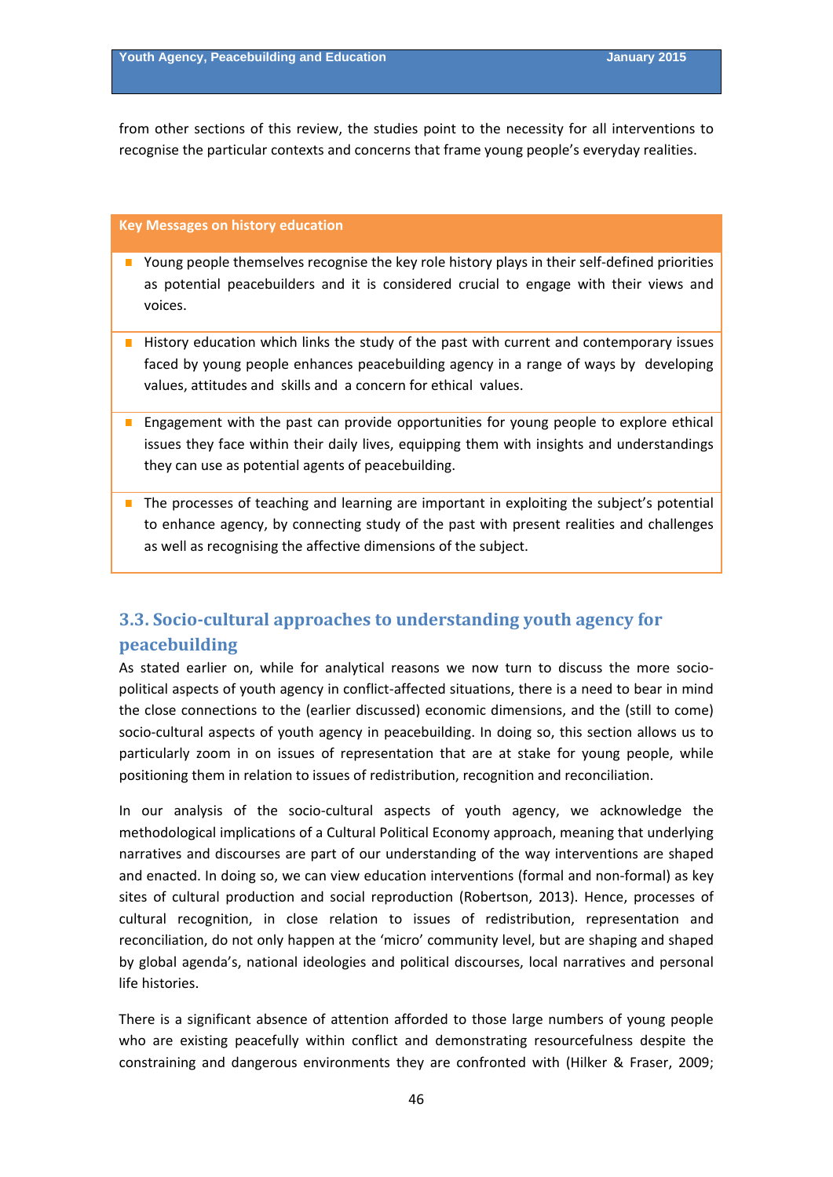from other sections of this review, the studies point to the necessity for all interventions to recognise the particular contexts and concerns that frame young people's everyday realities.

**Key Messages on history education**

- Young people themselves recognise the key role history plays in their self-defined priorities as potential peacebuilders and it is considered crucial to engage with their views and voices.
- History education which links the study of the past with current and contemporary issues faced by young people enhances peacebuilding agency in a range of ways by developing values, attitudes and skills and a concern for ethical values.
- Engagement with the past can provide opportunities for young people to explore ethical issues they face within their daily lives, equipping them with insights and understandings they can use as potential agents of peacebuilding.
- The processes of teaching and learning are important in exploiting the subject's potential to enhance agency, by connecting study of the past with present realities and challenges as well as recognising the affective dimensions of the subject.

## 3.3. Socio-cultural approaches to understanding youth agency for peacebuilding

As stated earlier on, while for analytical reasons we now turn to discuss the more socio-political aspects of youth agency in conflict-affected situations, there is a need to bear in mind the close connections to the (earlier discussed) economic dimensions, and the (still to come) socio-cultural aspects of youth agency in peacebuilding. In doing so, this section allows us to particularly zoom in on issues of representation that are at stake for young people, while positioning them in relation to issues of redistribution, recognition and reconciliation.

In our analysis of the socio-cultural aspects of youth agency, we acknowledge the methodological implications of a Cultural Political Economy approach, meaning that underlying narratives and discourses are part of our understanding of the way interventions are shaped and enacted. In doing so, we can view education interventions (formal and non-formal) as key sites of cultural production and social reproduction (Robertson, 2013). Hence, processes of cultural recognition, in close relation to issues of redistribution, representation and reconciliation, do not only happen at the 'micro' community level, but are shaping and shaped by global agenda's, national ideologies and political discourses, local narratives and personal life histories.

There is a significant absence of attention afforded to those large numbers of young people who are existing peacefully within conflict and demonstrating resourcefulness despite the constraining and dangerous environments they are confronted with (Hilker & Fraser, 2009;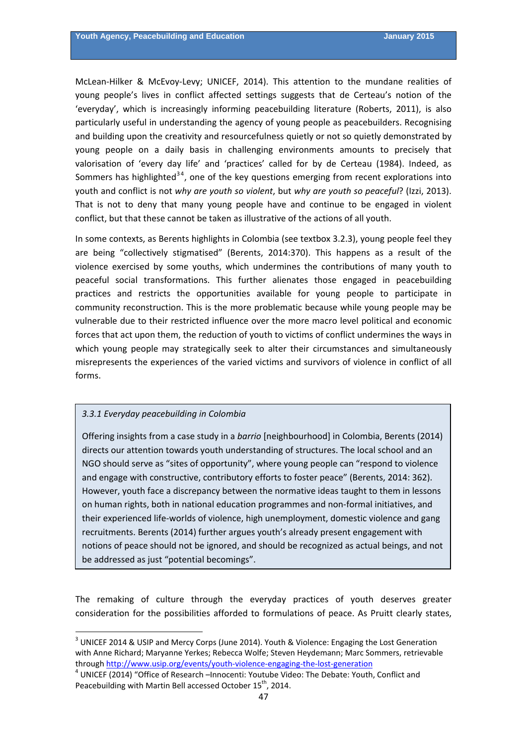McLean-Hilker & McEvoy-Levy; UNICEF, 2014). This attention to the mundane realities of young people's lives in conflict affected settings suggests that de Certeau's notion of the 'everyday', which is increasingly informing peacebuilding literature (Roberts, 2011), is also particularly useful in understanding the agency of young people as peacebuilders. Recognising and building upon the creativity and resourcefulness quietly or not so quietly demonstrated by young people on a daily basis in challenging environments amounts to precisely that valorisation of 'every day life' and 'practices' called for by de Certeau (1984). Indeed, as Sommers has highlighted[3 4], one of the key questions emerging from recent explorations into youth and conflict is not *why are youth so violent*, but *why are youth so peaceful*? (Izzi, 2013). That is not to deny that many young people have and continue to be engaged in violent conflict, but that these cannot be taken as illustrative of the actions of all youth.

In some contexts, as Berents highlights in Colombia (see textbox 3.2.3), young people feel they are being "collectively stigmatised" (Berents, 2014:370). This happens as a result of the violence exercised by some youths, which undermines the contributions of many youth to peaceful social transformations. This further alienates those engaged in peacebuilding practices and restricts the opportunities available for young people to participate in community reconstruction. This is the more problematic because while young people may be vulnerable due to their restricted influence over the more macro level political and economic forces that act upon them, the reduction of youth to victims of conflict undermines the ways in which young people may strategically seek to alter their circumstances and simultaneously misrepresents the experiences of the varied victims and survivors of violence in conflict of all forms.

> *3.3.1 Everyday peacebuilding in Colombia*
>
> Offering insights from a case study in a *barrio* [neighbourhood] in Colombia, Berents (2014) directs our attention towards youth understanding of structures. The local school and an NGO should serve as "sites of opportunity", where young people can "respond to violence and engage with constructive, contributory efforts to foster peace" (Berents, 2014: 362). However, youth face a discrepancy between the normative ideas taught to them in lessons on human rights, both in national education programmes and non-formal initiatives, and their experienced life-worlds of violence, high unemployment, domestic violence and gang recruitments. Berents (2014) further argues youth's already present engagement with notions of peace should not be ignored, and should be recognized as actual beings, and not be addressed as just "potential becomings".

The remaking of culture through the everyday practices of youth deserves greater consideration for the possibilities afforded to formulations of peace. As Pruitt clearly states,

---

[3] UNICEF 2014 & USIP and Mercy Corps (June 2014). Youth & Violence: Engaging the Lost Generation with Anne Richard; Maryanne Yerkes; Rebecca Wolfe; Steven Heydemann; Marc Sommers, retrievable through http://www.usip.org/events/youth-violence-engaging-the-lost-generation

[4] UNICEF (2014) "Office of Research –Innocenti: Youtube Video: The Debate: Youth, Conflict and Peacebuilding with Martin Bell accessed October 15th, 2014.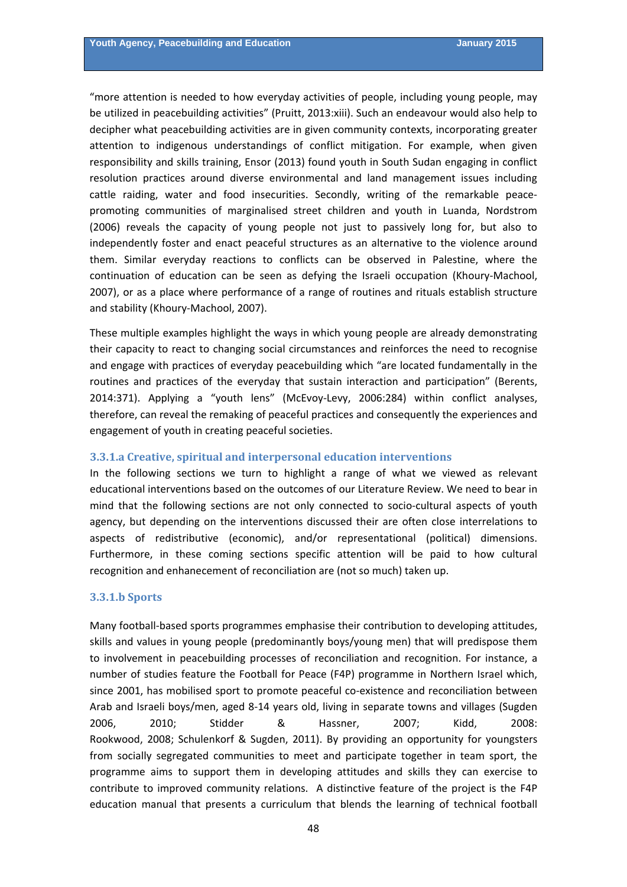"more attention is needed to how everyday activities of people, including young people, may be utilized in peacebuilding activities" (Pruitt, 2013:xiii). Such an endeavour would also help to decipher what peacebuilding activities are in given community contexts, incorporating greater attention to indigenous understandings of conflict mitigation. For example, when given responsibility and skills training, Ensor (2013) found youth in South Sudan engaging in conflict resolution practices around diverse environmental and land management issues including cattle raiding, water and food insecurities. Secondly, writing of the remarkable peace-promoting communities of marginalised street children and youth in Luanda, Nordstrom (2006) reveals the capacity of young people not just to passively long for, but also to independently foster and enact peaceful structures as an alternative to the violence around them. Similar everyday reactions to conflicts can be observed in Palestine, where the continuation of education can be seen as defying the Israeli occupation (Khoury-Machool, 2007), or as a place where performance of a range of routines and rituals establish structure and stability (Khoury-Machool, 2007).

These multiple examples highlight the ways in which young people are already demonstrating their capacity to react to changing social circumstances and reinforces the need to recognise and engage with practices of everyday peacebuilding which "are located fundamentally in the routines and practices of the everyday that sustain interaction and participation" (Berents, 2014:371). Applying a "youth lens" (McEvoy-Levy, 2006:284) within conflict analyses, therefore, can reveal the remaking of peaceful practices and consequently the experiences and engagement of youth in creating peaceful societies.

#### 3.3.1.a Creative, spiritual and interpersonal education interventions

In the following sections we turn to highlight a range of what we viewed as relevant educational interventions based on the outcomes of our Literature Review. We need to bear in mind that the following sections are not only connected to socio-cultural aspects of youth agency, but depending on the interventions discussed their are often close interrelations to aspects of redistributive (economic), and/or representational (political) dimensions. Furthermore, in these coming sections specific attention will be paid to how cultural recognition and enhanecement of reconciliation are (not so much) taken up.

#### 3.3.1.b Sports

Many football-based sports programmes emphasise their contribution to developing attitudes, skills and values in young people (predominantly boys/young men) that will predispose them to involvement in peacebuilding processes of reconciliation and recognition. For instance, a number of studies feature the Football for Peace (F4P) programme in Northern Israel which, since 2001, has mobilised sport to promote peaceful co-existence and reconciliation between Arab and Israeli boys/men, aged 8-14 years old, living in separate towns and villages (Sugden 2006, 2010; Stidder & Hassner, 2007; Kidd, 2008: Rookwood, 2008; Schulenkorf & Sugden, 2011). By providing an opportunity for youngsters from socially segregated communities to meet and participate together in team sport, the programme aims to support them in developing attitudes and skills they can exercise to contribute to improved community relations. A distinctive feature of the project is the F4P education manual that presents a curriculum that blends the learning of technical football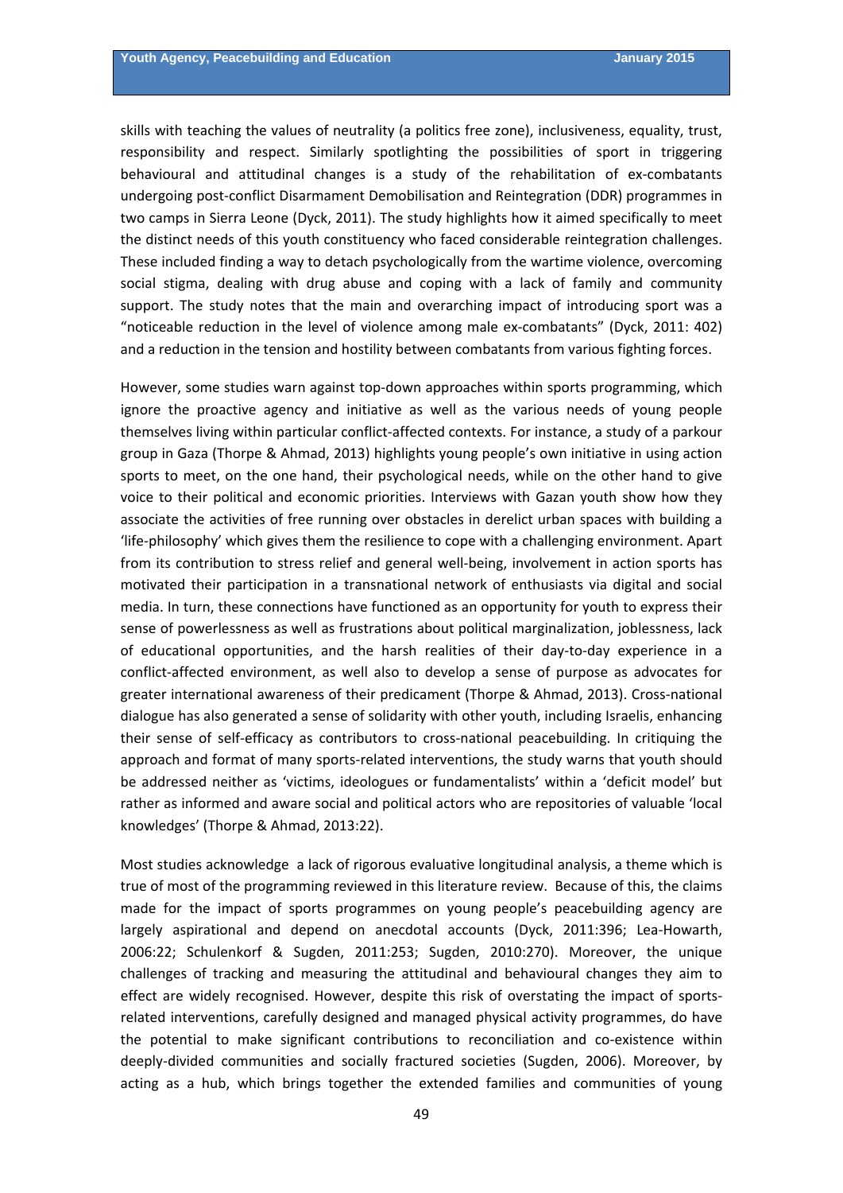skills with teaching the values of neutrality (a politics free zone), inclusiveness, equality, trust, responsibility and respect. Similarly spotlighting the possibilities of sport in triggering behavioural and attitudinal changes is a study of the rehabilitation of ex-combatants undergoing post-conflict Disarmament Demobilisation and Reintegration (DDR) programmes in two camps in Sierra Leone (Dyck, 2011). The study highlights how it aimed specifically to meet the distinct needs of this youth constituency who faced considerable reintegration challenges. These included finding a way to detach psychologically from the wartime violence, overcoming social stigma, dealing with drug abuse and coping with a lack of family and community support. The study notes that the main and overarching impact of introducing sport was a "noticeable reduction in the level of violence among male ex-combatants" (Dyck, 2011: 402) and a reduction in the tension and hostility between combatants from various fighting forces.

However, some studies warn against top-down approaches within sports programming, which ignore the proactive agency and initiative as well as the various needs of young people themselves living within particular conflict-affected contexts. For instance, a study of a parkour group in Gaza (Thorpe & Ahmad, 2013) highlights young people's own initiative in using action sports to meet, on the one hand, their psychological needs, while on the other hand to give voice to their political and economic priorities. Interviews with Gazan youth show how they associate the activities of free running over obstacles in derelict urban spaces with building a 'life-philosophy' which gives them the resilience to cope with a challenging environment. Apart from its contribution to stress relief and general well-being, involvement in action sports has motivated their participation in a transnational network of enthusiasts via digital and social media. In turn, these connections have functioned as an opportunity for youth to express their sense of powerlessness as well as frustrations about political marginalization, joblessness, lack of educational opportunities, and the harsh realities of their day-to-day experience in a conflict-affected environment, as well also to develop a sense of purpose as advocates for greater international awareness of their predicament (Thorpe & Ahmad, 2013). Cross-national dialogue has also generated a sense of solidarity with other youth, including Israelis, enhancing their sense of self-efficacy as contributors to cross-national peacebuilding. In critiquing the approach and format of many sports-related interventions, the study warns that youth should be addressed neither as 'victims, ideologues or fundamentalists' within a 'deficit model' but rather as informed and aware social and political actors who are repositories of valuable 'local knowledges' (Thorpe & Ahmad, 2013:22).

Most studies acknowledge a lack of rigorous evaluative longitudinal analysis, a theme which is true of most of the programming reviewed in this literature review. Because of this, the claims made for the impact of sports programmes on young people's peacebuilding agency are largely aspirational and depend on anecdotal accounts (Dyck, 2011:396; Lea-Howarth, 2006:22; Schulenkorf & Sugden, 2011:253; Sugden, 2010:270). Moreover, the unique challenges of tracking and measuring the attitudinal and behavioural changes they aim to effect are widely recognised. However, despite this risk of overstating the impact of sports-related interventions, carefully designed and managed physical activity programmes, do have the potential to make significant contributions to reconciliation and co-existence within deeply-divided communities and socially fractured societies (Sugden, 2006). Moreover, by acting as a hub, which brings together the extended families and communities of young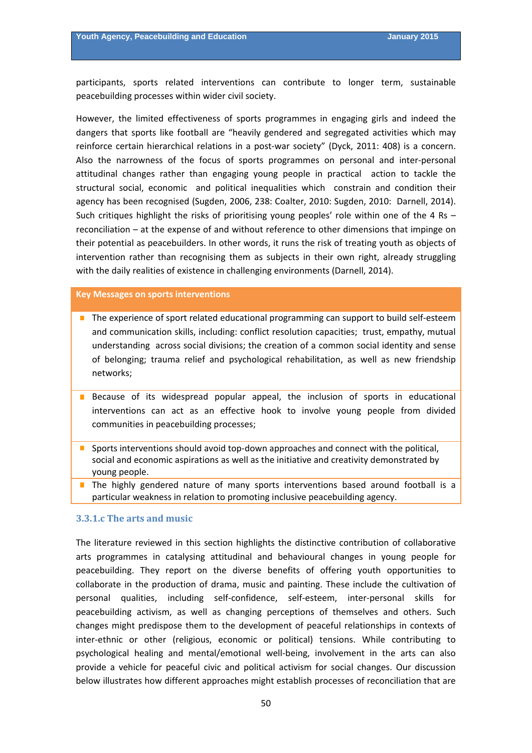participants, sports related interventions can contribute to longer term, sustainable peacebuilding processes within wider civil society.

However, the limited effectiveness of sports programmes in engaging girls and indeed the dangers that sports like football are "heavily gendered and segregated activities which may reinforce certain hierarchical relations in a post-war society" (Dyck, 2011: 408) is a concern. Also the narrowness of the focus of sports programmes on personal and inter-personal attitudinal changes rather than engaging young people in practical action to tackle the structural social, economic and political inequalities which constrain and condition their agency has been recognised (Sugden, 2006, 238: Coalter, 2010: Sugden, 2010: Darnell, 2014). Such critiques highlight the risks of prioritising young peoples' role within one of the 4 Rs – reconciliation – at the expense of and without reference to other dimensions that impinge on their potential as peacebuilders. In other words, it runs the risk of treating youth as objects of intervention rather than recognising them as subjects in their own right, already struggling with the daily realities of existence in challenging environments (Darnell, 2014).

**Key Messages on sports interventions**

- The experience of sport related educational programming can support to build self-esteem and communication skills, including: conflict resolution capacities; trust, empathy, mutual understanding across social divisions; the creation of a common social identity and sense of belonging; trauma relief and psychological rehabilitation, as well as new friendship networks;
- Because of its widespread popular appeal, the inclusion of sports in educational interventions can act as an effective hook to involve young people from divided communities in peacebuilding processes;
- Sports interventions should avoid top-down approaches and connect with the political, social and economic aspirations as well as the initiative and creativity demonstrated by young people.
- The highly gendered nature of many sports interventions based around football is a particular weakness in relation to promoting inclusive peacebuilding agency.

### 3.3.1.c The arts and music

The literature reviewed in this section highlights the distinctive contribution of collaborative arts programmes in catalysing attitudinal and behavioural changes in young people for peacebuilding. They report on the diverse benefits of offering youth opportunities to collaborate in the production of drama, music and painting. These include the cultivation of personal qualities, including self-confidence, self-esteem, inter-personal skills for peacebuilding activism, as well as changing perceptions of themselves and others. Such changes might predispose them to the development of peaceful relationships in contexts of inter-ethnic or other (religious, economic or political) tensions. While contributing to psychological healing and mental/emotional well-being, involvement in the arts can also provide a vehicle for peaceful civic and political activism for social changes. Our discussion below illustrates how different approaches might establish processes of reconciliation that are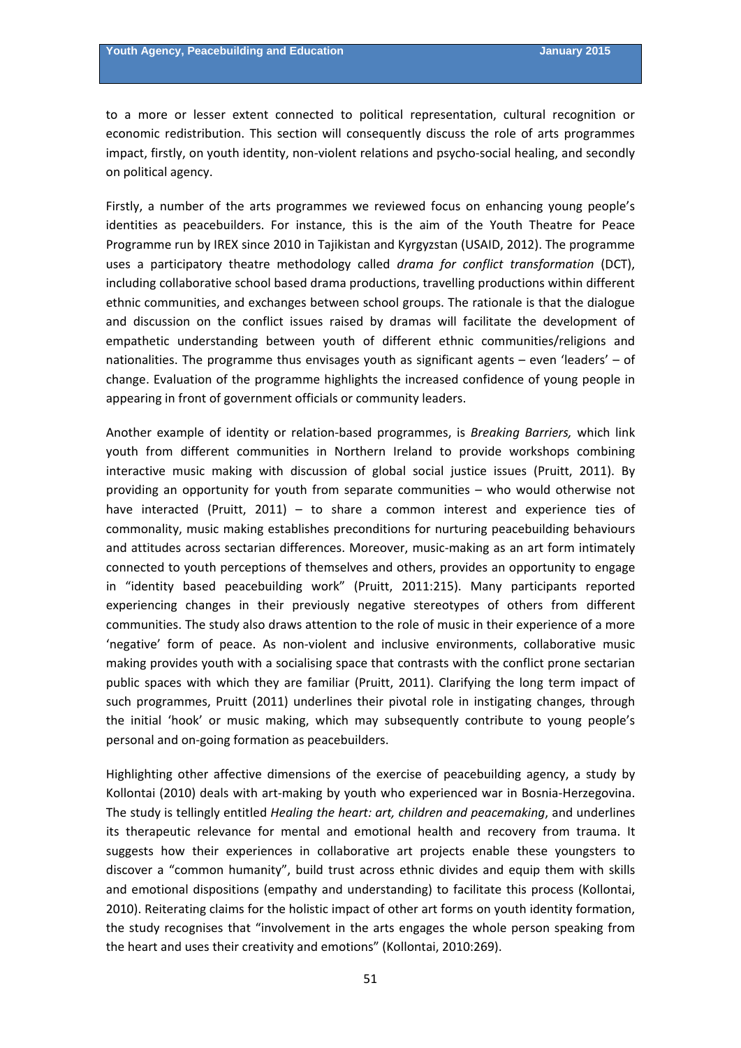to a more or lesser extent connected to political representation, cultural recognition or economic redistribution. This section will consequently discuss the role of arts programmes impact, firstly, on youth identity, non-violent relations and psycho-social healing, and secondly on political agency.

Firstly, a number of the arts programmes we reviewed focus on enhancing young people's identities as peacebuilders. For instance, this is the aim of the Youth Theatre for Peace Programme run by IREX since 2010 in Tajikistan and Kyrgyzstan (USAID, 2012). The programme uses a participatory theatre methodology called *drama for conflict transformation* (DCT), including collaborative school based drama productions, travelling productions within different ethnic communities, and exchanges between school groups. The rationale is that the dialogue and discussion on the conflict issues raised by dramas will facilitate the development of empathetic understanding between youth of different ethnic communities/religions and nationalities. The programme thus envisages youth as significant agents – even 'leaders' – of change. Evaluation of the programme highlights the increased confidence of young people in appearing in front of government officials or community leaders.

Another example of identity or relation-based programmes, is *Breaking Barriers,* which link youth from different communities in Northern Ireland to provide workshops combining interactive music making with discussion of global social justice issues (Pruitt, 2011). By providing an opportunity for youth from separate communities – who would otherwise not have interacted (Pruitt, 2011) – to share a common interest and experience ties of commonality, music making establishes preconditions for nurturing peacebuilding behaviours and attitudes across sectarian differences. Moreover, music-making as an art form intimately connected to youth perceptions of themselves and others, provides an opportunity to engage in "identity based peacebuilding work" (Pruitt, 2011:215). Many participants reported experiencing changes in their previously negative stereotypes of others from different communities. The study also draws attention to the role of music in their experience of a more 'negative' form of peace. As non-violent and inclusive environments, collaborative music making provides youth with a socialising space that contrasts with the conflict prone sectarian public spaces with which they are familiar (Pruitt, 2011). Clarifying the long term impact of such programmes, Pruitt (2011) underlines their pivotal role in instigating changes, through the initial 'hook' or music making, which may subsequently contribute to young people's personal and on-going formation as peacebuilders.

Highlighting other affective dimensions of the exercise of peacebuilding agency, a study by Kollontai (2010) deals with art-making by youth who experienced war in Bosnia-Herzegovina. The study is tellingly entitled *Healing the heart: art, children and peacemaking*, and underlines its therapeutic relevance for mental and emotional health and recovery from trauma. It suggests how their experiences in collaborative art projects enable these youngsters to discover a "common humanity", build trust across ethnic divides and equip them with skills and emotional dispositions (empathy and understanding) to facilitate this process (Kollontai, 2010). Reiterating claims for the holistic impact of other art forms on youth identity formation, the study recognises that "involvement in the arts engages the whole person speaking from the heart and uses their creativity and emotions" (Kollontai, 2010:269).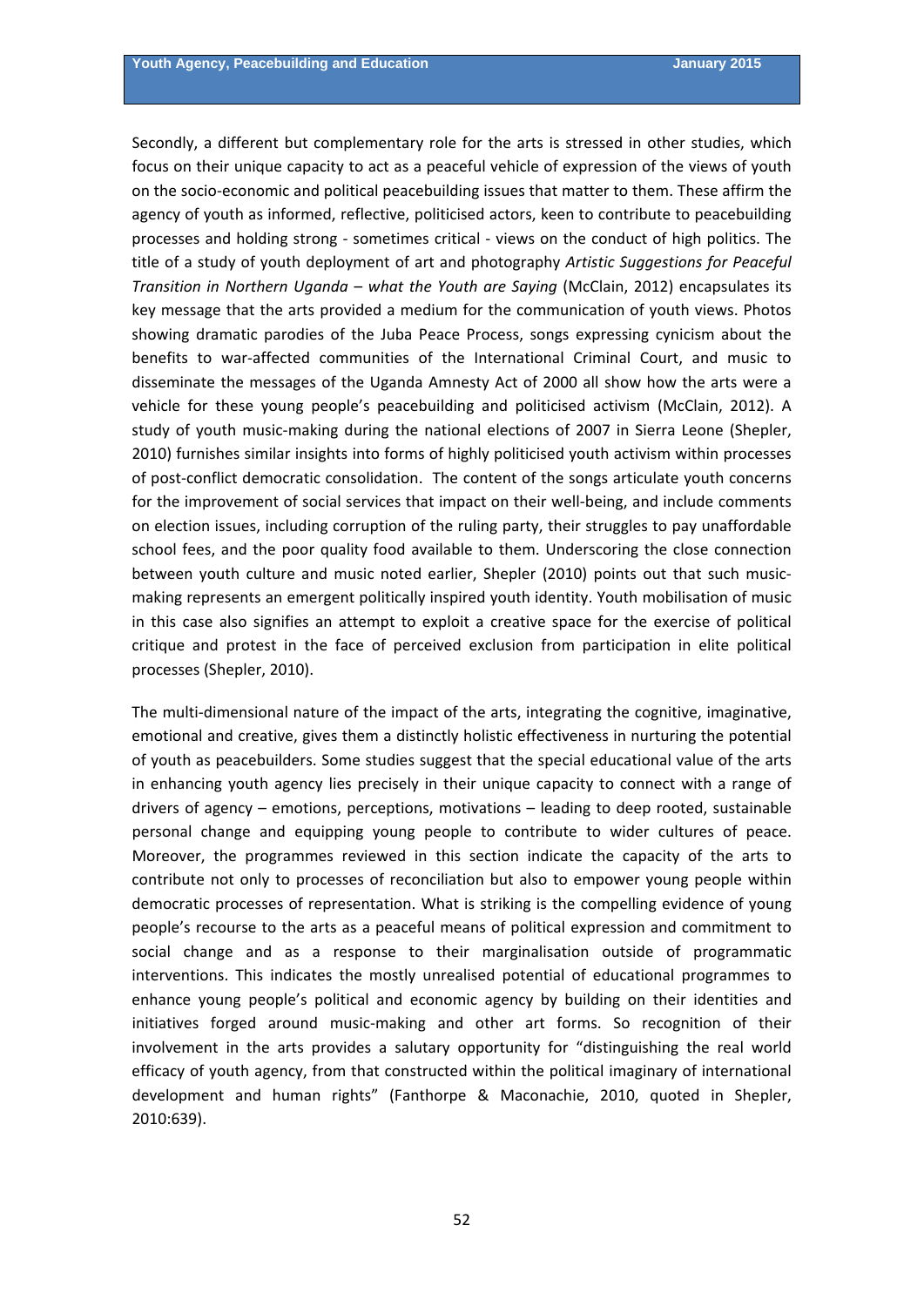Secondly, a different but complementary role for the arts is stressed in other studies, which focus on their unique capacity to act as a peaceful vehicle of expression of the views of youth on the socio-economic and political peacebuilding issues that matter to them. These affirm the agency of youth as informed, reflective, politicised actors, keen to contribute to peacebuilding processes and holding strong - sometimes critical - views on the conduct of high politics. The title of a study of youth deployment of art and photography *Artistic Suggestions for Peaceful Transition in Northern Uganda – what the Youth are Saying* (McClain, 2012) encapsulates its key message that the arts provided a medium for the communication of youth views. Photos showing dramatic parodies of the Juba Peace Process, songs expressing cynicism about the benefits to war-affected communities of the International Criminal Court, and music to disseminate the messages of the Uganda Amnesty Act of 2000 all show how the arts were a vehicle for these young people's peacebuilding and politicised activism (McClain, 2012). A study of youth music-making during the national elections of 2007 in Sierra Leone (Shepler, 2010) furnishes similar insights into forms of highly politicised youth activism within processes of post-conflict democratic consolidation. The content of the songs articulate youth concerns for the improvement of social services that impact on their well-being, and include comments on election issues, including corruption of the ruling party, their struggles to pay unaffordable school fees, and the poor quality food available to them. Underscoring the close connection between youth culture and music noted earlier, Shepler (2010) points out that such music-making represents an emergent politically inspired youth identity. Youth mobilisation of music in this case also signifies an attempt to exploit a creative space for the exercise of political critique and protest in the face of perceived exclusion from participation in elite political processes (Shepler, 2010).

The multi-dimensional nature of the impact of the arts, integrating the cognitive, imaginative, emotional and creative, gives them a distinctly holistic effectiveness in nurturing the potential of youth as peacebuilders. Some studies suggest that the special educational value of the arts in enhancing youth agency lies precisely in their unique capacity to connect with a range of drivers of agency – emotions, perceptions, motivations – leading to deep rooted, sustainable personal change and equipping young people to contribute to wider cultures of peace. Moreover, the programmes reviewed in this section indicate the capacity of the arts to contribute not only to processes of reconciliation but also to empower young people within democratic processes of representation. What is striking is the compelling evidence of young people's recourse to the arts as a peaceful means of political expression and commitment to social change and as a response to their marginalisation outside of programmatic interventions. This indicates the mostly unrealised potential of educational programmes to enhance young people's political and economic agency by building on their identities and initiatives forged around music-making and other art forms. So recognition of their involvement in the arts provides a salutary opportunity for "distinguishing the real world efficacy of youth agency, from that constructed within the political imaginary of international development and human rights" (Fanthorpe & Maconachie, 2010, quoted in Shepler, 2010:639).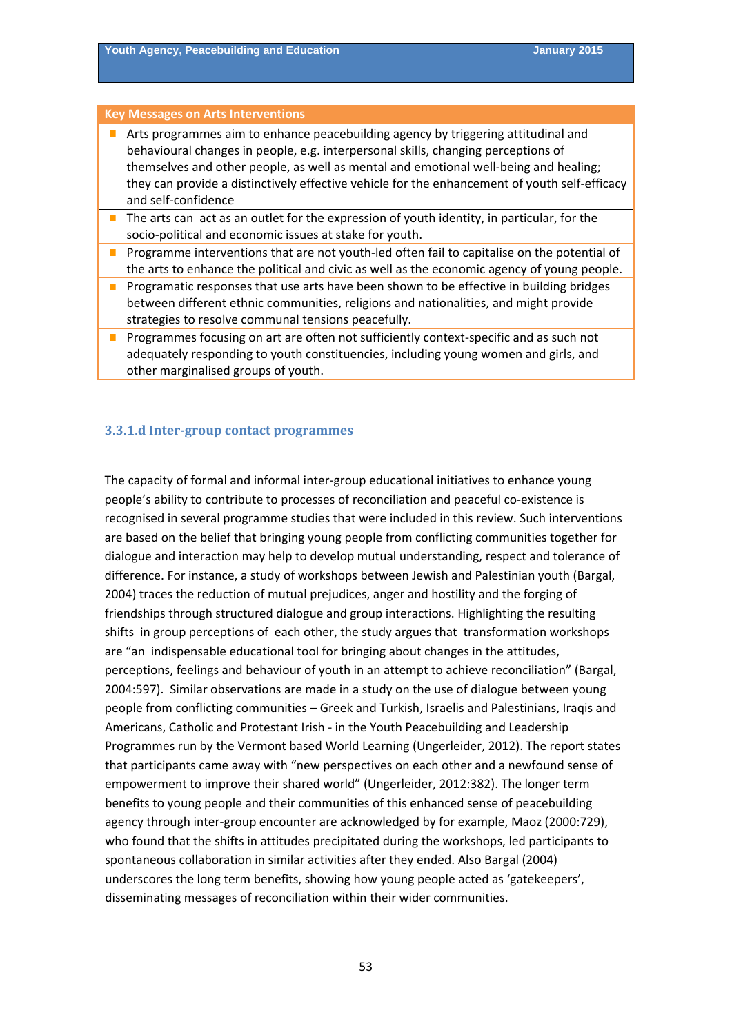**Key Messages on Arts Interventions**

- Arts programmes aim to enhance peacebuilding agency by triggering attitudinal and behavioural changes in people, e.g. interpersonal skills, changing perceptions of themselves and other people, as well as mental and emotional well-being and healing; they can provide a distinctively effective vehicle for the enhancement of youth self-efficacy and self-confidence
- The arts can act as an outlet for the expression of youth identity, in particular, for the socio-political and economic issues at stake for youth.
- Programme interventions that are not youth-led often fail to capitalise on the potential of the arts to enhance the political and civic as well as the economic agency of young people.
- Programatic responses that use arts have been shown to be effective in building bridges between different ethnic communities, religions and nationalities, and might provide strategies to resolve communal tensions peacefully.
- Programmes focusing on art are often not sufficiently context-specific and as such not adequately responding to youth constituencies, including young women and girls, and other marginalised groups of youth.

### 3.3.1.d Inter-group contact programmes

The capacity of formal and informal inter-group educational initiatives to enhance young people's ability to contribute to processes of reconciliation and peaceful co-existence is recognised in several programme studies that were included in this review. Such interventions are based on the belief that bringing young people from conflicting communities together for dialogue and interaction may help to develop mutual understanding, respect and tolerance of difference. For instance, a study of workshops between Jewish and Palestinian youth (Bargal, 2004) traces the reduction of mutual prejudices, anger and hostility and the forging of friendships through structured dialogue and group interactions. Highlighting the resulting shifts in group perceptions of each other, the study argues that transformation workshops are "an indispensable educational tool for bringing about changes in the attitudes, perceptions, feelings and behaviour of youth in an attempt to achieve reconciliation" (Bargal, 2004:597). Similar observations are made in a study on the use of dialogue between young people from conflicting communities – Greek and Turkish, Israelis and Palestinians, Iraqis and Americans, Catholic and Protestant Irish - in the Youth Peacebuilding and Leadership Programmes run by the Vermont based World Learning (Ungerleider, 2012). The report states that participants came away with "new perspectives on each other and a newfound sense of empowerment to improve their shared world" (Ungerleider, 2012:382). The longer term benefits to young people and their communities of this enhanced sense of peacebuilding agency through inter-group encounter are acknowledged by for example, Maoz (2000:729), who found that the shifts in attitudes precipitated during the workshops, led participants to spontaneous collaboration in similar activities after they ended. Also Bargal (2004) underscores the long term benefits, showing how young people acted as 'gatekeepers', disseminating messages of reconciliation within their wider communities.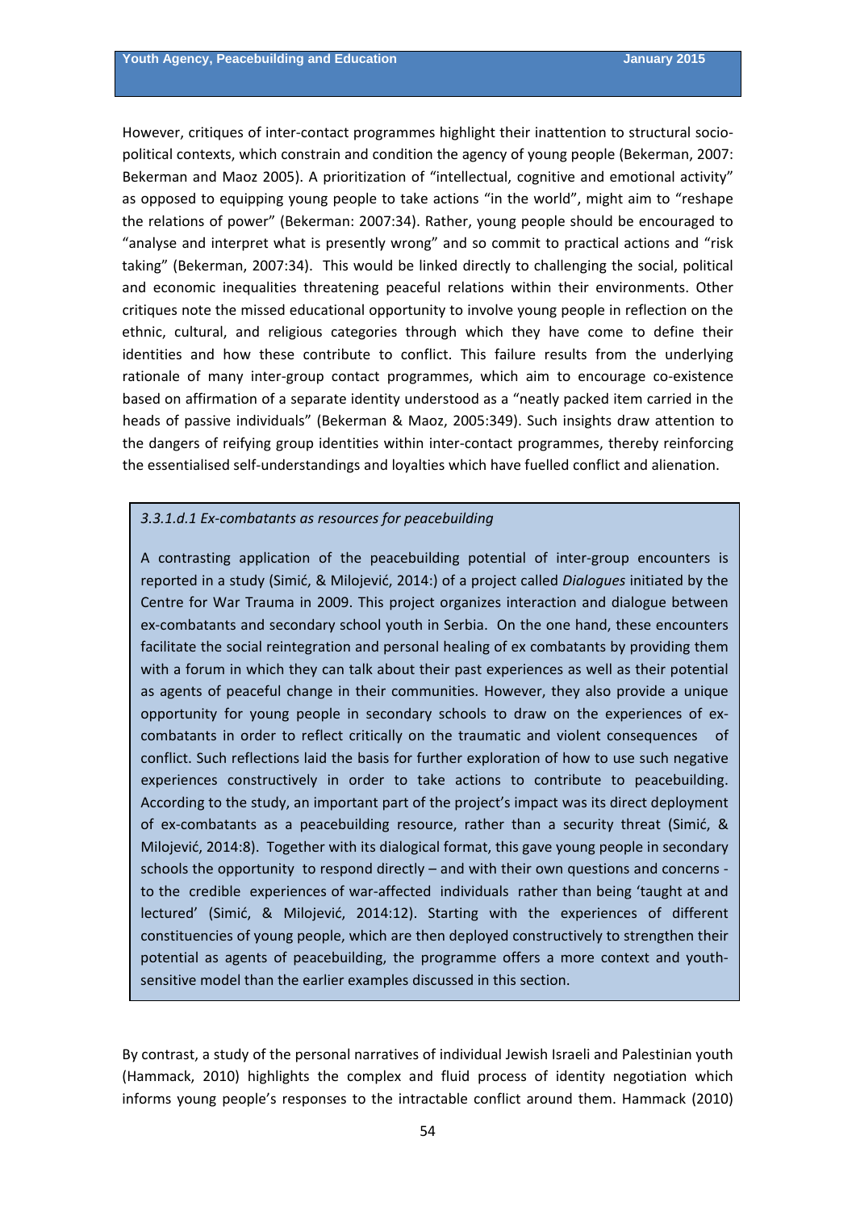However, critiques of inter-contact programmes highlight their inattention to structural socio-political contexts, which constrain and condition the agency of young people (Bekerman, 2007: Bekerman and Maoz 2005). A prioritization of "intellectual, cognitive and emotional activity" as opposed to equipping young people to take actions "in the world", might aim to "reshape the relations of power" (Bekerman: 2007:34). Rather, young people should be encouraged to "analyse and interpret what is presently wrong" and so commit to practical actions and "risk taking" (Bekerman, 2007:34). This would be linked directly to challenging the social, political and economic inequalities threatening peaceful relations within their environments. Other critiques note the missed educational opportunity to involve young people in reflection on the ethnic, cultural, and religious categories through which they have come to define their identities and how these contribute to conflict. This failure results from the underlying rationale of many inter-group contact programmes, which aim to encourage co-existence based on affirmation of a separate identity understood as a "neatly packed item carried in the heads of passive individuals" (Bekerman & Maoz, 2005:349). Such insights draw attention to the dangers of reifying group identities within inter-contact programmes, thereby reinforcing the essentialised self-understandings and loyalties which have fuelled conflict and alienation.

*3.3.1.d.1 Ex-combatants as resources for peacebuilding*

A contrasting application of the peacebuilding potential of inter-group encounters is reported in a study (Simić, & Milojević, 2014:) of a project called *Dialogues* initiated by the Centre for War Trauma in 2009. This project organizes interaction and dialogue between ex-combatants and secondary school youth in Serbia. On the one hand, these encounters facilitate the social reintegration and personal healing of ex combatants by providing them with a forum in which they can talk about their past experiences as well as their potential as agents of peaceful change in their communities. However, they also provide a unique opportunity for young people in secondary schools to draw on the experiences of ex-combatants in order to reflect critically on the traumatic and violent consequences of conflict. Such reflections laid the basis for further exploration of how to use such negative experiences constructively in order to take actions to contribute to peacebuilding. According to the study, an important part of the project's impact was its direct deployment of ex-combatants as a peacebuilding resource, rather than a security threat (Simić, & Milojević, 2014:8). Together with its dialogical format, this gave young people in secondary schools the opportunity to respond directly – and with their own questions and concerns - to the credible experiences of war-affected individuals rather than being 'taught at and lectured' (Simić, & Milojević, 2014:12). Starting with the experiences of different constituencies of young people, which are then deployed constructively to strengthen their potential as agents of peacebuilding, the programme offers a more context and youth-sensitive model than the earlier examples discussed in this section.

By contrast, a study of the personal narratives of individual Jewish Israeli and Palestinian youth (Hammack, 2010) highlights the complex and fluid process of identity negotiation which informs young people's responses to the intractable conflict around them. Hammack (2010)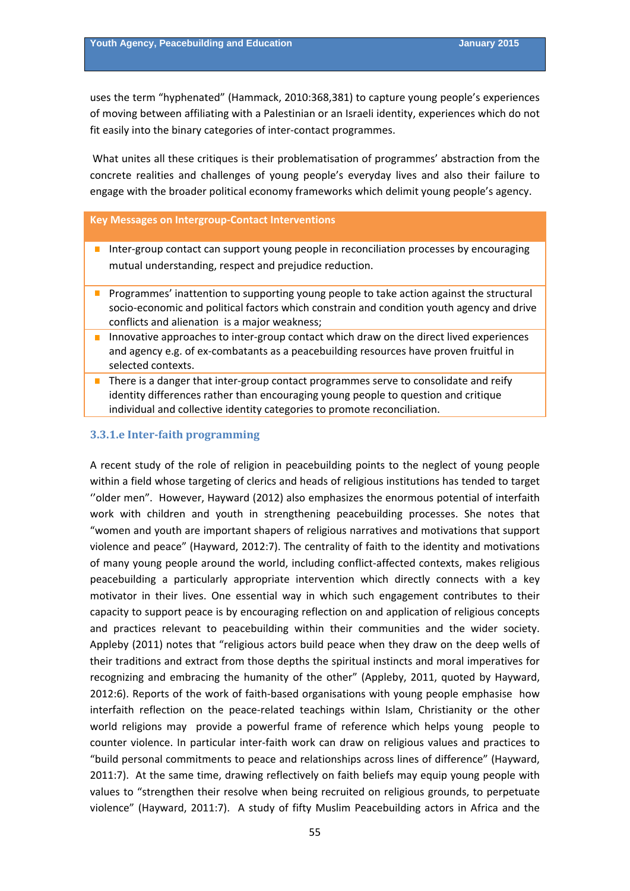uses the term "hyphenated" (Hammack, 2010:368,381) to capture young people's experiences of moving between affiliating with a Palestinian or an Israeli identity, experiences which do not fit easily into the binary categories of inter-contact programmes.

What unites all these critiques is their problematisation of programmes' abstraction from the concrete realities and challenges of young people's everyday lives and also their failure to engage with the broader political economy frameworks which delimit young people's agency.

**Key Messages on Intergroup-Contact Interventions**

- Inter-group contact can support young people in reconciliation processes by encouraging mutual understanding, respect and prejudice reduction.
- Programmes' inattention to supporting young people to take action against the structural socio-economic and political factors which constrain and condition youth agency and drive conflicts and alienation is a major weakness;
- Innovative approaches to inter-group contact which draw on the direct lived experiences and agency e.g. of ex-combatants as a peacebuilding resources have proven fruitful in selected contexts.
- There is a danger that inter-group contact programmes serve to consolidate and reify identity differences rather than encouraging young people to question and critique individual and collective identity categories to promote reconciliation.

### 3.3.1.e Inter-faith programming

A recent study of the role of religion in peacebuilding points to the neglect of young people within a field whose targeting of clerics and heads of religious institutions has tended to target ''older men". However, Hayward (2012) also emphasizes the enormous potential of interfaith work with children and youth in strengthening peacebuilding processes. She notes that "women and youth are important shapers of religious narratives and motivations that support violence and peace" (Hayward, 2012:7). The centrality of faith to the identity and motivations of many young people around the world, including conflict-affected contexts, makes religious peacebuilding a particularly appropriate intervention which directly connects with a key motivator in their lives. One essential way in which such engagement contributes to their capacity to support peace is by encouraging reflection on and application of religious concepts and practices relevant to peacebuilding within their communities and the wider society. Appleby (2011) notes that "religious actors build peace when they draw on the deep wells of their traditions and extract from those depths the spiritual instincts and moral imperatives for recognizing and embracing the humanity of the other" (Appleby, 2011, quoted by Hayward, 2012:6). Reports of the work of faith-based organisations with young people emphasise how interfaith reflection on the peace-related teachings within Islam, Christianity or the other world religions may provide a powerful frame of reference which helps young people to counter violence. In particular inter-faith work can draw on religious values and practices to "build personal commitments to peace and relationships across lines of difference" (Hayward, 2011:7). At the same time, drawing reflectively on faith beliefs may equip young people with values to "strengthen their resolve when being recruited on religious grounds, to perpetuate violence" (Hayward, 2011:7). A study of fifty Muslim Peacebuilding actors in Africa and the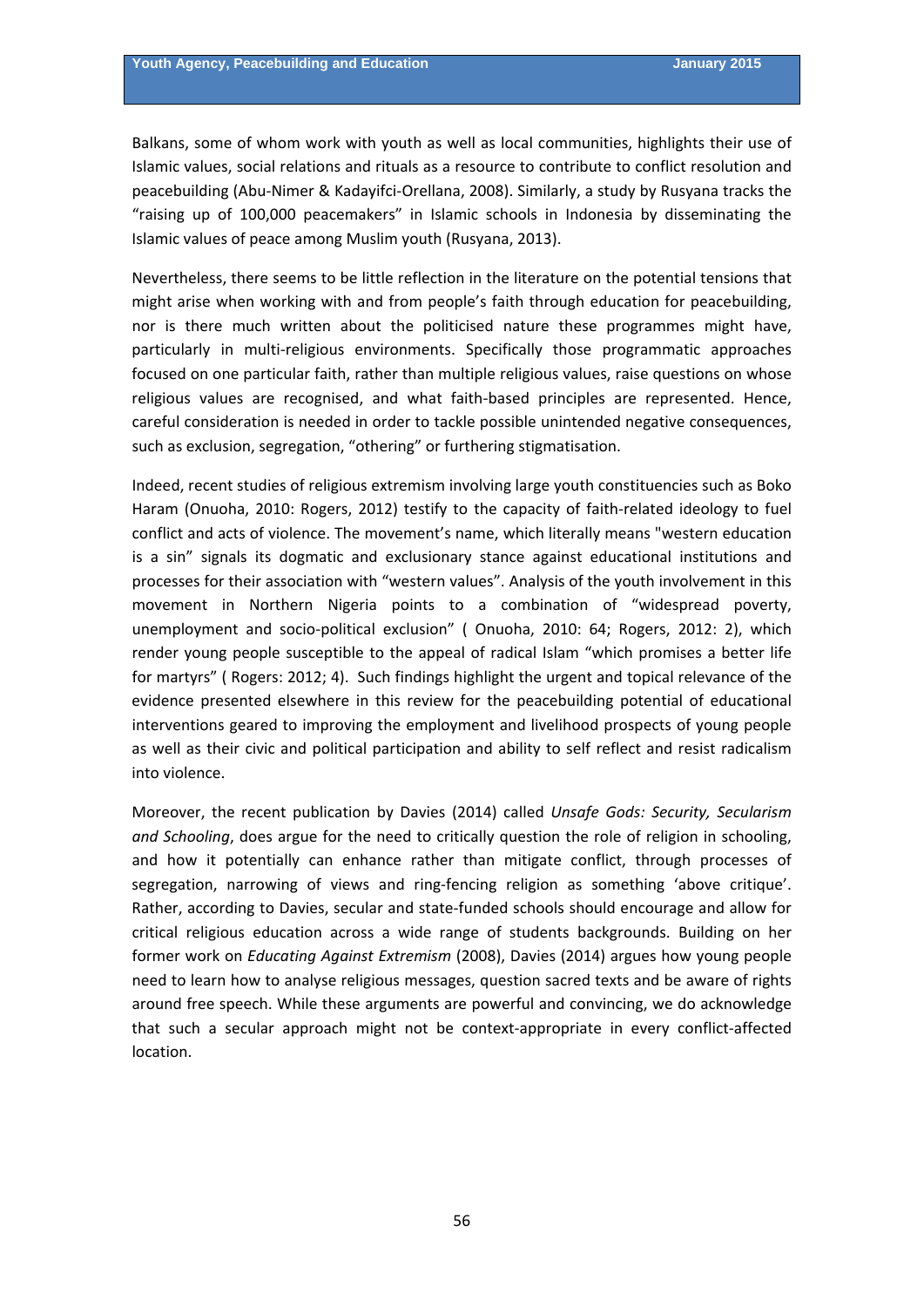Balkans, some of whom work with youth as well as local communities, highlights their use of Islamic values, social relations and rituals as a resource to contribute to conflict resolution and peacebuilding (Abu-Nimer & Kadayifci-Orellana, 2008). Similarly, a study by Rusyana tracks the "raising up of 100,000 peacemakers" in Islamic schools in Indonesia by disseminating the Islamic values of peace among Muslim youth (Rusyana, 2013).

Nevertheless, there seems to be little reflection in the literature on the potential tensions that might arise when working with and from people's faith through education for peacebuilding, nor is there much written about the politicised nature these programmes might have, particularly in multi-religious environments. Specifically those programmatic approaches focused on one particular faith, rather than multiple religious values, raise questions on whose religious values are recognised, and what faith-based principles are represented. Hence, careful consideration is needed in order to tackle possible unintended negative consequences, such as exclusion, segregation, "othering" or furthering stigmatisation.

Indeed, recent studies of religious extremism involving large youth constituencies such as Boko Haram (Onuoha, 2010: Rogers, 2012) testify to the capacity of faith-related ideology to fuel conflict and acts of violence. The movement's name, which literally means "western education is a sin" signals its dogmatic and exclusionary stance against educational institutions and processes for their association with "western values". Analysis of the youth involvement in this movement in Northern Nigeria points to a combination of "widespread poverty, unemployment and socio-political exclusion" ( Onuoha, 2010: 64; Rogers, 2012: 2), which render young people susceptible to the appeal of radical Islam "which promises a better life for martyrs" ( Rogers: 2012; 4). Such findings highlight the urgent and topical relevance of the evidence presented elsewhere in this review for the peacebuilding potential of educational interventions geared to improving the employment and livelihood prospects of young people as well as their civic and political participation and ability to self reflect and resist radicalism into violence.

Moreover, the recent publication by Davies (2014) called *Unsafe Gods: Security, Secularism and Schooling*, does argue for the need to critically question the role of religion in schooling, and how it potentially can enhance rather than mitigate conflict, through processes of segregation, narrowing of views and ring-fencing religion as something 'above critique'. Rather, according to Davies, secular and state-funded schools should encourage and allow for critical religious education across a wide range of students backgrounds. Building on her former work on *Educating Against Extremism* (2008), Davies (2014) argues how young people need to learn how to analyse religious messages, question sacred texts and be aware of rights around free speech. While these arguments are powerful and convincing, we do acknowledge that such a secular approach might not be context-appropriate in every conflict-affected location.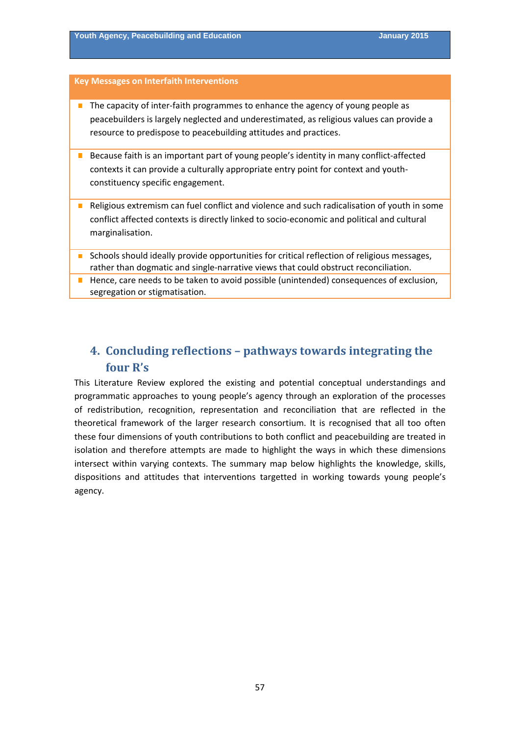**Key Messages on Interfaith Interventions**

- The capacity of inter-faith programmes to enhance the agency of young people as peacebuilders is largely neglected and underestimated, as religious values can provide a resource to predispose to peacebuilding attitudes and practices.
- Because faith is an important part of young people's identity in many conflict-affected contexts it can provide a culturally appropriate entry point for context and youth-constituency specific engagement.
- Religious extremism can fuel conflict and violence and such radicalisation of youth in some conflict affected contexts is directly linked to socio-economic and political and cultural marginalisation.
- Schools should ideally provide opportunities for critical reflection of religious messages, rather than dogmatic and single-narrative views that could obstruct reconciliation.
- Hence, care needs to be taken to avoid possible (unintended) consequences of exclusion, segregation or stigmatisation.

# 4. Concluding reflections – pathways towards integrating the four R's

This Literature Review explored the existing and potential conceptual understandings and programmatic approaches to young people's agency through an exploration of the processes of redistribution, recognition, representation and reconciliation that are reflected in the theoretical framework of the larger research consortium. It is recognised that all too often these four dimensions of youth contributions to both conflict and peacebuilding are treated in isolation and therefore attempts are made to highlight the ways in which these dimensions intersect within varying contexts. The summary map below highlights the knowledge, skills, dispositions and attitudes that interventions targetted in working towards young people's agency.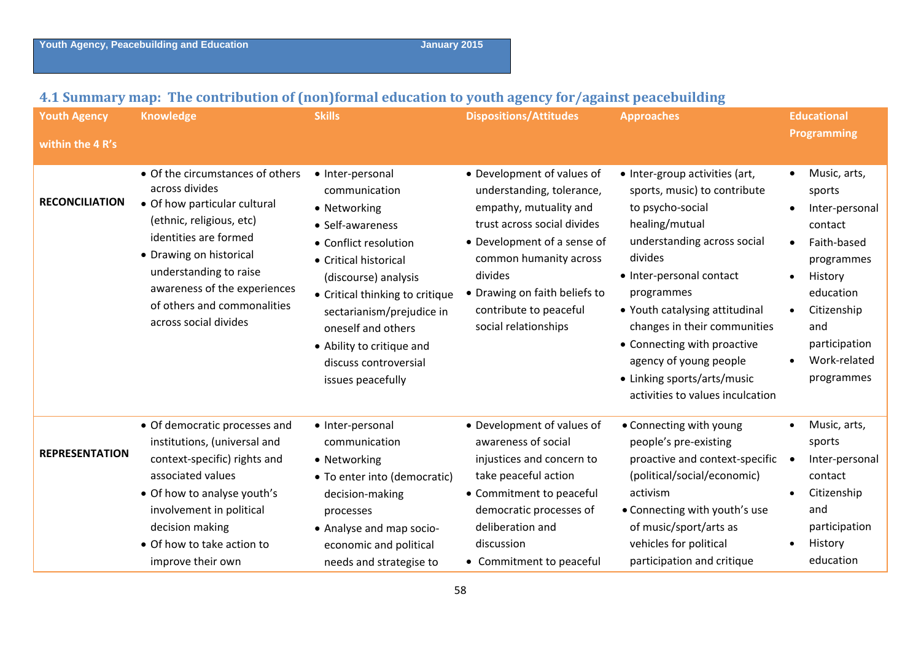## 4.1 Summary map: The contribution of (non)formal education to youth agency for/against peacebuilding

| Youth Agency within the 4 R's | Knowledge | Skills | Dispositions/Attitudes | Approaches | Educational Programming |
|---|---|---|---|---|---|
| **RECONCILIATION** | • Of the circumstances of others across divides<br>• Of how particular cultural (ethnic, religious, etc) identities are formed<br>• Drawing on historical understanding to raise awareness of the experiences of others and commonalities across social divides | • Inter-personal communication<br>• Networking<br>• Self-awareness<br>• Conflict resolution<br>• Critical historical (discourse) analysis<br>• Critical thinking to critique sectarianism/prejudice in oneself and others<br>• Ability to critique and discuss controversial issues peacefully | • Development of values of understanding, tolerance, empathy, mutuality and trust across social divides<br>• Development of a sense of common humanity across divides<br>• Drawing on faith beliefs to contribute to peaceful social relationships | • Inter-group activities (art, sports, music) to contribute to psycho-social healing/mutual understanding across social divides<br>• Inter-personal contact programmes<br>• Youth catalysing attitudinal changes in their communities<br>• Connecting with proactive agency of young people<br>• Linking sports/arts/music activities to values inculcation | • Music, arts, sports<br>• Inter-personal contact<br>• Faith-based programmes<br>• History education<br>• Citizenship and participation<br>• Work-related programmes |
| **REPRESENTATION** | • Of democratic processes and institutions, (universal and context-specific) rights and associated values<br>• Of how to analyse youth's involvement in political decision making<br>• Of how to take action to improve their own | • Inter-personal communication<br>• Networking<br>• To enter into (democratic) decision-making processes<br>• Analyse and map socio-economic and political needs and strategise to | • Development of values of awareness of social injustices and concern to take peaceful action<br>• Commitment to peaceful democratic processes of deliberation and discussion<br>• Commitment to peaceful | • Connecting with young people's pre-existing proactive and context-specific (political/social/economic) activism<br>• Connecting with youth's use of music/sport/arts as vehicles for political participation and critique | • Music, arts, sports<br>• Inter-personal contact<br>• Citizenship and participation<br>• History education |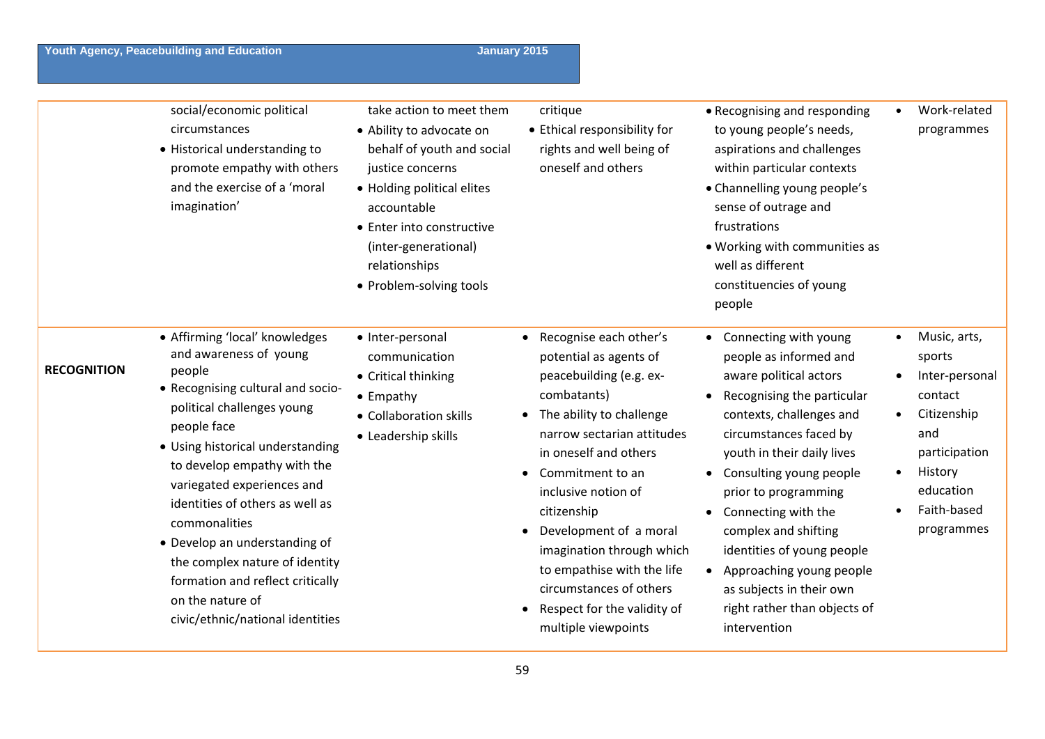|  |  |  |  |  |  |
|---|---|---|---|---|---|
|  | social/economic political circumstances<br>• Historical understanding to promote empathy with others and the exercise of a 'moral imagination' | take action to meet them<br>• Ability to advocate on behalf of youth and social justice concerns<br>• Holding political elites accountable<br>• Enter into constructive (inter-generational) relationships<br>• Problem-solving tools | critique<br>• Ethical responsibility for rights and well being of oneself and others | • Recognising and responding to young people's needs, aspirations and challenges within particular contexts<br>• Channelling young people's sense of outrage and frustrations<br>• Working with communities as well as different constituencies of young people | • Work-related programmes |
| **RECOGNITION** | • Affirming 'local' knowledges and awareness of young people<br>• Recognising cultural and socio-political challenges young people face<br>• Using historical understanding to develop empathy with the variegated experiences and identities of others as well as commonalities<br>• Develop an understanding of the complex nature of identity formation and reflect critically on the nature of civic/ethnic/national identities | • Inter-personal communication<br>• Critical thinking<br>• Empathy<br>• Collaboration skills<br>• Leadership skills | • Recognise each other's potential as agents of peacebuilding (e.g. ex-combatants)<br>• The ability to challenge narrow sectarian attitudes in oneself and others<br>• Commitment to an inclusive notion of citizenship<br>• Development of a moral imagination through which to empathise with the life circumstances of others<br>• Respect for the validity of multiple viewpoints | • Connecting with young people as informed and aware political actors<br>• Recognising the particular contexts, challenges and circumstances faced by youth in their daily lives<br>• Consulting young people prior to programming<br>• Connecting with the complex and shifting identities of young people<br>• Approaching young people as subjects in their own right rather than objects of intervention | • Music, arts, sports<br>• Inter-personal contact<br>• Citizenship and participation<br>• History education<br>• Faith-based programmes |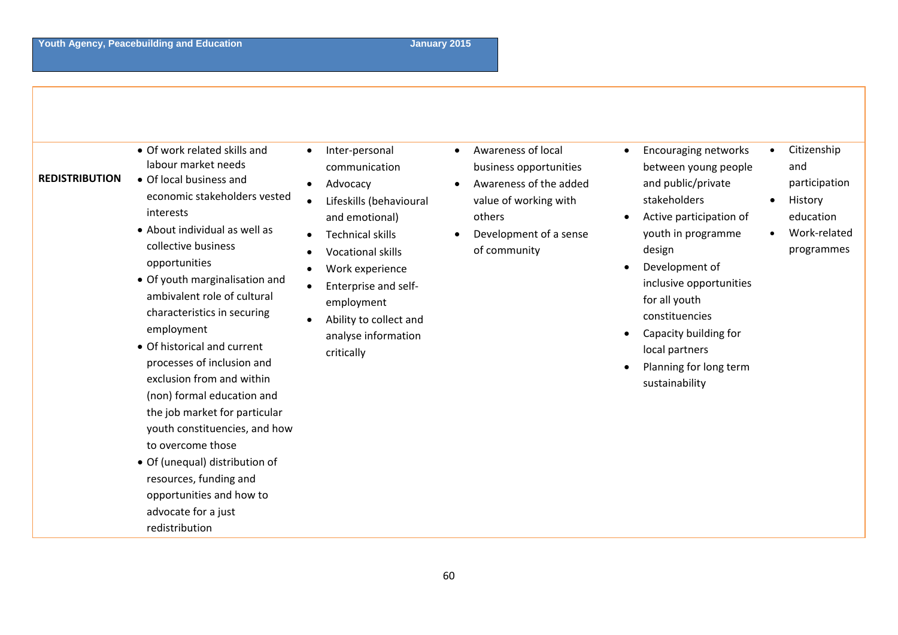| | | | | | |
|---|---|---|---|---|---|
| **REDISTRIBUTION** | • Of work related skills and labour market needs<br>• Of local business and economic stakeholders vested interests<br>• About individual as well as collective business opportunities<br>• Of youth marginalisation and ambivalent role of cultural characteristics in securing employment<br>• Of historical and current processes of inclusion and exclusion from and within (non) formal education and the job market for particular youth constituencies, and how to overcome those<br>• Of (unequal) distribution of resources, funding and opportunities and how to advocate for a just redistribution | • Inter-personal communication<br>• Advocacy<br>• Lifeskills (behavioural and emotional)<br>• Technical skills<br>• Vocational skills<br>• Work experience<br>• Enterprise and self-employment<br>• Ability to collect and analyse information critically | • Awareness of local business opportunities<br>• Awareness of the added value of working with others<br>• Development of a sense of community | • Encouraging networks between young people and public/private stakeholders<br>• Active participation of youth in programme design<br>• Development of inclusive opportunities for all youth constituencies<br>• Capacity building for local partners<br>• Planning for long term sustainability | • Citizenship and participation<br>• History education<br>• Work-related programmes |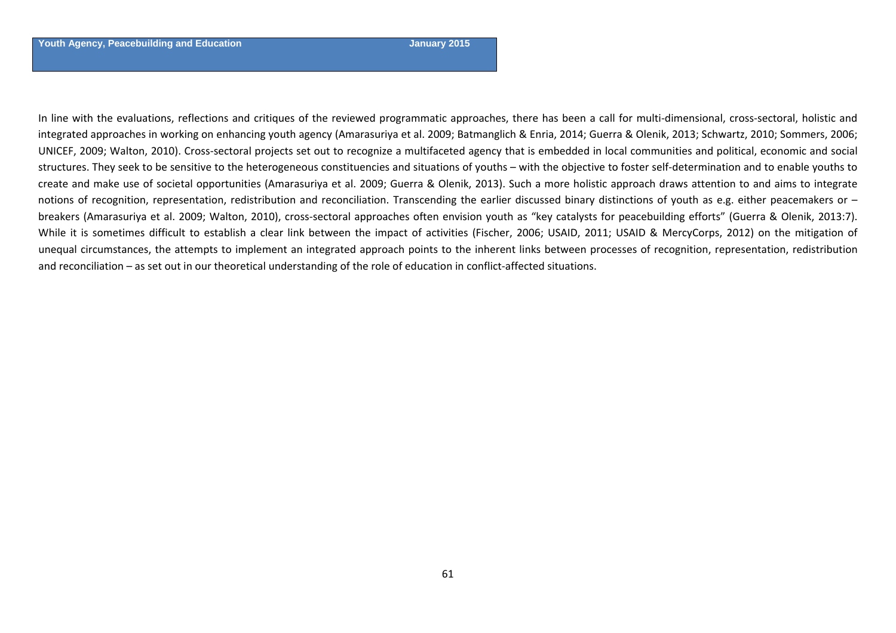In line with the evaluations, reflections and critiques of the reviewed programmatic approaches, there has been a call for multi-dimensional, cross-sectoral, holistic and integrated approaches in working on enhancing youth agency (Amarasuriya et al. 2009; Batmanglich & Enria, 2014; Guerra & Olenik, 2013; Schwartz, 2010; Sommers, 2006; UNICEF, 2009; Walton, 2010). Cross-sectoral projects set out to recognize a multifaceted agency that is embedded in local communities and political, economic and social structures. They seek to be sensitive to the heterogeneous constituencies and situations of youths – with the objective to foster self-determination and to enable youths to create and make use of societal opportunities (Amarasuriya et al. 2009; Guerra & Olenik, 2013). Such a more holistic approach draws attention to and aims to integrate notions of recognition, representation, redistribution and reconciliation. Transcending the earlier discussed binary distinctions of youth as e.g. either peacemakers or – breakers (Amarasuriya et al. 2009; Walton, 2010), cross-sectoral approaches often envision youth as "key catalysts for peacebuilding efforts" (Guerra & Olenik, 2013:7). While it is sometimes difficult to establish a clear link between the impact of activities (Fischer, 2006; USAID, 2011; USAID & MercyCorps, 2012) on the mitigation of unequal circumstances, the attempts to implement an integrated approach points to the inherent links between processes of recognition, representation, redistribution and reconciliation – as set out in our theoretical understanding of the role of education in conflict-affected situations.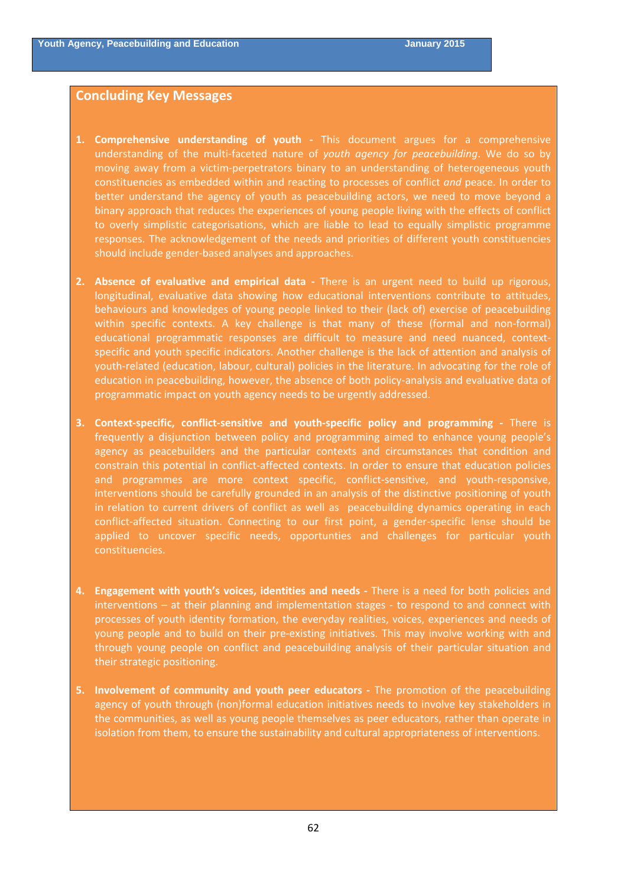## Concluding Key Messages

1. **Comprehensive understanding of youth -** This document argues for a comprehensive understanding of the multi-faceted nature of *youth agency for peacebuilding*. We do so by moving away from a victim-perpetrators binary to an understanding of heterogeneous youth constituencies as embedded within and reacting to processes of conflict *and* peace. In order to better understand the agency of youth as peacebuilding actors, we need to move beyond a binary approach that reduces the experiences of young people living with the effects of conflict to overly simplistic categorisations, which are liable to lead to equally simplistic programme responses. The acknowledgement of the needs and priorities of different youth constituencies should include gender-based analyses and approaches.

2. **Absence of evaluative and empirical data -** There is an urgent need to build up rigorous, longitudinal, evaluative data showing how educational interventions contribute to attitudes, behaviours and knowledges of young people linked to their (lack of) exercise of peacebuilding within specific contexts. A key challenge is that many of these (formal and non-formal) educational programmatic responses are difficult to measure and need nuanced, context-specific and youth specific indicators. Another challenge is the lack of attention and analysis of youth-related (education, labour, cultural) policies in the literature. In advocating for the role of education in peacebuilding, however, the absence of both policy-analysis and evaluative data of programmatic impact on youth agency needs to be urgently addressed.

3. **Context-specific, conflict-sensitive and youth-specific policy and programming -** There is frequently a disjunction between policy and programming aimed to enhance young people's agency as peacebuilders and the particular contexts and circumstances that condition and constrain this potential in conflict-affected contexts. In order to ensure that education policies and programmes are more context specific, conflict-sensitive, and youth-responsive, interventions should be carefully grounded in an analysis of the distinctive positioning of youth in relation to current drivers of conflict as well as peacebuilding dynamics operating in each conflict-affected situation. Connecting to our first point, a gender-specific lense should be applied to uncover specific needs, opportunties and challenges for particular youth constituencies.

4. **Engagement with youth's voices, identities and needs -** There is a need for both policies and interventions – at their planning and implementation stages - to respond to and connect with processes of youth identity formation, the everyday realities, voices, experiences and needs of young people and to build on their pre-existing initiatives. This may involve working with and through young people on conflict and peacebuilding analysis of their particular situation and their strategic positioning.

5. **Involvement of community and youth peer educators -** The promotion of the peacebuilding agency of youth through (non)formal education initiatives needs to involve key stakeholders in the communities, as well as young people themselves as peer educators, rather than operate in isolation from them, to ensure the sustainability and cultural appropriateness of interventions.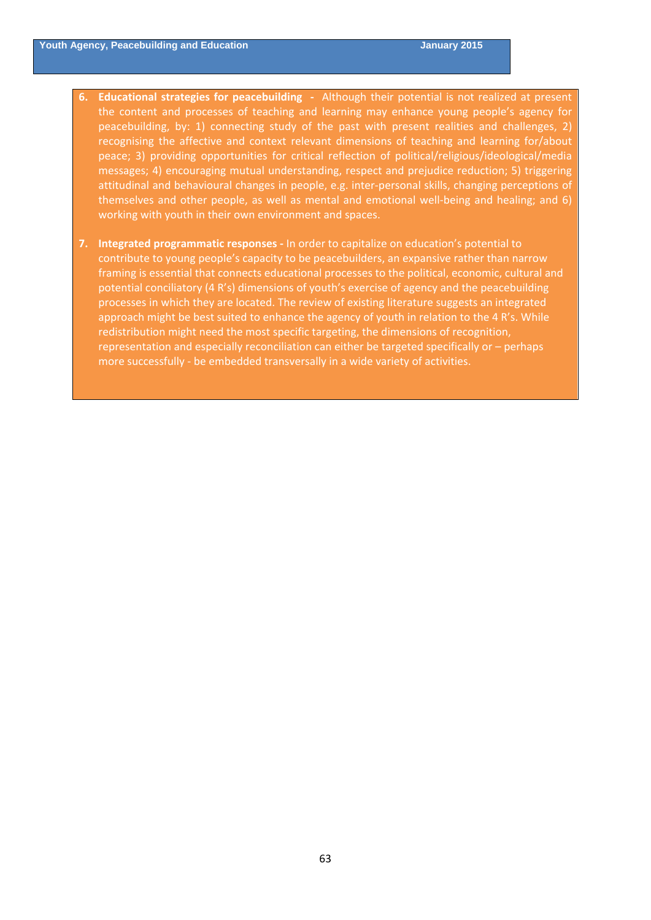6. **Educational strategies for peacebuilding -** Although their potential is not realized at present the content and processes of teaching and learning may enhance young people's agency for peacebuilding, by: 1) connecting study of the past with present realities and challenges, 2) recognising the affective and context relevant dimensions of teaching and learning for/about peace; 3) providing opportunities for critical reflection of political/religious/ideological/media messages; 4) encouraging mutual understanding, respect and prejudice reduction; 5) triggering attitudinal and behavioural changes in people, e.g. inter-personal skills, changing perceptions of themselves and other people, as well as mental and emotional well-being and healing; and 6) working with youth in their own environment and spaces.

7. **Integrated programmatic responses -** In order to capitalize on education's potential to contribute to young people's capacity to be peacebuilders, an expansive rather than narrow framing is essential that connects educational processes to the political, economic, cultural and potential conciliatory (4 R's) dimensions of youth's exercise of agency and the peacebuilding processes in which they are located. The review of existing literature suggests an integrated approach might be best suited to enhance the agency of youth in relation to the 4 R's. While redistribution might need the most specific targeting, the dimensions of recognition, representation and especially reconciliation can either be targeted specifically or – perhaps more successfully - be embedded transversally in a wide variety of activities.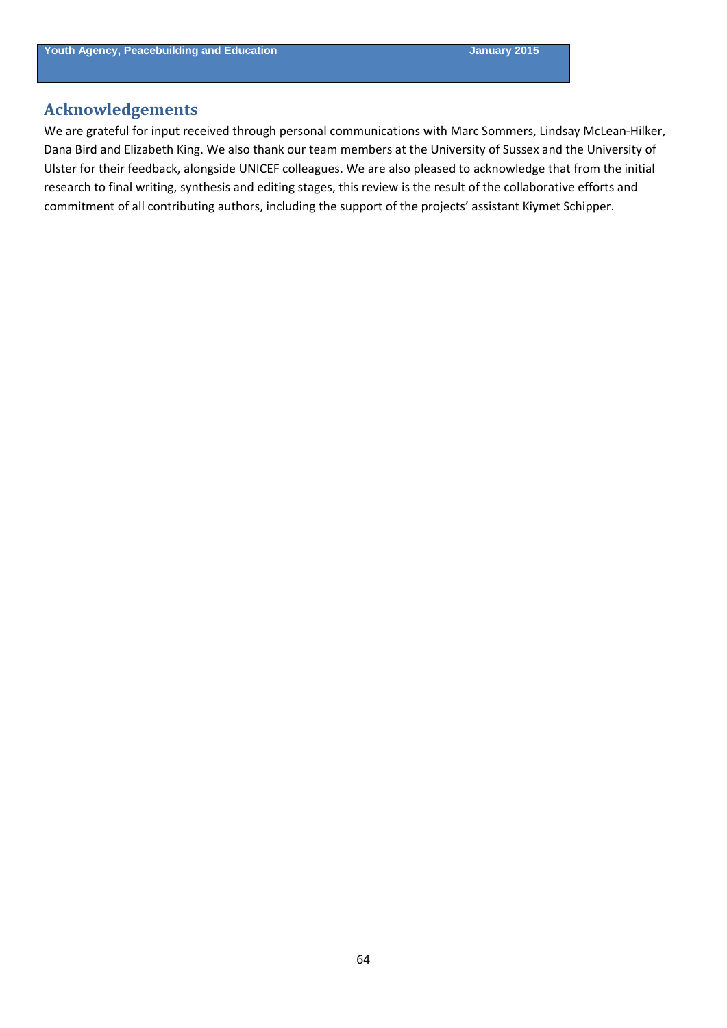## Acknowledgements

We are grateful for input received through personal communications with Marc Sommers, Lindsay McLean-Hilker, Dana Bird and Elizabeth King. We also thank our team members at the University of Sussex and the University of Ulster for their feedback, alongside UNICEF colleagues. We are also pleased to acknowledge that from the initial research to final writing, synthesis and editing stages, this review is the result of the collaborative efforts and commitment of all contributing authors, including the support of the projects' assistant Kiymet Schipper.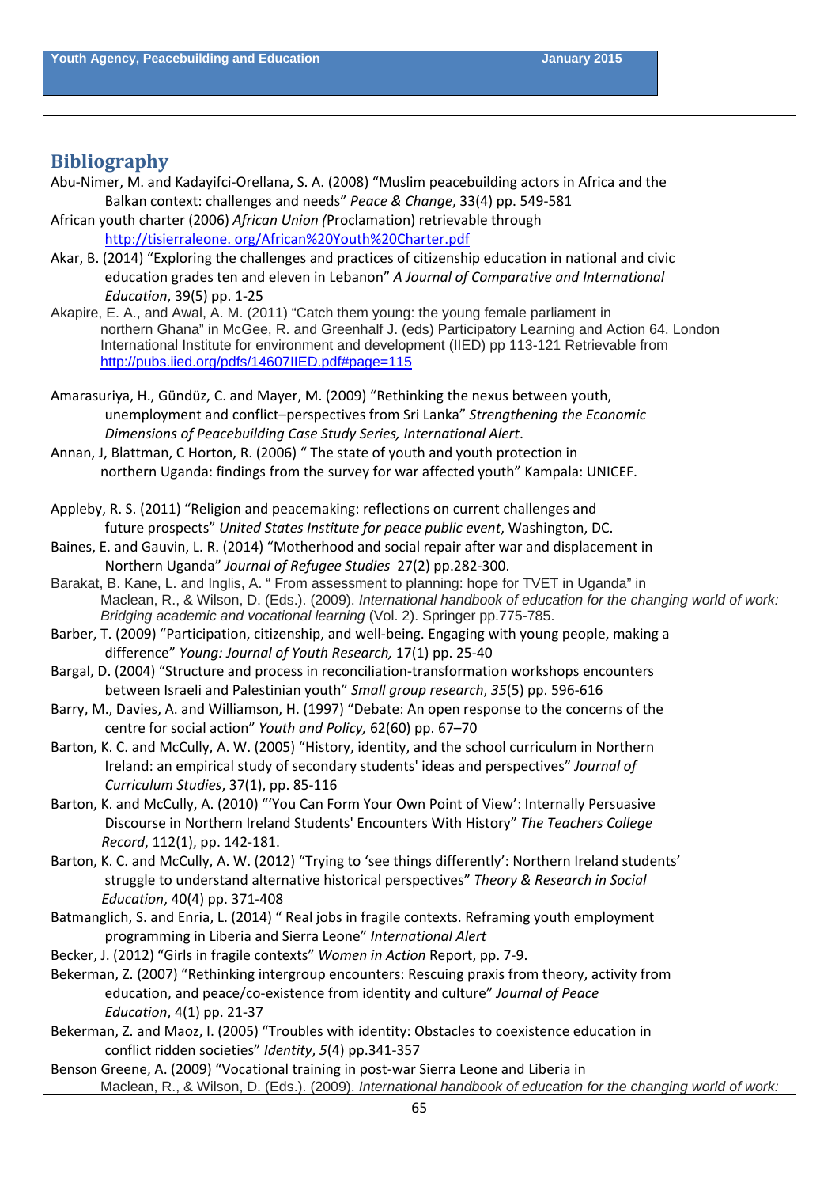## Bibliography

Abu-Nimer, M. and Kadayifci-Orellana, S. A. (2008) "Muslim peacebuilding actors in Africa and the Balkan context: challenges and needs" *Peace & Change*, 33(4) pp. 549-581

African youth charter (2006) *African Union (*Proclamation) retrievable through http://tisierraleone. org/African%20Youth%20Charter.pdf

Akar, B. (2014) "Exploring the challenges and practices of citizenship education in national and civic education grades ten and eleven in Lebanon" *A Journal of Comparative and International Education*, 39(5) pp. 1-25

Akapire, E. A., and Awal, A. M. (2011) "Catch them young: the young female parliament in northern Ghana" in McGee, R. and Greenhalf J. (eds) Participatory Learning and Action 64. London International Institute for environment and development (IIED) pp 113-121 Retrievable from http://pubs.iied.org/pdfs/14607IIED.pdf#page=115

Amarasuriya, H., Gündüz, C. and Mayer, M. (2009) "Rethinking the nexus between youth, unemployment and conflict–perspectives from Sri Lanka" *Strengthening the Economic Dimensions of Peacebuilding Case Study Series, International Alert*.

Annan, J, Blattman, C Horton, R. (2006) " The state of youth and youth protection in northern Uganda: findings from the survey for war affected youth" Kampala: UNICEF.

Appleby, R. S. (2011) "Religion and peacemaking: reflections on current challenges and future prospects" *United States Institute for peace public event*, Washington, DC.

Baines, E. and Gauvin, L. R. (2014) "Motherhood and social repair after war and displacement in Northern Uganda" *Journal of Refugee Studies* 27(2) pp.282-300.

Barakat, B. Kane, L. and Inglis, A. " From assessment to planning: hope for TVET in Uganda" in Maclean, R., & Wilson, D. (Eds.). (2009). *International handbook of education for the changing world of work: Bridging academic and vocational learning* (Vol. 2). Springer pp.775-785.

Barber, T. (2009) "Participation, citizenship, and well-being. Engaging with young people, making a difference" *Young: Journal of Youth Research,* 17(1) pp. 25-40

Bargal, D. (2004) "Structure and process in reconciliation-transformation workshops encounters between Israeli and Palestinian youth" *Small group research*, *35*(5) pp. 596-616

Barry, M., Davies, A. and Williamson, H. (1997) "Debate: An open response to the concerns of the centre for social action" *Youth and Policy,* 62(60) pp. 67–70

Barton, K. C. and McCully, A. W. (2005) "History, identity, and the school curriculum in Northern Ireland: an empirical study of secondary students' ideas and perspectives" *Journal of Curriculum Studies*, 37(1), pp. 85-116

Barton, K. and McCully, A. (2010) "'You Can Form Your Own Point of View': Internally Persuasive Discourse in Northern Ireland Students' Encounters With History" *The Teachers College Record*, 112(1), pp. 142-181.

Barton, K. C. and McCully, A. W. (2012) "Trying to 'see things differently': Northern Ireland students' struggle to understand alternative historical perspectives" *Theory & Research in Social Education*, 40(4) pp. 371-408

Batmanglich, S. and Enria, L. (2014) " Real jobs in fragile contexts. Reframing youth employment programming in Liberia and Sierra Leone" *International Alert*

Becker, J. (2012) "Girls in fragile contexts" *Women in Action* Report, pp. 7-9.

Bekerman, Z. (2007) "Rethinking intergroup encounters: Rescuing praxis from theory, activity from education, and peace/co-existence from identity and culture" *Journal of Peace Education*, 4(1) pp. 21-37

Bekerman, Z. and Maoz, I. (2005) "Troubles with identity: Obstacles to coexistence education in conflict ridden societies" *Identity*, *5*(4) pp.341-357

Benson Greene, A. (2009) "Vocational training in post-war Sierra Leone and Liberia in Maclean, R., & Wilson, D. (Eds.). (2009). *International handbook of education for the changing world of work:*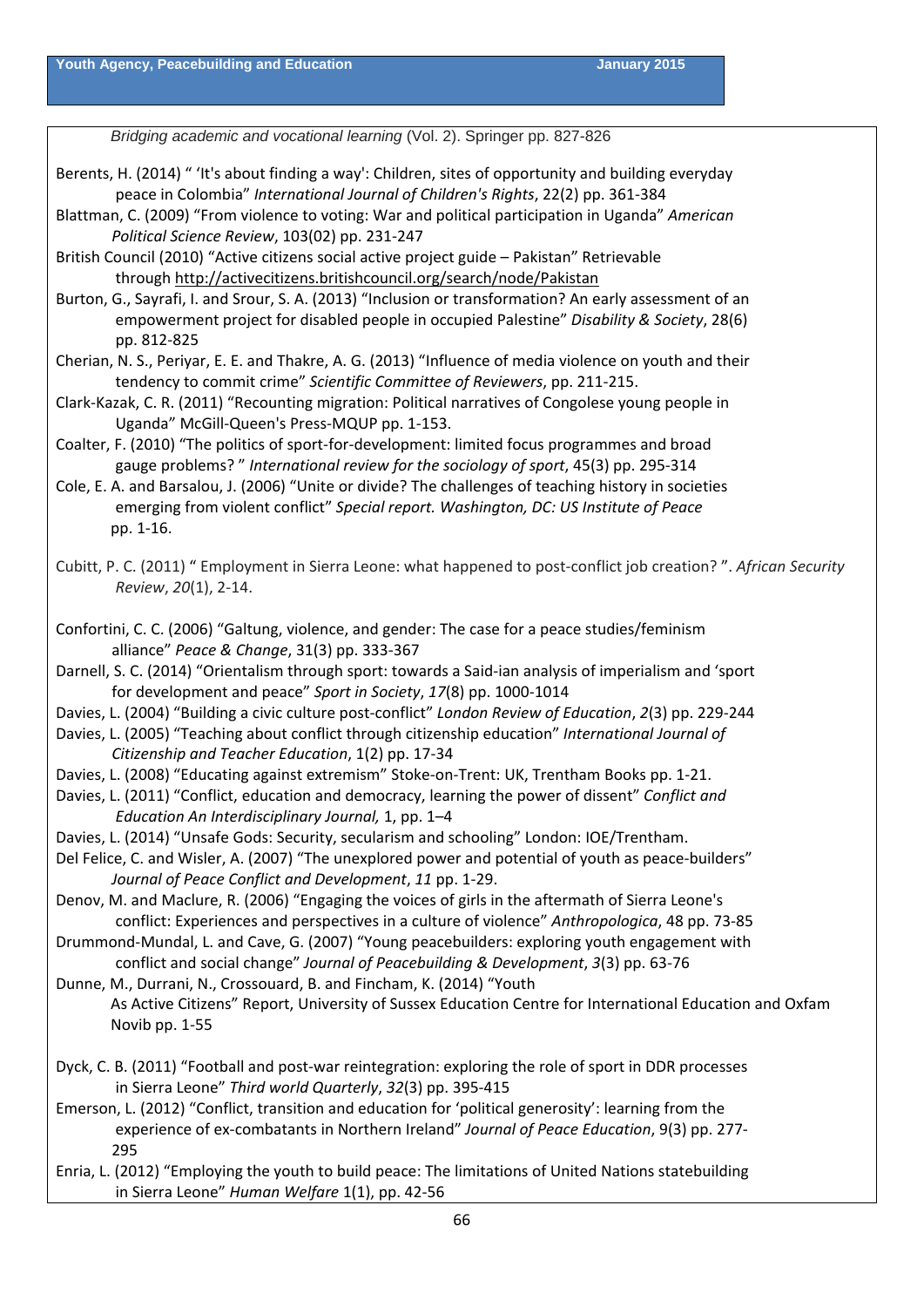*Bridging academic and vocational learning* (Vol. 2). Springer pp. 827-826

Berents, H. (2014) " 'It's about finding a way': Children, sites of opportunity and building everyday peace in Colombia" *International Journal of Children's Rights*, 22(2) pp. 361-384

Blattman, C. (2009) "From violence to voting: War and political participation in Uganda" *American Political Science Review*, 103(02) pp. 231-247

British Council (2010) "Active citizens social active project guide – Pakistan" Retrievable through http://activecitizens.britishcouncil.org/search/node/Pakistan

Burton, G., Sayrafi, I. and Srour, S. A. (2013) "Inclusion or transformation? An early assessment of an empowerment project for disabled people in occupied Palestine" *Disability & Society*, 28(6) pp. 812-825

Cherian, N. S., Periyar, E. E. and Thakre, A. G. (2013) "Influence of media violence on youth and their tendency to commit crime" *Scientific Committee of Reviewers*, pp. 211-215.

Clark-Kazak, C. R. (2011) "Recounting migration: Political narratives of Congolese young people in Uganda" McGill-Queen's Press-MQUP pp. 1-153.

Coalter, F. (2010) "The politics of sport-for-development: limited focus programmes and broad gauge problems? " *International review for the sociology of sport*, 45(3) pp. 295-314

Cole, E. A. and Barsalou, J. (2006) "Unite or divide? The challenges of teaching history in societies emerging from violent conflict" *Special report. Washington, DC: US Institute of Peace* pp. 1-16.

Cubitt, P. C. (2011) " Employment in Sierra Leone: what happened to post-conflict job creation? ". *African Security Review*, *20*(1), 2-14.

Confortini, C. C. (2006) "Galtung, violence, and gender: The case for a peace studies/feminism alliance" *Peace & Change*, 31(3) pp. 333-367

Darnell, S. C. (2014) "Orientalism through sport: towards a Said-ian analysis of imperialism and 'sport for development and peace" *Sport in Society*, *17*(8) pp. 1000-1014

Davies, L. (2004) "Building a civic culture post-conflict" *London Review of Education*, *2*(3) pp. 229-244

Davies, L. (2005) "Teaching about conflict through citizenship education" *International Journal of Citizenship and Teacher Education*, 1(2) pp. 17-34

Davies, L. (2008) "Educating against extremism" Stoke-on-Trent: UK, Trentham Books pp. 1-21.

Davies, L. (2011) "Conflict, education and democracy, learning the power of dissent" *Conflict and Education An Interdisciplinary Journal,* 1, pp. 1–4

Davies, L. (2014) "Unsafe Gods: Security, secularism and schooling" London: IOE/Trentham.

Del Felice, C. and Wisler, A. (2007) "The unexplored power and potential of youth as peace-builders" *Journal of Peace Conflict and Development*, *11* pp. 1-29.

Denov, M. and Maclure, R. (2006) "Engaging the voices of girls in the aftermath of Sierra Leone's conflict: Experiences and perspectives in a culture of violence" *Anthropologica*, 48 pp. 73-85

Drummond-Mundal, L. and Cave, G. (2007) "Young peacebuilders: exploring youth engagement with conflict and social change" *Journal of Peacebuilding & Development*, *3*(3) pp. 63-76

Dunne, M., Durrani, N., Crossouard, B. and Fincham, K. (2014) "Youth As Active Citizens" Report, University of Sussex Education Centre for International Education and Oxfam Novib pp. 1-55

Dyck, C. B. (2011) "Football and post-war reintegration: exploring the role of sport in DDR processes in Sierra Leone" *Third world Quarterly*, *32*(3) pp. 395-415

Emerson, L. (2012) "Conflict, transition and education for 'political generosity': learning from the experience of ex-combatants in Northern Ireland" *Journal of Peace Education*, 9(3) pp. 277-295

Enria, L. (2012) "Employing the youth to build peace: The limitations of United Nations statebuilding in Sierra Leone" *Human Welfare* 1(1), pp. 42-56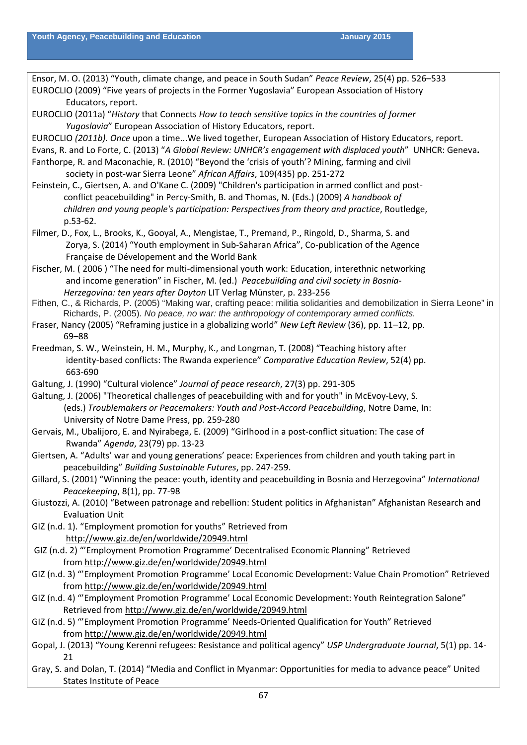Ensor, M. O. (2013) “Youth, climate change, and peace in South Sudan” *Peace Review*, 25(4) pp. 526–533

EUROCLIO (2009) “Five years of projects in the Former Yugoslavia” European Association of History Educators, report.

EUROCLIO (2011a) “*History* that Connects *How to teach sensitive topics in the countries of former Yugoslavia*” European Association of History Educators, report.

EUROCLIO *(2011b). Once* upon a time...We lived together, European Association of History Educators, report.

Evans, R. and Lo Forte, C. (2013) “*A Global Review: UNHCR’s engagement with displaced youth*” UNHCR: Geneva**.**

Fanthorpe, R. and Maconachie, R. (2010) “Beyond the ‘crisis of youth’? Mining, farming and civil society in post-war Sierra Leone” *African Affairs*, 109(435) pp. 251-272

Feinstein, C., Giertsen, A. and O'Kane C. (2009) "Children's participation in armed conflict and post-conflict peacebuilding" in Percy-Smith, B. and Thomas, N. (Eds.) (2009) *A handbook of children and young people's participation: Perspectives from theory and practice*, Routledge, p.53-62.

Filmer, D., Fox, L., Brooks, K., Gooyal, A., Mengistae, T., Premand, P., Ringold, D., Sharma, S. and Zorya, S. (2014) “Youth employment in Sub-Saharan Africa”, Co-publication of the Agence Française de Dévelopement and the World Bank

Fischer, M. ( 2006 ) “The need for multi-dimensional youth work: Education, interethnic networking and income generation” in Fischer, M. (ed.) *Peacebuilding and civil society in Bosnia-Herzegovina: ten years after Dayton* LIT Verlag Münster, p. 233-256

Fithen, C., & Richards, P. (2005) “Making war, crafting peace: militia solidarities and demobilization in Sierra Leone” in Richards, P. (2005). *No peace, no war: the anthropology of contemporary armed conflicts.*

Fraser, Nancy (2005) “Reframing justice in a globalizing world” *New Left Review* (36), pp. 11–12, pp. 69–88

Freedman, S. W., Weinstein, H. M., Murphy, K., and Longman, T. (2008) “Teaching history after identity-based conflicts: The Rwanda experience” *Comparative Education Review*, 52(4) pp. 663-690

Galtung, J. (1990) “Cultural violence” *Journal of peace research*, 27(3) pp. 291-305

Galtung, J. (2006) "Theoretical challenges of peacebuilding with and for youth" in McEvoy-Levy, S. (eds.) *Troublemakers or Peacemakers: Youth and Post-Accord Peacebuilding*, Notre Dame, In: University of Notre Dame Press, pp. 259-280

Gervais, M., Ubalijoro, E. and Nyirabega, E. (2009) “Girlhood in a post-conflict situation: The case of Rwanda” *Agenda*, 23(79) pp. 13-23

Giertsen, A. “Adults’ war and young generations’ peace: Experiences from children and youth taking part in peacebuilding” *Building Sustainable Futures*, pp. 247-259.

Gillard, S. (2001) “Winning the peace: youth, identity and peacebuilding in Bosnia and Herzegovina” *International Peacekeeping*, 8(1), pp. 77-98

Giustozzi, A. (2010) “Between patronage and rebellion: Student politics in Afghanistan” Afghanistan Research and Evaluation Unit

GIZ (n.d. 1). “Employment promotion for youths” Retrieved from http://www.giz.de/en/worldwide/20949.html

GIZ (n.d. 2) “’Employment Promotion Programme’ Decentralised Economic Planning” Retrieved from http://www.giz.de/en/worldwide/20949.html

GIZ (n.d. 3) “’Employment Promotion Programme’ Local Economic Development: Value Chain Promotion” Retrieved from http://www.giz.de/en/worldwide/20949.html

GIZ (n.d. 4) “’Employment Promotion Programme’ Local Economic Development: Youth Reintegration Salone” Retrieved from http://www.giz.de/en/worldwide/20949.html

GIZ (n.d. 5) “’Employment Promotion Programme’ Needs-Oriented Qualification for Youth” Retrieved from http://www.giz.de/en/worldwide/20949.html

Gopal, J. (2013) “Young Kerenni refugees: Resistance and political agency” *USP Undergraduate Journal*, 5(1) pp. 14-21

Gray, S. and Dolan, T. (2014) “Media and Conflict in Myanmar: Opportunities for media to advance peace” United States Institute of Peace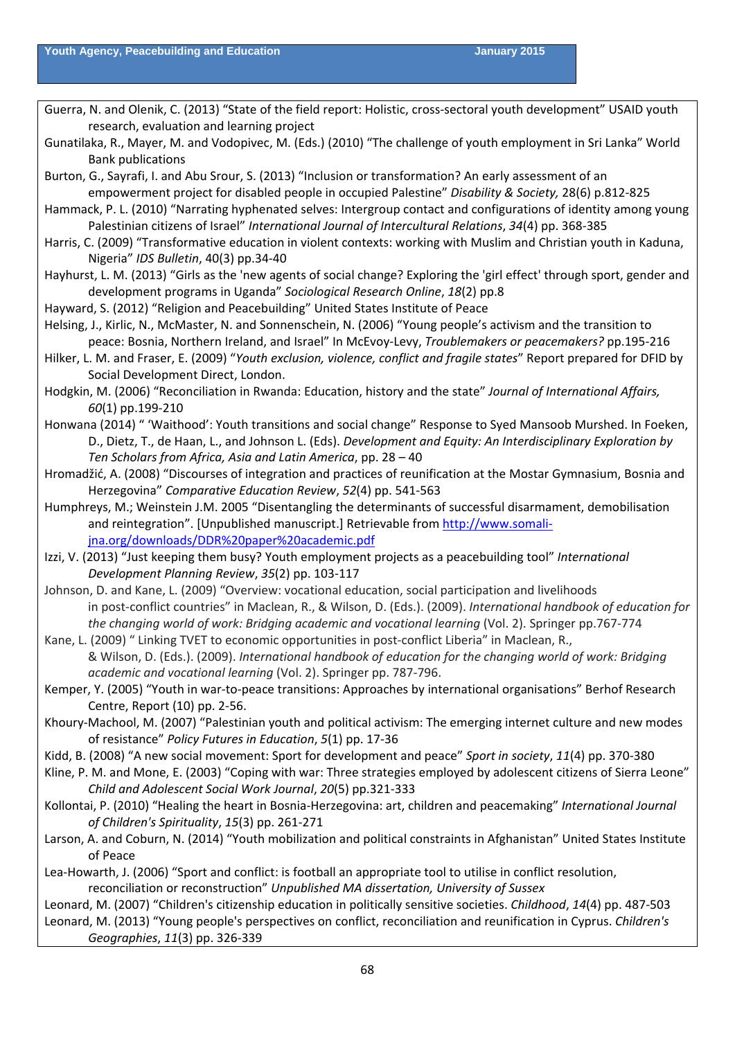Guerra, N. and Olenik, C. (2013) “State of the field report: Holistic, cross-sectoral youth development” USAID youth research, evaluation and learning project

Gunatilaka, R., Mayer, M. and Vodopivec, M. (Eds.) (2010) “The challenge of youth employment in Sri Lanka” World Bank publications

Burton, G., Sayrafi, I. and Abu Srour, S. (2013) “Inclusion or transformation? An early assessment of an empowerment project for disabled people in occupied Palestine” *Disability & Society,* 28(6) p.812-825

Hammack, P. L. (2010) “Narrating hyphenated selves: Intergroup contact and configurations of identity among young Palestinian citizens of Israel” *International Journal of Intercultural Relations*, *34*(4) pp. 368-385

Harris, C. (2009) “Transformative education in violent contexts: working with Muslim and Christian youth in Kaduna, Nigeria” *IDS Bulletin*, 40(3) pp.34-40

Hayhurst, L. M. (2013) “Girls as the 'new agents of social change? Exploring the 'girl effect' through sport, gender and development programs in Uganda” *Sociological Research Online*, *18*(2) pp.8

Hayward, S. (2012) “Religion and Peacebuilding” United States Institute of Peace

Helsing, J., Kirlic, N., McMaster, N. and Sonnenschein, N. (2006) “Young people’s activism and the transition to peace: Bosnia, Northern Ireland, and Israel” In McEvoy-Levy, *Troublemakers or peacemakers?* pp.195-216

Hilker, L. M. and Fraser, E. (2009) “*Youth exclusion, violence, conflict and fragile states*” Report prepared for DFID by Social Development Direct, London.

Hodgkin, M. (2006) “Reconciliation in Rwanda: Education, history and the state” *Journal of International Affairs, 60*(1) pp.199-210

Honwana (2014) “ ‘Waithood’: Youth transitions and social change” Response to Syed Mansoob Murshed. In Foeken, D., Dietz, T., de Haan, L., and Johnson L. (Eds). *Development and Equity: An Interdisciplinary Exploration by Ten Scholars from Africa, Asia and Latin America*, pp. 28 – 40

Hromadžić, A. (2008) “Discourses of integration and practices of reunification at the Mostar Gymnasium, Bosnia and Herzegovina” *Comparative Education Review*, *52*(4) pp. 541-563

Humphreys, M.; Weinstein J.M. 2005 “Disentangling the determinants of successful disarmament, demobilisation and reintegration”. [Unpublished manuscript.] Retrievable from http://www.somali-jna.org/downloads/DDR%20paper%20academic.pdf

Izzi, V. (2013) “Just keeping them busy? Youth employment projects as a peacebuilding tool” *International Development Planning Review*, *35*(2) pp. 103-117

Johnson, D. and Kane, L. (2009) “Overview: vocational education, social participation and livelihoods in post-conflict countries” in Maclean, R., & Wilson, D. (Eds.). (2009). *International handbook of education for the changing world of work: Bridging academic and vocational learning* (Vol. 2). Springer pp.767-774

Kane, L. (2009) “ Linking TVET to economic opportunities in post-conflict Liberia” in Maclean, R., & Wilson, D. (Eds.). (2009). *International handbook of education for the changing world of work: Bridging academic and vocational learning* (Vol. 2). Springer pp. 787-796.

Kemper, Y. (2005) “Youth in war-to-peace transitions: Approaches by international organisations” Berhof Research Centre, Report (10) pp. 2-56.

Khoury-Machool, M. (2007) “Palestinian youth and political activism: The emerging internet culture and new modes of resistance” *Policy Futures in Education*, *5*(1) pp. 17-36

Kidd, B. (2008) “A new social movement: Sport for development and peace” *Sport in society*, *11*(4) pp. 370-380

Kline, P. M. and Mone, E. (2003) “Coping with war: Three strategies employed by adolescent citizens of Sierra Leone” *Child and Adolescent Social Work Journal*, *20*(5) pp.321-333

Kollontai, P. (2010) “Healing the heart in Bosnia-Herzegovina: art, children and peacemaking” *International Journal of Children's Spirituality*, *15*(3) pp. 261-271

Larson, A. and Coburn, N. (2014) “Youth mobilization and political constraints in Afghanistan” United States Institute of Peace

Lea-Howarth, J. (2006) “Sport and conflict: is football an appropriate tool to utilise in conflict resolution, reconciliation or reconstruction” *Unpublished MA dissertation, University of Sussex*

Leonard, M. (2007) “Children's citizenship education in politically sensitive societies. *Childhood*, *14*(4) pp. 487-503

Leonard, M. (2013) “Young people's perspectives on conflict, reconciliation and reunification in Cyprus. *Children's Geographies*, *11*(3) pp. 326-339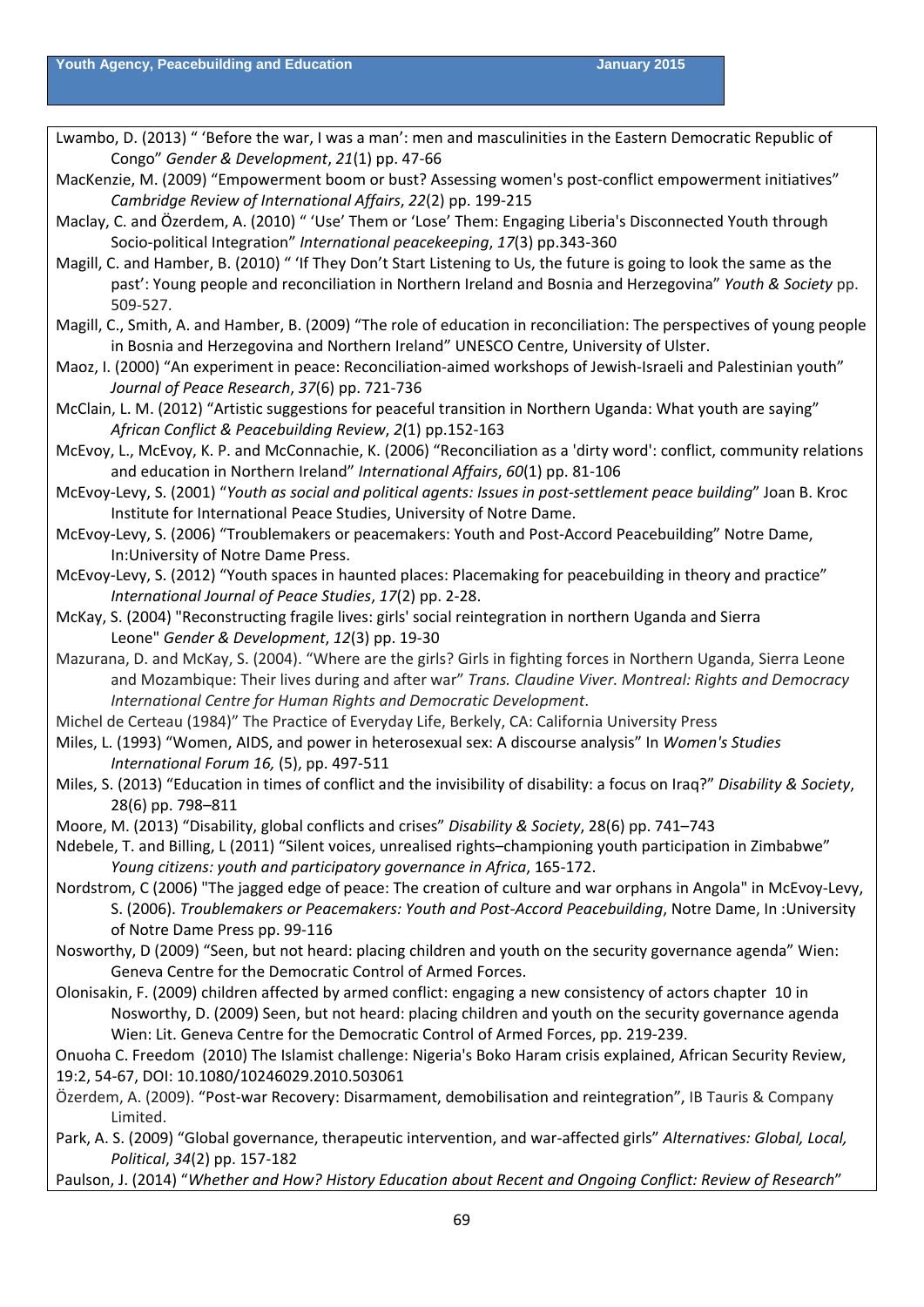Lwambo, D. (2013) " 'Before the war, I was a man': men and masculinities in the Eastern Democratic Republic of Congo" *Gender & Development*, *21*(1) pp. 47-66

MacKenzie, M. (2009) "Empowerment boom or bust? Assessing women's post-conflict empowerment initiatives" *Cambridge Review of International Affairs*, *22*(2) pp. 199-215

Maclay, C. and Özerdem, A. (2010) " 'Use' Them or 'Lose' Them: Engaging Liberia's Disconnected Youth through Socio-political Integration" *International peacekeeping*, *17*(3) pp.343-360

Magill, C. and Hamber, B. (2010) " 'If They Don't Start Listening to Us, the future is going to look the same as the past': Young people and reconciliation in Northern Ireland and Bosnia and Herzegovina" *Youth & Society* pp. 509-527.

Magill, C., Smith, A. and Hamber, B. (2009) "The role of education in reconciliation: The perspectives of young people in Bosnia and Herzegovina and Northern Ireland" UNESCO Centre, University of Ulster.

Maoz, I. (2000) "An experiment in peace: Reconciliation-aimed workshops of Jewish-Israeli and Palestinian youth" *Journal of Peace Research*, *37*(6) pp. 721-736

McClain, L. M. (2012) "Artistic suggestions for peaceful transition in Northern Uganda: What youth are saying" *African Conflict & Peacebuilding Review*, *2*(1) pp.152-163

McEvoy, L., McEvoy, K. P. and McConnachie, K. (2006) "Reconciliation as a 'dirty word': conflict, community relations and education in Northern Ireland" *International Affairs*, *60*(1) pp. 81-106

McEvoy-Levy, S. (2001) "*Youth as social and political agents: Issues in post-settlement peace building*" Joan B. Kroc Institute for International Peace Studies, University of Notre Dame.

McEvoy-Levy, S. (2006) "Troublemakers or peacemakers: Youth and Post-Accord Peacebuilding" Notre Dame, In:University of Notre Dame Press.

McEvoy-Levy, S. (2012) "Youth spaces in haunted places: Placemaking for peacebuilding in theory and practice" *International Journal of Peace Studies*, *17*(2) pp. 2-28.

McKay, S. (2004) "Reconstructing fragile lives: girls' social reintegration in northern Uganda and Sierra Leone" *Gender & Development*, *12*(3) pp. 19-30

Mazurana, D. and McKay, S. (2004). "Where are the girls? Girls in fighting forces in Northern Uganda, Sierra Leone and Mozambique: Their lives during and after war" *Trans. Claudine Viver. Montreal: Rights and Democracy International Centre for Human Rights and Democratic Development*.

Michel de Certeau (1984)" The Practice of Everyday Life, Berkely, CA: California University Press

Miles, L. (1993) "Women, AIDS, and power in heterosexual sex: A discourse analysis" In *Women's Studies International Forum 16,* (5), pp. 497-511

Miles, S. (2013) "Education in times of conflict and the invisibility of disability: a focus on Iraq?" *Disability & Society*, 28(6) pp. 798–811

Moore, M. (2013) "Disability, global conflicts and crises" *Disability & Society*, 28(6) pp. 741–743

Ndebele, T. and Billing, L (2011) "Silent voices, unrealised rights–championing youth participation in Zimbabwe" *Young citizens: youth and participatory governance in Africa*, 165-172.

Nordstrom, C (2006) "The jagged edge of peace: The creation of culture and war orphans in Angola" in McEvoy-Levy, S. (2006). *Troublemakers or Peacemakers: Youth and Post-Accord Peacebuilding*, Notre Dame, In :University of Notre Dame Press pp. 99-116

Nosworthy, D (2009) "Seen, but not heard: placing children and youth on the security governance agenda" Wien: Geneva Centre for the Democratic Control of Armed Forces.

Olonisakin, F. (2009) children affected by armed conflict: engaging a new consistency of actors chapter 10 in Nosworthy, D. (2009) Seen, but not heard: placing children and youth on the security governance agenda Wien: Lit. Geneva Centre for the Democratic Control of Armed Forces, pp. 219-239.

Onuoha C. Freedom (2010) The Islamist challenge: Nigeria's Boko Haram crisis explained, African Security Review, 19:2, 54-67, DOI: 10.1080/10246029.2010.503061

Özerdem, A. (2009). "Post-war Recovery: Disarmament, demobilisation and reintegration", IB Tauris & Company Limited.

Park, A. S. (2009) "Global governance, therapeutic intervention, and war-affected girls" *Alternatives: Global, Local, Political*, *34*(2) pp. 157-182

Paulson, J. (2014) "*Whether and How? History Education about Recent and Ongoing Conflict: Review of Research*"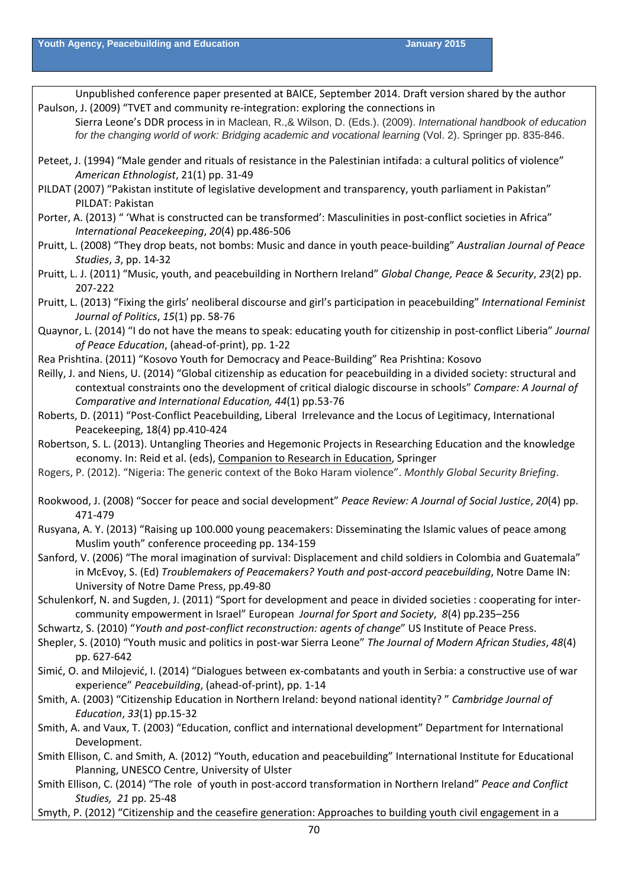Unpublished conference paper presented at BAICE, September 2014. Draft version shared by the author

Paulson, J. (2009) "TVET and community re-integration: exploring the connections in Sierra Leone's DDR process in in Maclean, R.,& Wilson, D. (Eds.). (2009). *International handbook of education for the changing world of work: Bridging academic and vocational learning* (Vol. 2). Springer pp. 835-846.

Peteet, J. (1994) "Male gender and rituals of resistance in the Palestinian intifada: a cultural politics of violence" *American Ethnologist*, 21(1) pp. 31-49

PILDAT (2007) "Pakistan institute of legislative development and transparency, youth parliament in Pakistan" PILDAT: Pakistan

Porter, A. (2013) " 'What is constructed can be transformed': Masculinities in post-conflict societies in Africa" *International Peacekeeping*, *20*(4) pp.486-506

Pruitt, L. (2008) "They drop beats, not bombs: Music and dance in youth peace-building" *Australian Journal of Peace Studies*, *3*, pp. 14-32

Pruitt, L. J. (2011) "Music, youth, and peacebuilding in Northern Ireland" *Global Change, Peace & Security*, *23*(2) pp. 207-222

Pruitt, L. (2013) "Fixing the girls' neoliberal discourse and girl's participation in peacebuilding" *International Feminist Journal of Politics*, *15*(1) pp. 58-76

Quaynor, L. (2014) "I do not have the means to speak: educating youth for citizenship in post-conflict Liberia" *Journal of Peace Education*, (ahead-of-print), pp. 1-22

Rea Prishtina. (2011) "Kosovo Youth for Democracy and Peace-Building" Rea Prishtina: Kosovo

Reilly, J. and Niens, U. (2014) "Global citizenship as education for peacebuilding in a divided society: structural and contextual constraints ono the development of critical dialogic discourse in schools" *Compare: A Journal of Comparative and International Education, 44*(1) pp.53-76

Roberts, D. (2011) "Post-Conflict Peacebuilding, Liberal Irrelevance and the Locus of Legitimacy, International Peacekeeping, 18(4) pp.410-424

Robertson, S. L. (2013). Untangling Theories and Hegemonic Projects in Researching Education and the knowledge economy. In: Reid et al. (eds), Companion to Research in Education, Springer

Rogers, P. (2012). "Nigeria: The generic context of the Boko Haram violence". *Monthly Global Security Briefing*.

Rookwood, J. (2008) "Soccer for peace and social development" *Peace Review: A Journal of Social Justice*, *20*(4) pp. 471-479

Rusyana, A. Y. (2013) "Raising up 100.000 young peacemakers: Disseminating the Islamic values of peace among Muslim youth" conference proceeding pp. 134-159

Sanford, V. (2006) "The moral imagination of survival: Displacement and child soldiers in Colombia and Guatemala" in McEvoy, S. (Ed) *Troublemakers of Peacemakers? Youth and post-accord peacebuilding*, Notre Dame IN: University of Notre Dame Press, pp.49-80

Schulenkorf, N. and Sugden, J. (2011) "Sport for development and peace in divided societies : cooperating for inter-community empowerment in Israel" European *Journal for Sport and Society*, *8*(4) pp.235–256

Schwartz, S. (2010) "*Youth and post-conflict reconstruction: agents of change*" US Institute of Peace Press.

Shepler, S. (2010) "Youth music and politics in post-war Sierra Leone" *The Journal of Modern African Studies*, *48*(4) pp. 627-642

Simić, O. and Milojević, I. (2014) "Dialogues between ex-combatants and youth in Serbia: a constructive use of war experience" *Peacebuilding*, (ahead-of-print), pp. 1-14

Smith, A. (2003) "Citizenship Education in Northern Ireland: beyond national identity? " *Cambridge Journal of Education*, *33*(1) pp.15-32

Smith, A. and Vaux, T. (2003) "Education, conflict and international development" Department for International Development.

Smith Ellison, C. and Smith, A. (2012) "Youth, education and peacebuilding" International Institute for Educational Planning, UNESCO Centre, University of Ulster

Smith Ellison, C. (2014) "The role of youth in post-accord transformation in Northern Ireland" *Peace and Conflict Studies, 21* pp. 25-48

Smyth, P. (2012) "Citizenship and the ceasefire generation: Approaches to building youth civil engagement in a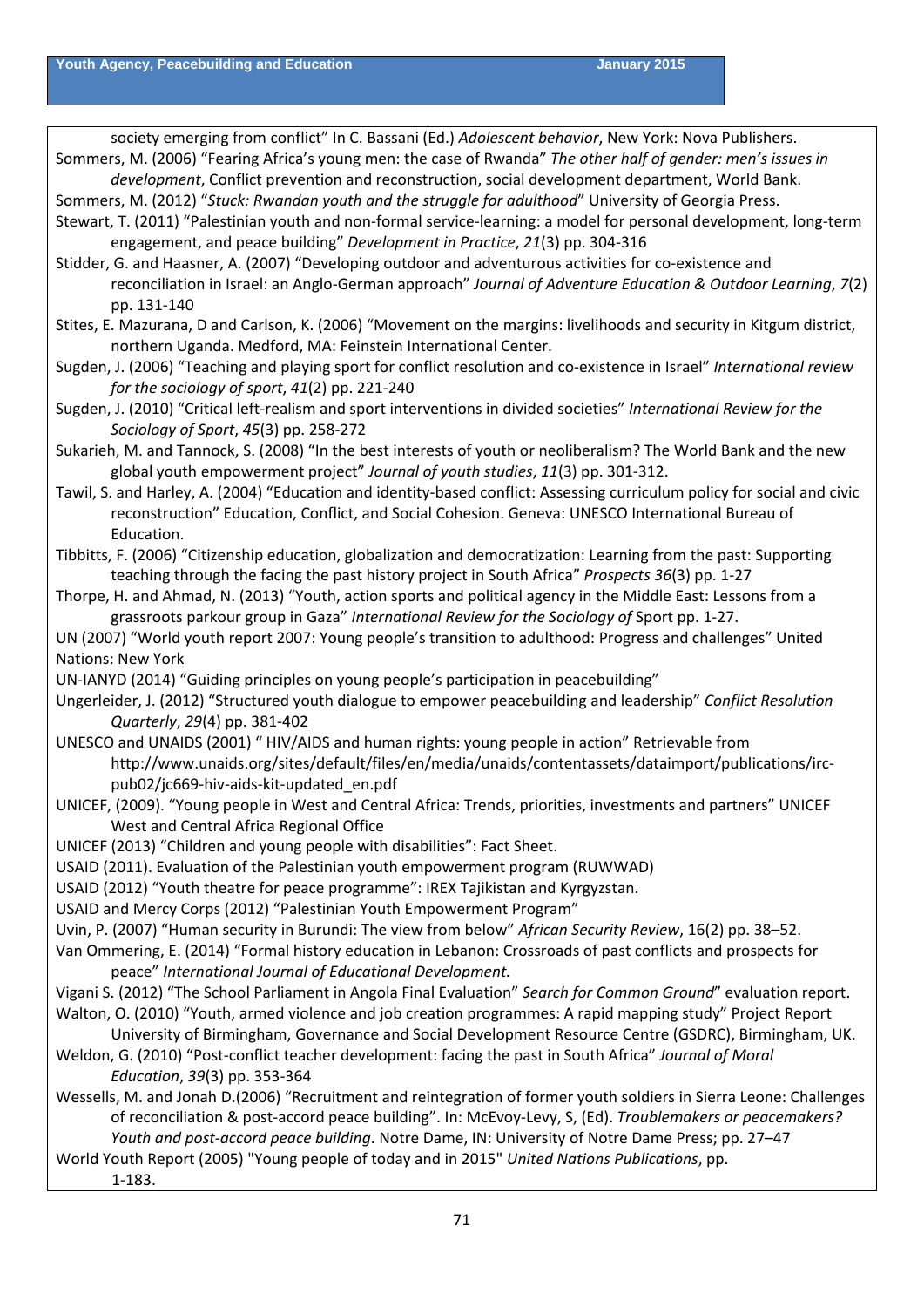society emerging from conflict" In C. Bassani (Ed.) *Adolescent behavior*, New York: Nova Publishers.

Sommers, M. (2006) "Fearing Africa's young men: the case of Rwanda" *The other half of gender: men's issues in development*, Conflict prevention and reconstruction, social development department, World Bank.

Sommers, M. (2012) "*Stuck: Rwandan youth and the struggle for adulthood*" University of Georgia Press.

Stewart, T. (2011) "Palestinian youth and non-formal service-learning: a model for personal development, long-term engagement, and peace building" *Development in Practice*, *21*(3) pp. 304-316

Stidder, G. and Haasner, A. (2007) "Developing outdoor and adventurous activities for co-existence and reconciliation in Israel: an Anglo-German approach" *Journal of Adventure Education & Outdoor Learning*, *7*(2) pp. 131-140

Stites, E. Mazurana, D and Carlson, K. (2006) "Movement on the margins: livelihoods and security in Kitgum district, northern Uganda. Medford, MA: Feinstein International Center.

Sugden, J. (2006) "Teaching and playing sport for conflict resolution and co-existence in Israel" *International review for the sociology of sport*, *41*(2) pp. 221-240

Sugden, J. (2010) "Critical left-realism and sport interventions in divided societies" *International Review for the Sociology of Sport*, *45*(3) pp. 258-272

Sukarieh, M. and Tannock, S. (2008) "In the best interests of youth or neoliberalism? The World Bank and the new global youth empowerment project" *Journal of youth studies*, *11*(3) pp. 301-312.

Tawil, S. and Harley, A. (2004) "Education and identity-based conflict: Assessing curriculum policy for social and civic reconstruction" Education, Conflict, and Social Cohesion. Geneva: UNESCO International Bureau of Education.

Tibbitts, F. (2006) "Citizenship education, globalization and democratization: Learning from the past: Supporting teaching through the facing the past history project in South Africa" *Prospects 36*(3) pp. 1-27

Thorpe, H. and Ahmad, N. (2013) "Youth, action sports and political agency in the Middle East: Lessons from a grassroots parkour group in Gaza" *International Review for the Sociology of* Sport pp. 1-27.

UN (2007) "World youth report 2007: Young people's transition to adulthood: Progress and challenges" United Nations: New York

UN-IANYD (2014) "Guiding principles on young people's participation in peacebuilding"

Ungerleider, J. (2012) "Structured youth dialogue to empower peacebuilding and leadership" *Conflict Resolution Quarterly*, *29*(4) pp. 381-402

UNESCO and UNAIDS (2001) " HIV/AIDS and human rights: young people in action" Retrievable from http://www.unaids.org/sites/default/files/en/media/unaids/contentassets/dataimport/publications/irc-pub02/jc669-hiv-aids-kit-updated_en.pdf

UNICEF, (2009). "Young people in West and Central Africa: Trends, priorities, investments and partners" UNICEF West and Central Africa Regional Office

UNICEF (2013) "Children and young people with disabilities": Fact Sheet.

USAID (2011). Evaluation of the Palestinian youth empowerment program (RUWWAD)

USAID (2012) "Youth theatre for peace programme": IREX Tajikistan and Kyrgyzstan.

USAID and Mercy Corps (2012) "Palestinian Youth Empowerment Program"

Uvin, P. (2007) "Human security in Burundi: The view from below" *African Security Review*, 16(2) pp. 38–52.

Van Ommering, E. (2014) "Formal history education in Lebanon: Crossroads of past conflicts and prospects for peace" *International Journal of Educational Development.*

Vigani S. (2012) "The School Parliament in Angola Final Evaluation" *Search for Common Ground*" evaluation report.

Walton, O. (2010) "Youth, armed violence and job creation programmes: A rapid mapping study" Project Report University of Birmingham, Governance and Social Development Resource Centre (GSDRC), Birmingham, UK.

Weldon, G. (2010) "Post-conflict teacher development: facing the past in South Africa" *Journal of Moral Education*, *39*(3) pp. 353-364

Wessells, M. and Jonah D.(2006) "Recruitment and reintegration of former youth soldiers in Sierra Leone: Challenges of reconciliation & post-accord peace building". In: McEvoy-Levy, S, (Ed). *Troublemakers or peacemakers? Youth and post-accord peace building*. Notre Dame, IN: University of Notre Dame Press; pp. 27–47

World Youth Report (2005) "Young people of today and in 2015" *United Nations Publications*, pp. 1-183.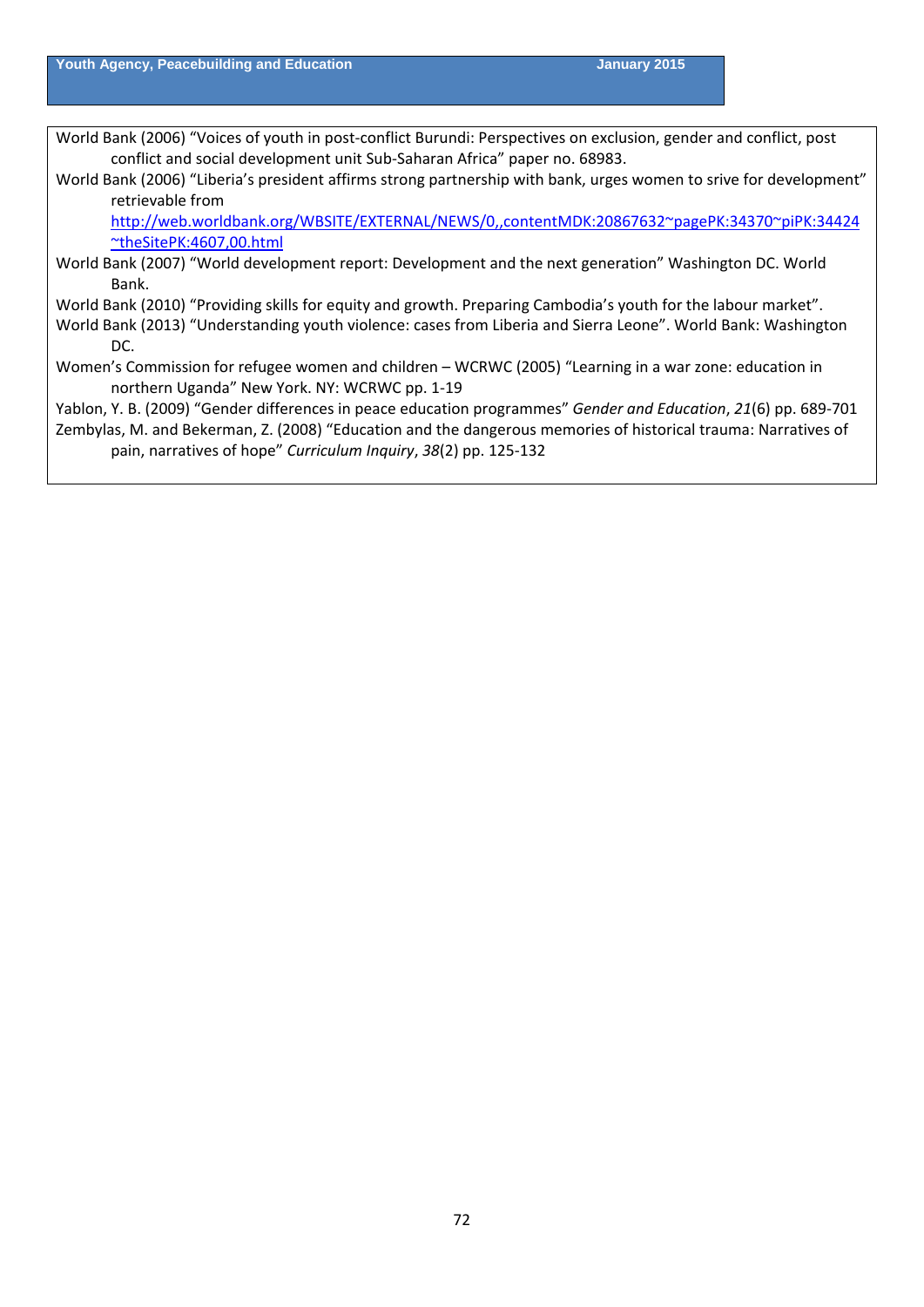World Bank (2006) "Voices of youth in post-conflict Burundi: Perspectives on exclusion, gender and conflict, post conflict and social development unit Sub-Saharan Africa" paper no. 68983.

World Bank (2006) "Liberia's president affirms strong partnership with bank, urges women to srive for development" retrievable from http://web.worldbank.org/WBSITE/EXTERNAL/NEWS/0,,contentMDK:20867632~pagePK:34370~piPK:34424~theSitePK:4607,00.html

World Bank (2007) "World development report: Development and the next generation" Washington DC. World Bank.

World Bank (2010) "Providing skills for equity and growth. Preparing Cambodia's youth for the labour market".

World Bank (2013) "Understanding youth violence: cases from Liberia and Sierra Leone". World Bank: Washington DC.

Women's Commission for refugee women and children – WCRWC (2005) "Learning in a war zone: education in northern Uganda" New York. NY: WCRWC pp. 1-19

Yablon, Y. B. (2009) "Gender differences in peace education programmes" *Gender and Education*, *21*(6) pp. 689-701

Zembylas, M. and Bekerman, Z. (2008) "Education and the dangerous memories of historical trauma: Narratives of pain, narratives of hope" *Curriculum Inquiry*, *38*(2) pp. 125-132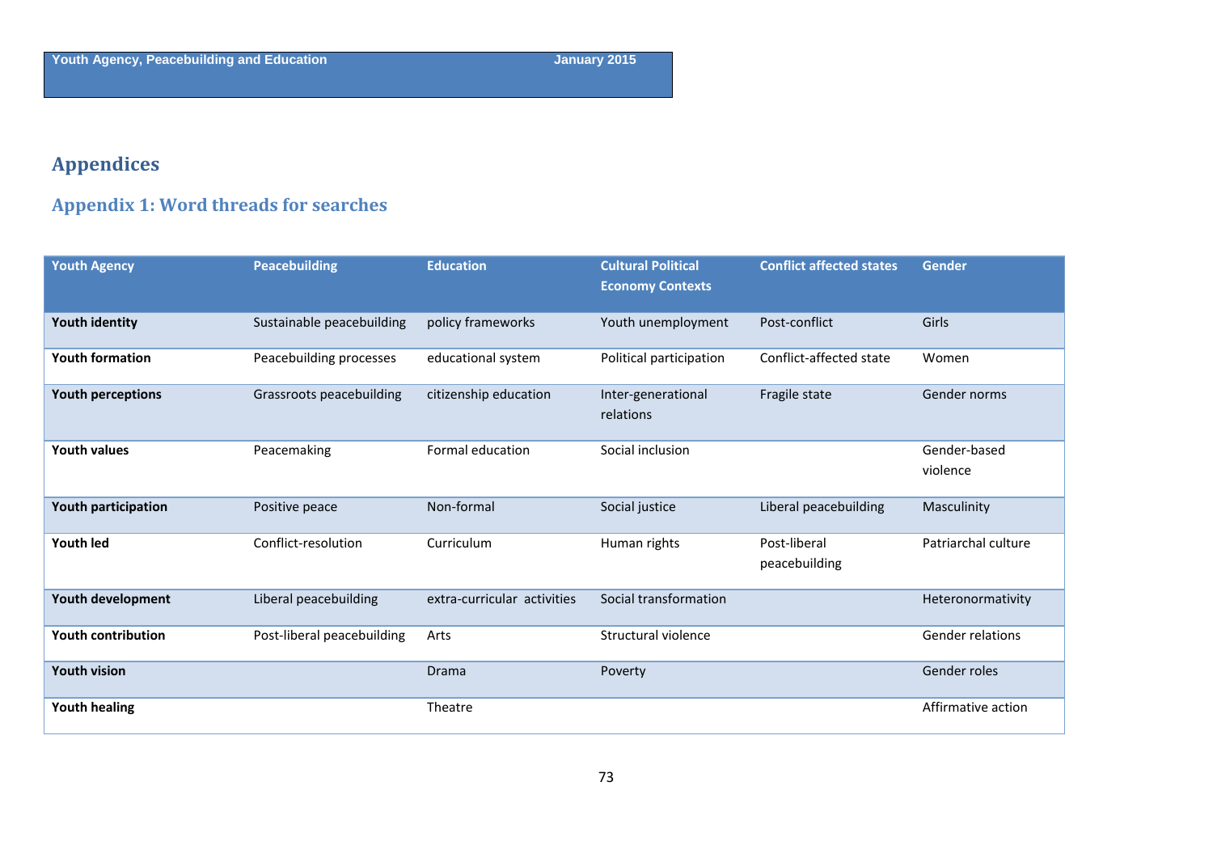# Appendices

## Appendix 1: Word threads for searches

| Youth Agency | Peacebuilding | Education | Cultural Political Economy Contexts | Conflict affected states | Gender |
|---|---|---|---|---|---|
| **Youth identity** | Sustainable peacebuilding | policy frameworks | Youth unemployment | Post-conflict | Girls |
| **Youth formation** | Peacebuilding processes | educational system | Political participation | Conflict-affected state | Women |
| **Youth perceptions** | Grassroots peacebuilding | citizenship education | Inter-generational relations | Fragile state | Gender norms |
| **Youth values** | Peacemaking | Formal education | Social inclusion | | Gender-based violence |
| **Youth participation** | Positive peace | Non-formal | Social justice | Liberal peacebuilding | Masculinity |
| **Youth led** | Conflict-resolution | Curriculum | Human rights | Post-liberal peacebuilding | Patriarchal culture |
| **Youth development** | Liberal peacebuilding | extra-curricular activities | Social transformation | | Heteronormativity |
| **Youth contribution** | Post-liberal peacebuilding | Arts | Structural violence | | Gender relations |
| **Youth vision** | | Drama | Poverty | | Gender roles |
| **Youth healing** | | Theatre | | | Affirmative action |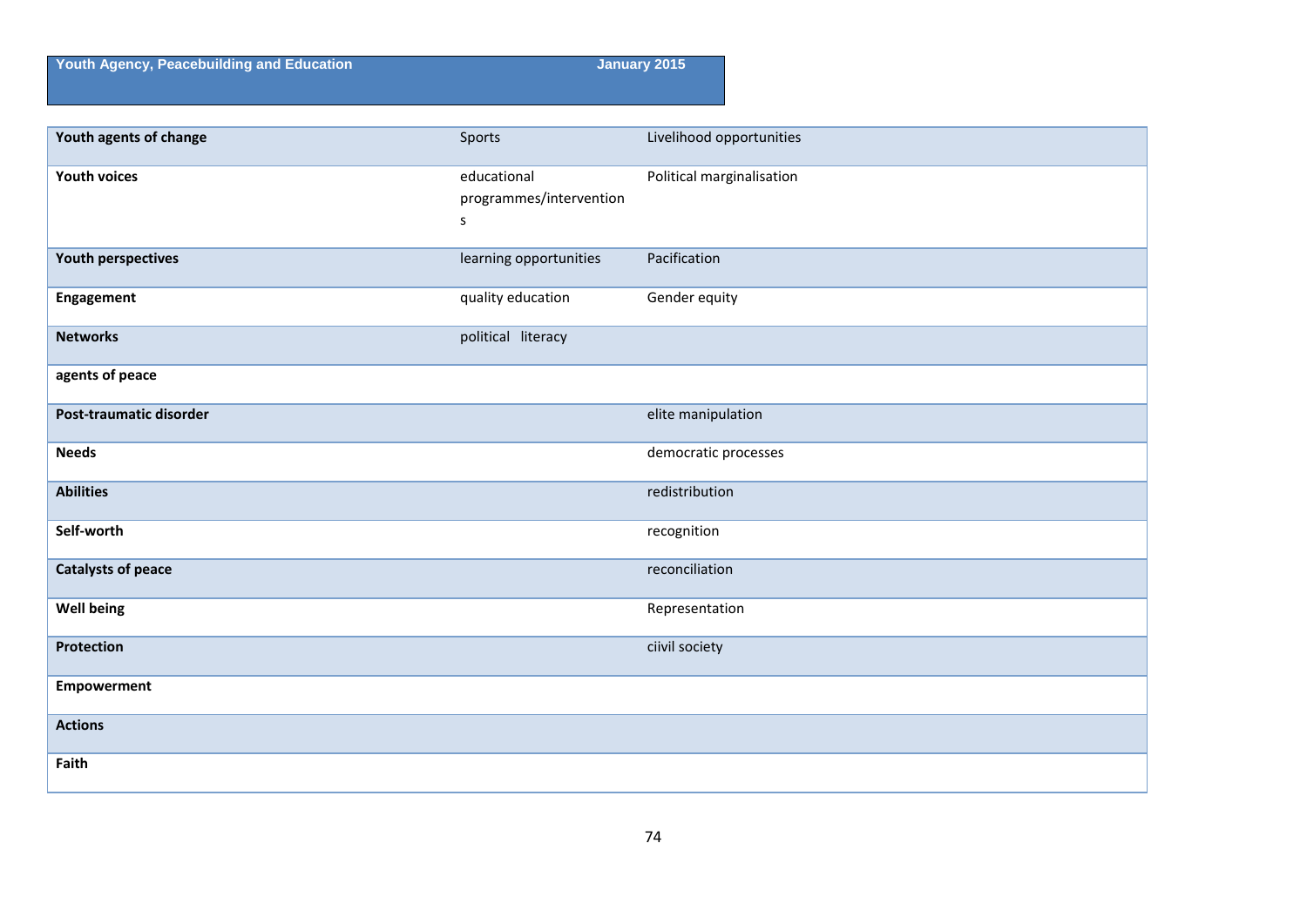| **Youth agents of change** | Sports | Livelihood opportunities |
|---|---|---|
| **Youth voices** | educational programmes/interventions | Political marginalisation |
| **Youth perspectives** | learning opportunities | Pacification |
| **Engagement** | quality education | Gender equity |
| **Networks** | political literacy | |
| **agents of peace** | | |
| **Post-traumatic disorder** | | elite manipulation |
| **Needs** | | democratic processes |
| **Abilities** | | redistribution |
| **Self-worth** | | recognition |
| **Catalysts of peace** | | reconciliation |
| **Well being** | | Representation |
| **Protection** | | ciivil society |
| **Empowerment** | | |
| **Actions** | | |
| **Faith** | | |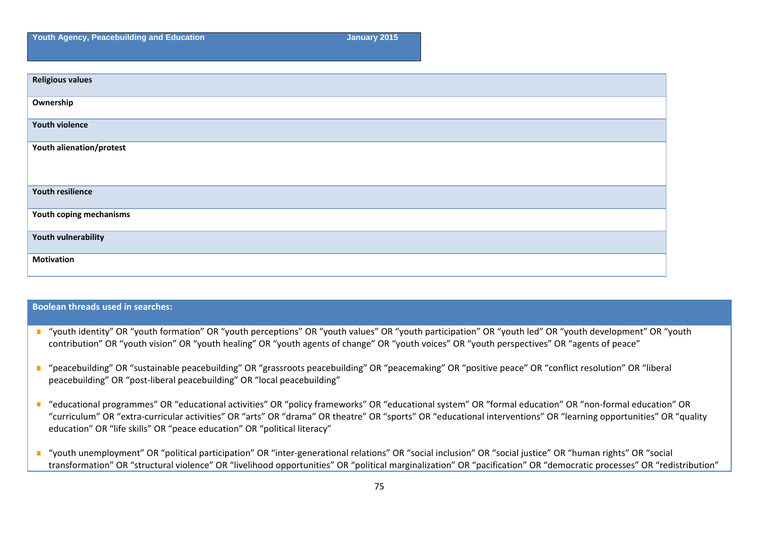| Religious values |
|---|
| Ownership |
| Youth violence |
| Youth alienation/protest |
| Youth resilience |
| Youth coping mechanisms |
| Youth vulnerability |
| Motivation |

**Boolean threads used in searches:**

- "youth identity" OR "youth formation" OR "youth perceptions" OR "youth values" OR "youth participation" OR "youth led" OR "youth development" OR "youth contribution" OR "youth vision" OR "youth healing" OR "youth agents of change" OR "youth voices" OR "youth perspectives" OR "agents of peace"

- "peacebuilding" OR "sustainable peacebuilding" OR "grassroots peacebuilding" OR "peacemaking" OR "positive peace" OR "conflict resolution" OR "liberal peacebuilding" OR "post-liberal peacebuilding" OR "local peacebuilding"

- "educational programmes" OR "educational activities" OR "policy frameworks" OR "educational system" OR "formal education" OR "non-formal education" OR "curriculum" OR "extra-curricular activities" OR "arts" OR "drama" OR theatre" OR "sports" OR "educational interventions" OR "learning opportunities" OR "quality education" OR "life skills" OR "peace education" OR "political literacy"

- "youth unemployment" OR "political participation" OR "inter-generational relations" OR "social inclusion" OR "social justice" OR "human rights" OR "social transformation" OR "structural violence" OR "livelihood opportunities" OR "political marginalization" OR "pacification" OR "democratic processes" OR "redistribution"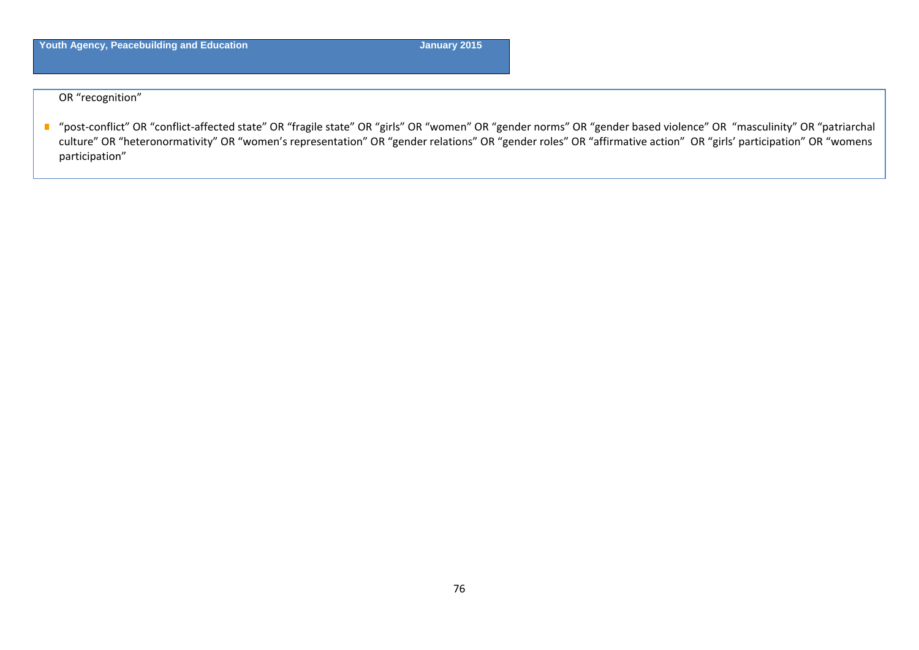OR “recognition”

- “post-conflict” OR “conflict-affected state” OR “fragile state” OR “girls” OR “women” OR “gender norms” OR “gender based violence” OR “masculinity” OR “patriarchal culture” OR “heteronormativity” OR “women’s representation” OR “gender relations” OR “gender roles” OR “affirmative action” OR “girls’ participation” OR “womens participation”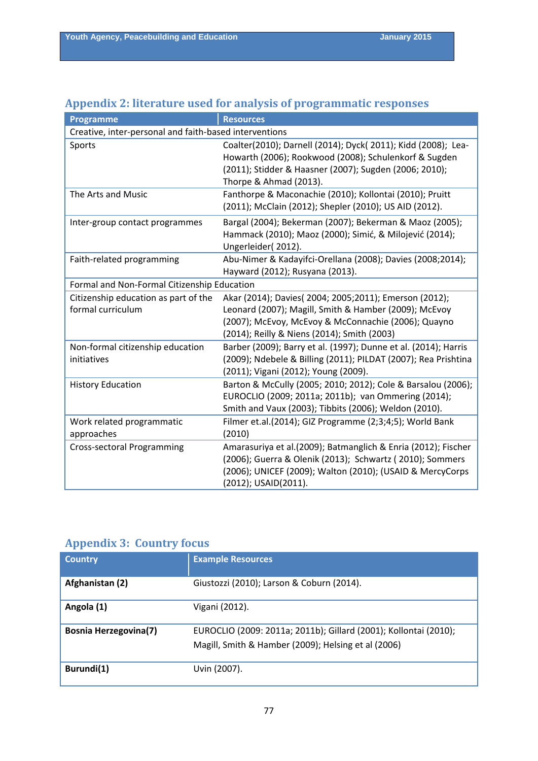## Appendix 2: literature used for analysis of programmatic responses

| Programme | Resources |
|---|---|
| Creative, inter-personal and faith-based interventions | |
| Sports | Coalter(2010); Darnell (2014); Dyck( 2011); Kidd (2008); Lea-Howarth (2006); Rookwood (2008); Schulenkorf & Sugden (2011); Stidder & Haasner (2007); Sugden (2006; 2010); Thorpe & Ahmad (2013). |
| The Arts and Music | Fanthorpe & Maconachie (2010); Kollontai (2010); Pruitt (2011); McClain (2012); Shepler (2010); US AID (2012). |
| Inter-group contact programmes | Bargal (2004); Bekerman (2007); Bekerman & Maoz (2005); Hammack (2010); Maoz (2000); Simić, & Milojević (2014); Ungerleider( 2012). |
| Faith-related programming | Abu-Nimer & Kadayifci-Orellana (2008); Davies (2008;2014); Hayward (2012); Rusyana (2013). |
| Formal and Non-Formal Citizenship Education | |
| Citizenship education as part of the formal curriculum | Akar (2014); Davies( 2004; 2005;2011); Emerson (2012); Leonard (2007); Magill, Smith & Hamber (2009); McEvoy (2007); McEvoy, McEvoy & McConnachie (2006); Quayno (2014); Reilly & Niens (2014); Smith (2003) |
| Non-formal citizenship education initiatives | Barber (2009); Barry et al. (1997); Dunne et al. (2014); Harris (2009); Ndebele & Billing (2011); PILDAT (2007); Rea Prishtina (2011); Vigani (2012); Young (2009). |
| History Education | Barton & McCully (2005; 2010; 2012); Cole & Barsalou (2006); EUROCLIO (2009; 2011a; 2011b); van Ommering (2014); Smith and Vaux (2003); Tibbits (2006); Weldon (2010). |
| Work related programmatic approaches | Filmer et.al.(2014); GIZ Programme (2;3;4;5); World Bank (2010) |
| Cross-sectoral Programming | Amarasuriya et al.(2009); Batmanglich & Enria (2012); Fischer (2006); Guerra & Olenik (2013); Schwartz ( 2010); Sommers (2006); UNICEF (2009); Walton (2010); (USAID & MercyCorps (2012); USAID(2011). |

## Appendix 3: Country focus

| Country | Example Resources |
|---|---|
| **Afghanistan (2)** | Giustozzi (2010); Larson & Coburn (2014). |
| **Angola (1)** | Vigani (2012). |
| **Bosnia Herzegovina(7)** | EUROCLIO (2009: 2011a; 2011b); Gillard (2001); Kollontai (2010); Magill, Smith & Hamber (2009); Helsing et al (2006) |
| **Burundi(1)** | Uvin (2007). |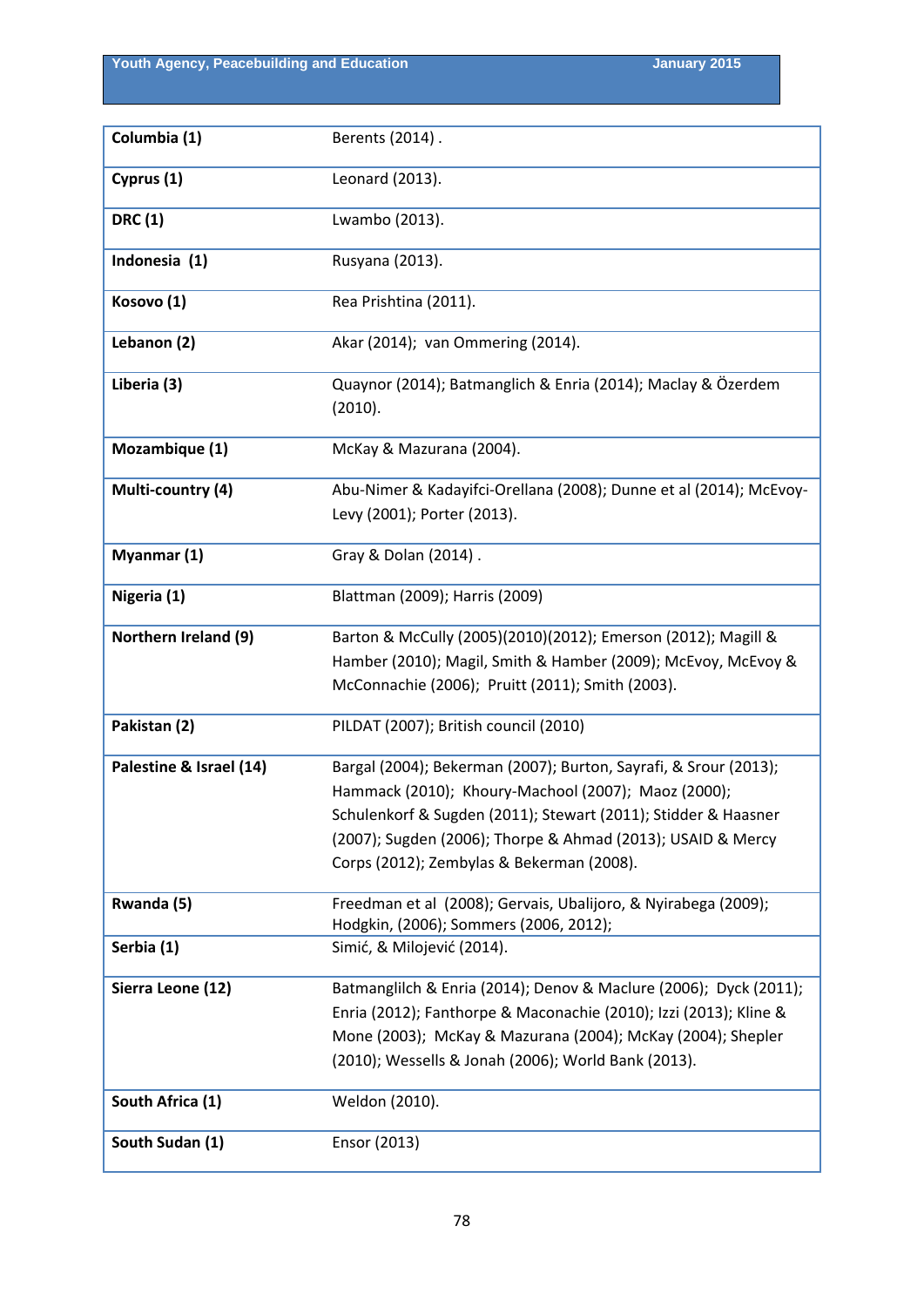| | |
|---|---|
| **Columbia (1)** | Berents (2014) . |
| **Cyprus (1)** | Leonard (2013). |
| **DRC (1)** | Lwambo (2013). |
| **Indonesia (1)** | Rusyana (2013). |
| **Kosovo (1)** | Rea Prishtina (2011). |
| **Lebanon (2)** | Akar (2014); van Ommering (2014). |
| **Liberia (3)** | Quaynor (2014); Batmanglich & Enria (2014); Maclay & Özerdem (2010). |
| **Mozambique (1)** | McKay & Mazurana (2004). |
| **Multi-country (4)** | Abu-Nimer & Kadayifci-Orellana (2008); Dunne et al (2014); McEvoy-Levy (2001); Porter (2013). |
| **Myanmar (1)** | Gray & Dolan (2014) . |
| **Nigeria (1)** | Blattman (2009); Harris (2009) |
| **Northern Ireland (9)** | Barton & McCully (2005)(2010)(2012); Emerson (2012); Magill & Hamber (2010); Magil, Smith & Hamber (2009); McEvoy, McEvoy & McConnachie (2006); Pruitt (2011); Smith (2003). |
| **Pakistan (2)** | PILDAT (2007); British council (2010) |
| **Palestine & Israel (14)** | Bargal (2004); Bekerman (2007); Burton, Sayrafi, & Srour (2013); Hammack (2010); Khoury-Machool (2007); Maoz (2000); Schulenkorf & Sugden (2011); Stewart (2011); Stidder & Haasner (2007); Sugden (2006); Thorpe & Ahmad (2013); USAID & Mercy Corps (2012); Zembylas & Bekerman (2008). |
| **Rwanda (5)** | Freedman et al (2008); Gervais, Ubalijoro, & Nyirabega (2009); Hodgkin, (2006); Sommers (2006, 2012); |
| **Serbia (1)** | Simić, & Milojević (2014). |
| **Sierra Leone (12)** | Batmanglilch & Enria (2014); Denov & Maclure (2006); Dyck (2011); Enria (2012); Fanthorpe & Maconachie (2010); Izzi (2013); Kline & Mone (2003); McKay & Mazurana (2004); McKay (2004); Shepler (2010); Wessells & Jonah (2006); World Bank (2013). |
| **South Africa (1)** | Weldon (2010). |
| **South Sudan (1)** | Ensor (2013) |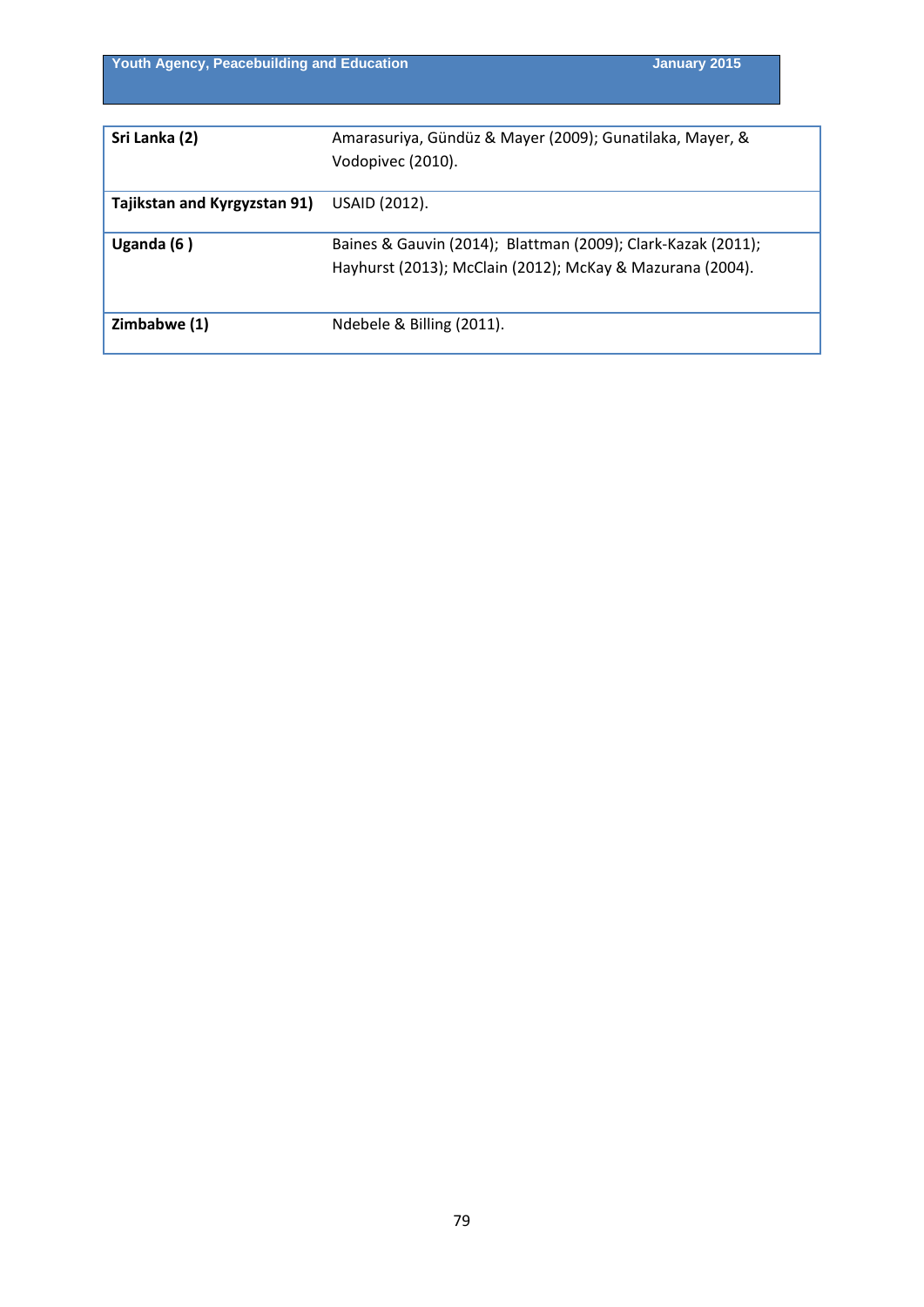| | |
|---|---|
| **Sri Lanka (2)** | Amarasuriya, Gündüz & Mayer (2009); Gunatilaka, Mayer, & Vodopivec (2010). |
| **Tajikstan and Kyrgyzstan 91)** | USAID (2012). |
| **Uganda (6 )** | Baines & Gauvin (2014); Blattman (2009); Clark-Kazak (2011); Hayhurst (2013); McClain (2012); McKay & Mazurana (2004). |
| **Zimbabwe (1)** | Ndebele & Billing (2011). |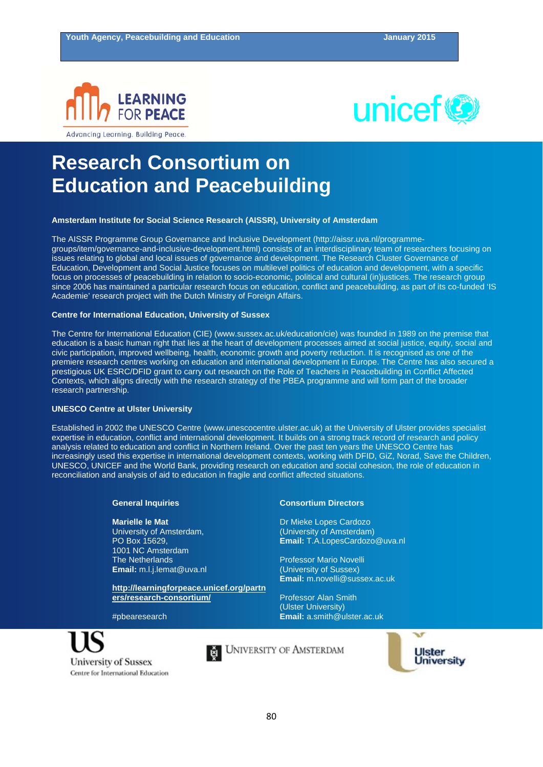LEARNING FOR PEACE
Advancing Learning. Building Peace.

unicef

# Research Consortium on Education and Peacebuilding

**Amsterdam Institute for Social Science Research (AISSR), University of Amsterdam**

The AISSR Programme Group Governance and Inclusive Development (http://aissr.uva.nl/programme-groups/item/governance-and-inclusive-development.html) consists of an interdisciplinary team of researchers focusing on issues relating to global and local issues of governance and development. The Research Cluster Governance of Education, Development and Social Justice focuses on multilevel politics of education and development, with a specific focus on processes of peacebuilding in relation to socio-economic, political and cultural (in)justices. The research group since 2006 has maintained a particular research focus on education, conflict and peacebuilding, as part of its co-funded 'IS Academie' research project with the Dutch Ministry of Foreign Affairs.

**Centre for International Education, University of Sussex**

The Centre for International Education (CIE) (www.sussex.ac.uk/education/cie) was founded in 1989 on the premise that education is a basic human right that lies at the heart of development processes aimed at social justice, equity, social and civic participation, improved wellbeing, health, economic growth and poverty reduction. It is recognised as one of the premiere research centres working on education and international development in Europe. The Centre has also secured a prestigious UK ESRC/DFID grant to carry out research on the Role of Teachers in Peacebuilding in Conflict Affected Contexts, which aligns directly with the research strategy of the PBEA programme and will form part of the broader research partnership.

**UNESCO Centre at Ulster University**

Established in 2002 the UNESCO Centre (www.unescocentre.ulster.ac.uk) at the University of Ulster provides specialist expertise in education, conflict and international development. It builds on a strong track record of research and policy analysis related to education and conflict in Northern Ireland. Over the past ten years the UNESCO Centre has increasingly used this expertise in international development contexts, working with DFID, GiZ, Norad, Save the Children, UNESCO, UNICEF and the World Bank, providing research on education and social cohesion, the role of education in reconciliation and analysis of aid to education in fragile and conflict affected situations.

**General Inquiries**

**Marielle le Mat**
University of Amsterdam,
PO Box 15629,
1001 NC Amsterdam
The Netherlands
**Email:** m.l.j.lemat@uva.nl

**http://learningforpeace.unicef.org/partners/research-consortium/**

#pbearesearch

**Consortium Directors**

Dr Mieke Lopes Cardozo
(University of Amsterdam)
**Email:** T.A.LopesCardozo@uva.nl

Professor Mario Novelli
(University of Sussex)
**Email:** m.novelli@sussex.ac.uk

Professor Alan Smith
(Ulster University)
**Email:** a.smith@ulster.ac.uk

University of Sussex
Centre for International Education

University of Amsterdam

Ulster University